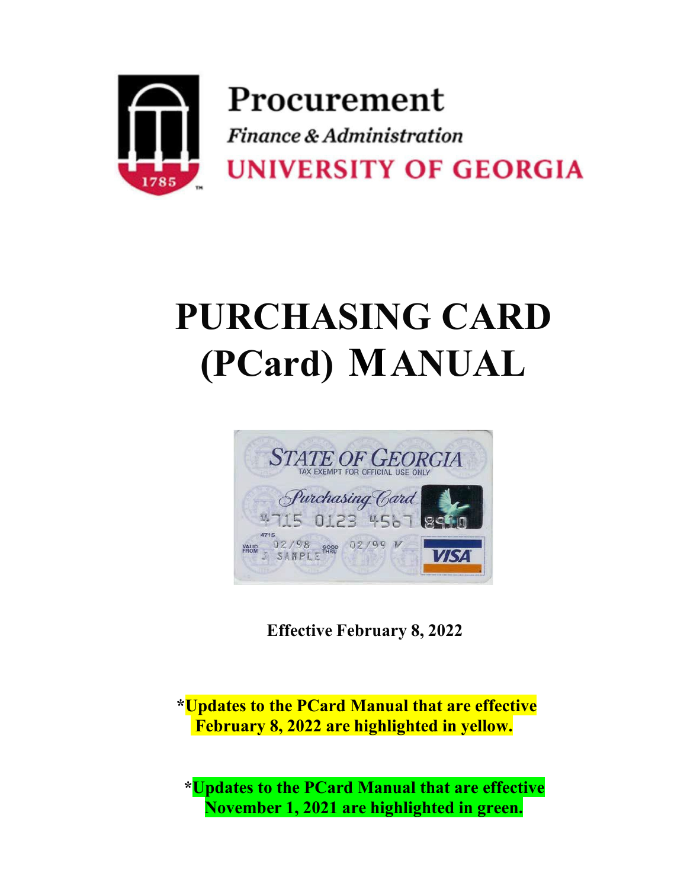Procurement

*Finance & Administration*

UNIVERSITY OF GEORGIA

# PURCHASING CARD (PCard) MANUAL

**Effective February 8, 2022**

**\*Updates to the PCard Manual that are effective February 8, 2022 are highlighted in yellow.**

**\*Updates to the PCard Manual that are effective November 1, 2021 are highlighted in green.**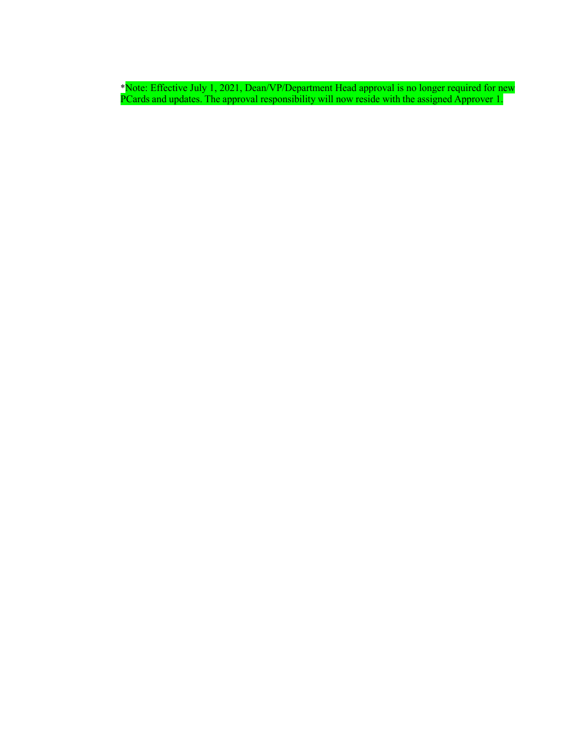*Note: Effective July 1, 2021, Dean/VP/Department Head approval is no longer required for new PCards and updates. The approval responsibility will now reside with the assigned Approver 1.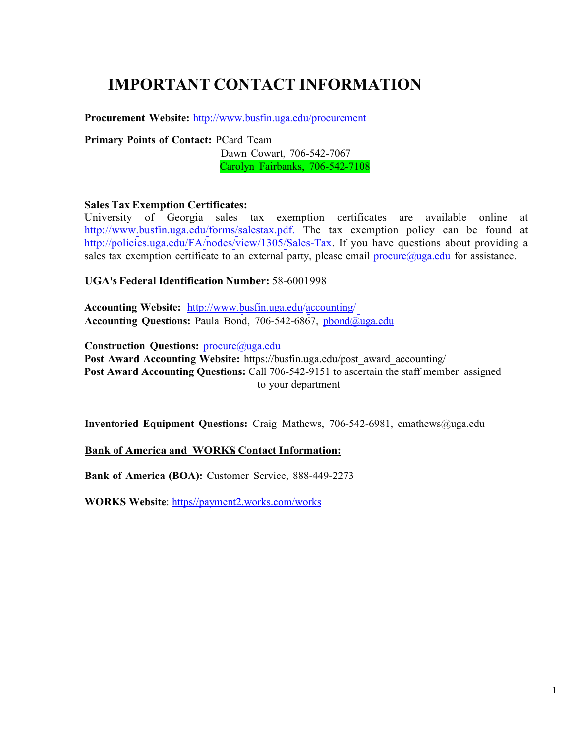# IMPORTANT CONTACT INFORMATION

**Procurement Website:** http://www.busfin.uga.edu/procurement

**Primary Points of Contact:** PCard Team
Dawn Cowart, 706-542-7067
Carolyn Fairbanks, 706-542-7108

**Sales Tax Exemption Certificates:**
University of Georgia sales tax exemption certificates are available online at http://www.busfin.uga.edu/forms/salestax.pdf. The tax exemption policy can be found at http://policies.uga.edu/FA/nodes/view/1305/Sales-Tax. If you have questions about providing a sales tax exemption certificate to an external party, please email procure@uga.edu for assistance.

**UGA's Federal Identification Number:** 58-6001998

**Accounting Website:** http://www.busfin.uga.edu/accounting/
**Accounting Questions:** Paula Bond, 706-542-6867, pbond@uga.edu

**Construction Questions:** procure@uga.edu
**Post Award Accounting Website:** https://busfin.uga.edu/post_award_accounting/
**Post Award Accounting Questions:** Call 706-542-9151 to ascertain the staff member assigned to your department

**Inventoried Equipment Questions:** Craig Mathews, 706-542-6981, cmathews@uga.edu

**Bank of America and WORKS Contact Information:**

**Bank of America (BOA):** Customer Service, 888-449-2273

**WORKS Website**: https//payment2.works.com/works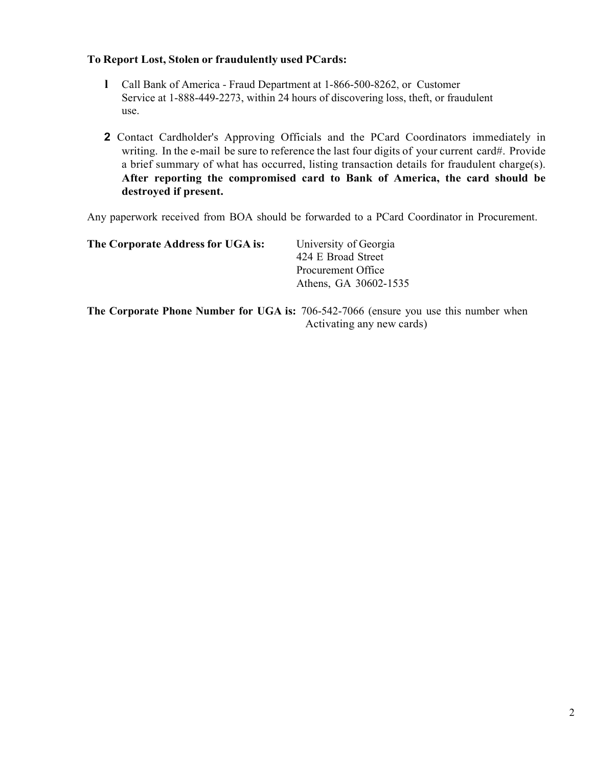**To Report Lost, Stolen or fraudulently used PCards:**

1. Call Bank of America - Fraud Department at 1-866-500-8262, or Customer Service at 1-888-449-2273, within 24 hours of discovering loss, theft, or fraudulent use.

2. Contact Cardholder's Approving Officials and the PCard Coordinators immediately in writing. In the e-mail be sure to reference the last four digits of your current card#. Provide a brief summary of what has occurred, listing transaction details for fraudulent charge(s). **After reporting the compromised card to Bank of America, the card should be destroyed if present.**

Any paperwork received from BOA should be forwarded to a PCard Coordinator in Procurement.

**The Corporate Address for UGA is:**

University of Georgia
424 E Broad Street
Procurement Office
Athens, GA 30602-1535

**The Corporate Phone Number for UGA is:** 706-542-7066 (ensure you use this number when Activating any new cards)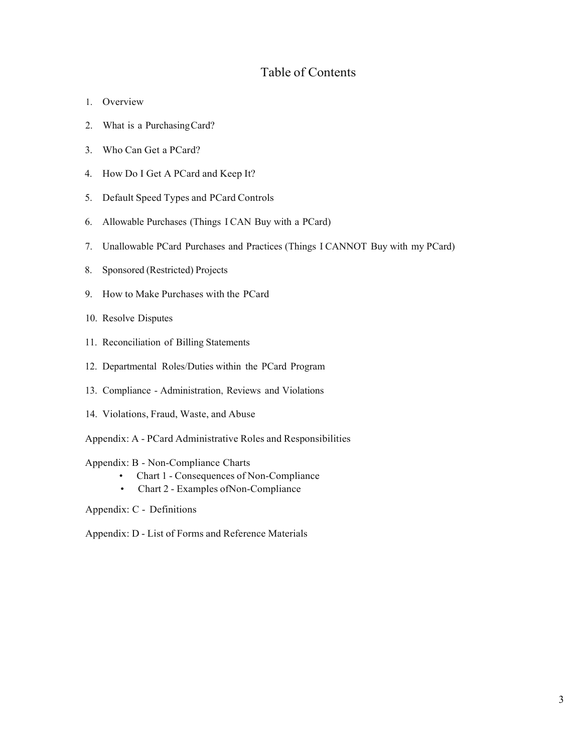# Table of Contents

1. Overview
2. What is a Purchasing Card?
3. Who Can Get a PCard?
4. How Do I Get A PCard and Keep It?
5. Default Speed Types and PCard Controls
6. Allowable Purchases (Things I CAN Buy with a PCard)
7. Unallowable PCard Purchases and Practices (Things I CANNOT Buy with my PCard)
8. Sponsored (Restricted) Projects
9. How to Make Purchases with the PCard
10. Resolve Disputes
11. Reconciliation of Billing Statements
12. Departmental Roles/Duties within the PCard Program
13. Compliance - Administration, Reviews and Violations
14. Violations, Fraud, Waste, and Abuse

Appendix: A - PCard Administrative Roles and Responsibilities

Appendix: B - Non-Compliance Charts
- Chart 1 - Consequences of Non-Compliance
- Chart 2 - Examples of Non-Compliance

Appendix: C - Definitions

Appendix: D - List of Forms and Reference Materials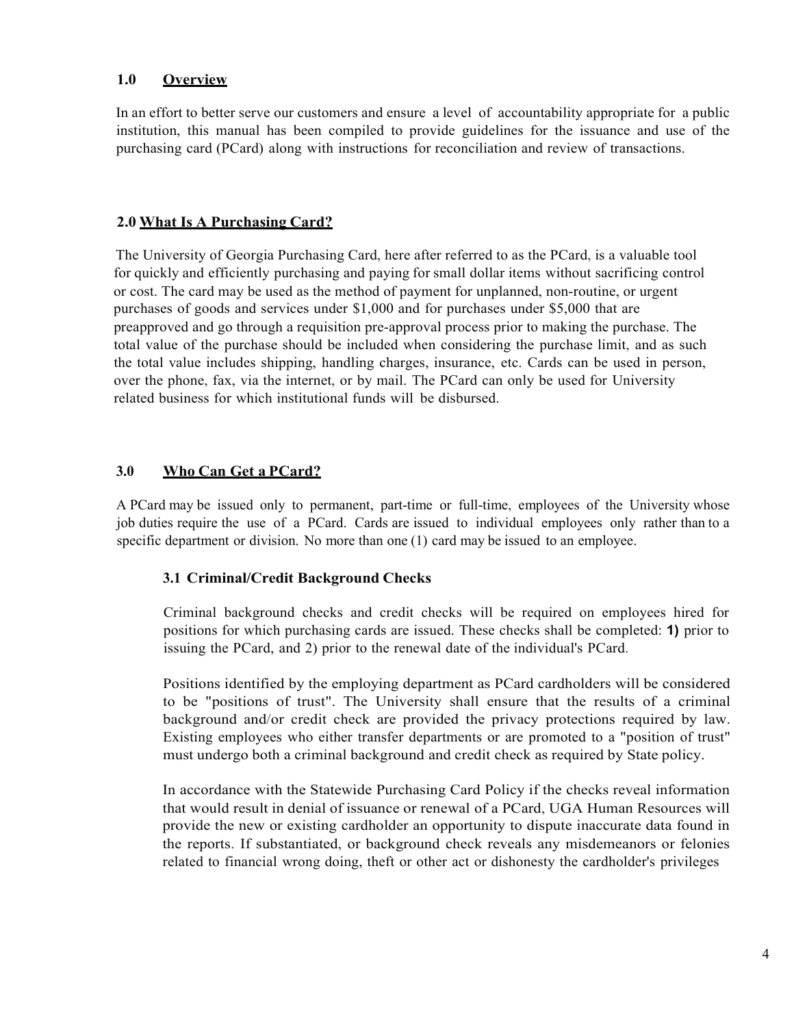## 1.0 Overview

In an effort to better serve our customers and ensure a level of accountability appropriate for a public institution, this manual has been compiled to provide guidelines for the issuance and use of the purchasing card (PCard) along with instructions for reconciliation and review of transactions.

## 2.0 What Is A Purchasing Card?

The University of Georgia Purchasing Card, here after referred to as the PCard, is a valuable tool for quickly and efficiently purchasing and paying for small dollar items without sacrificing control or cost. The card may be used as the method of payment for unplanned, non-routine, or urgent purchases of goods and services under $1,000 and for purchases under $5,000 that are preapproved and go through a requisition pre-approval process prior to making the purchase. The total value of the purchase should be included when considering the purchase limit, and as such the total value includes shipping, handling charges, insurance, etc. Cards can be used in person, over the phone, fax, via the internet, or by mail. The PCard can only be used for University related business for which institutional funds will be disbursed.

## 3.0 Who Can Get a PCard?

A PCard may be issued only to permanent, part-time or full-time, employees of the University whose job duties require the use of a PCard. Cards are issued to individual employees only rather than to a specific department or division. No more than one (1) card may be issued to an employee.

### 3.1 Criminal/Credit Background Checks

Criminal background checks and credit checks will be required on employees hired for positions for which purchasing cards are issued. These checks shall be completed: **1)** prior to issuing the PCard, and 2) prior to the renewal date of the individual's PCard.

Positions identified by the employing department as PCard cardholders will be considered to be "positions of trust". The University shall ensure that the results of a criminal background and/or credit check are provided the privacy protections required by law. Existing employees who either transfer departments or are promoted to a "position of trust" must undergo both a criminal background and credit check as required by State policy.

In accordance with the Statewide Purchasing Card Policy if the checks reveal information that would result in denial of issuance or renewal of a PCard, UGA Human Resources will provide the new or existing cardholder an opportunity to dispute inaccurate data found in the reports. If substantiated, or background check reveals any misdemeanors or felonies related to financial wrong doing, theft or other act or dishonesty the cardholder's privileges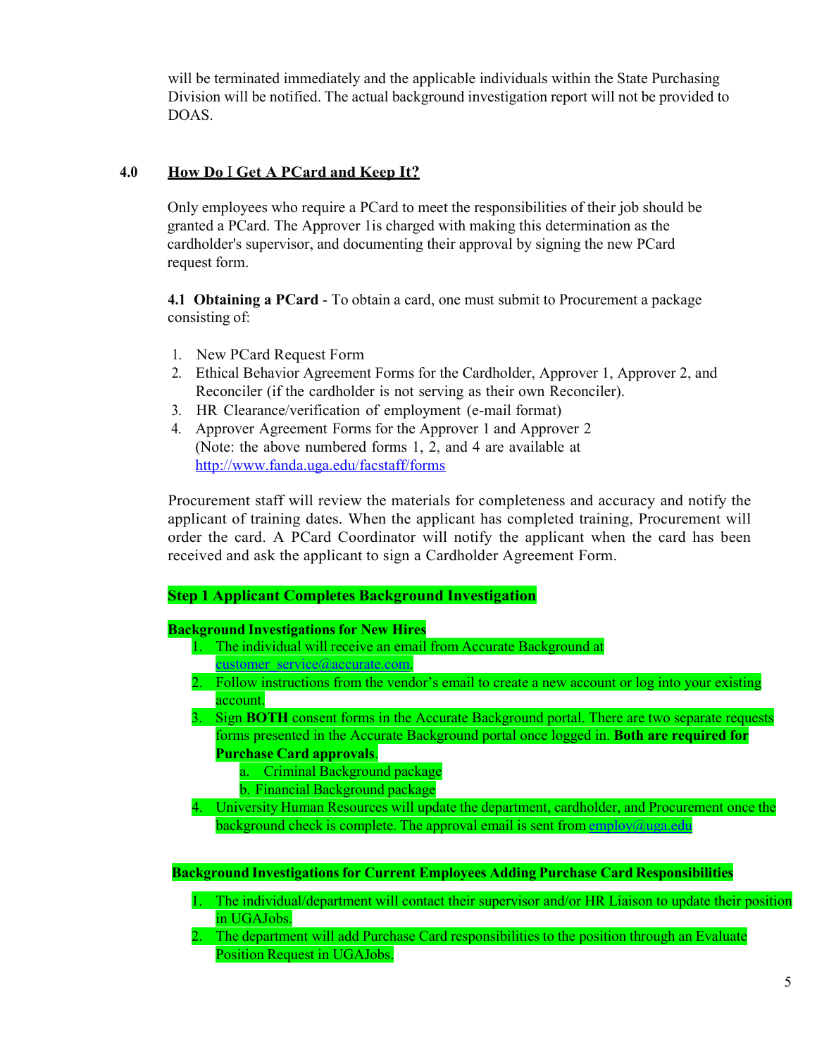will be terminated immediately and the applicable individuals within the State Purchasing Division will be notified. The actual background investigation report will not be provided to DOAS.

## 4.0 How Do I Get A PCard and Keep It?

Only employees who require a PCard to meet the responsibilities of their job should be granted a PCard. The Approver 1is charged with making this determination as the cardholder's supervisor, and documenting their approval by signing the new PCard request form.

**4.1 Obtaining a PCard** - To obtain a card, one must submit to Procurement a package consisting of:

1. New PCard Request Form
2. Ethical Behavior Agreement Forms for the Cardholder, Approver 1, Approver 2, and Reconciler (if the cardholder is not serving as their own Reconciler).
3. HR Clearance/verification of employment (e-mail format)
4. Approver Agreement Forms for the Approver 1 and Approver 2
   (Note: the above numbered forms 1, 2, and 4 are available at http://www.fanda.uga.edu/facstaff/forms

Procurement staff will review the materials for completeness and accuracy and notify the applicant of training dates. When the applicant has completed training, Procurement will order the card. A PCard Coordinator will notify the applicant when the card has been received and ask the applicant to sign a Cardholder Agreement Form.

**Step 1 Applicant Completes Background Investigation**

**Background Investigations for New Hires**

1. The individual will receive an email from Accurate Background at customer_service@accurate.com.
2. Follow instructions from the vendor's email to create a new account or log into your existing account.
3. Sign **BOTH** consent forms in the Accurate Background portal. There are two separate requests forms presented in the Accurate Background portal once logged in. **Both are required for Purchase Card approvals**.
   a. Criminal Background package
   b. Financial Background package
4. University Human Resources will update the department, cardholder, and Procurement once the background check is complete. The approval email is sent from employ@uga.edu

**Background Investigations for Current Employees Adding Purchase Card Responsibilities**

1. The individual/department will contact their supervisor and/or HR Liaison to update their position in UGAJobs.
2. The department will add Purchase Card responsibilities to the position through an Evaluate Position Request in UGAJobs.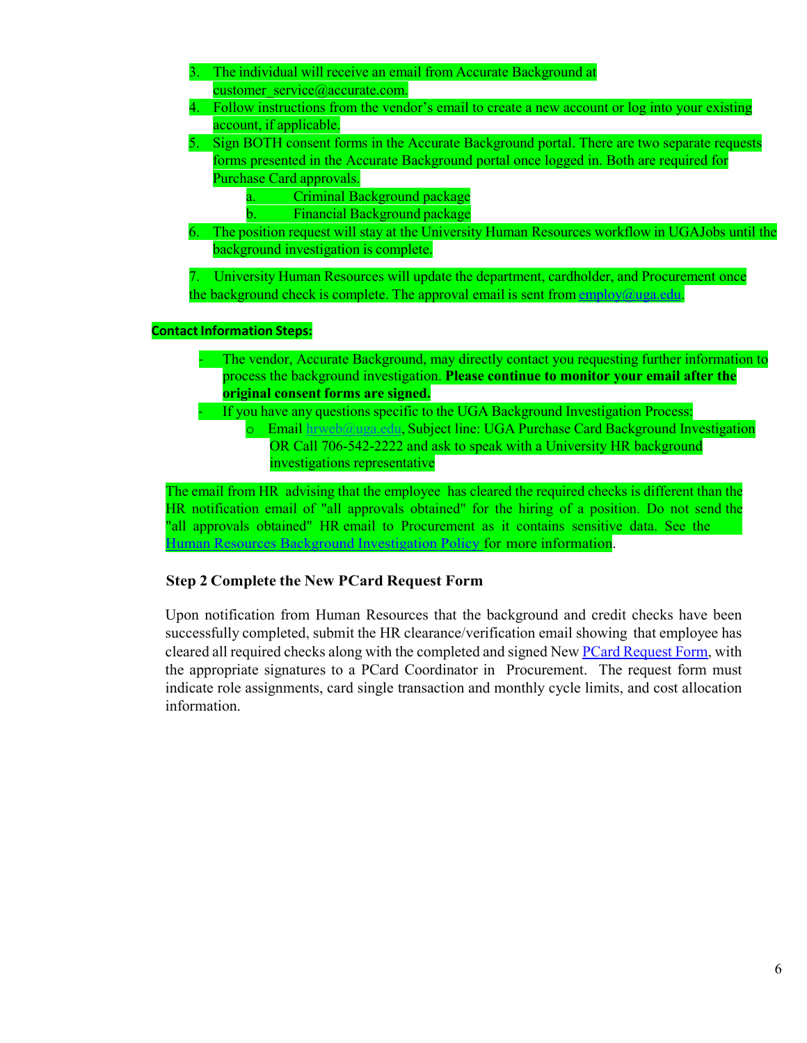3. The individual will receive an email from Accurate Background at customer_service@accurate.com.
4. Follow instructions from the vendor's email to create a new account or log into your existing account, if applicable.
5. Sign BOTH consent forms in the Accurate Background portal. There are two separate requests forms presented in the Accurate Background portal once logged in. Both are required for Purchase Card approvals.
   a. Criminal Background package
   b. Financial Background package
6. The position request will stay at the University Human Resources workflow in UGAJobs until the background investigation is complete.
7. University Human Resources will update the department, cardholder, and Procurement once the background check is complete. The approval email is sent from employ@uga.edu.

**Contact Information Steps:**

- The vendor, Accurate Background, may directly contact you requesting further information to process the background investigation. **Please continue to monitor your email after the original consent forms are signed.**
- If you have any questions specific to the UGA Background Investigation Process:
  - Email hrweb@uga.edu, Subject line: UGA Purchase Card Background Investigation OR Call 706-542-2222 and ask to speak with a University HR background investigations representative

The email from HR advising that the employee has cleared the required checks is different than the HR notification email of "all approvals obtained" for the hiring of a position. Do not send the "all approvals obtained" HR email to Procurement as it contains sensitive data. See the Human Resources Background Investigation Policy for more information.

### Step 2 Complete the New PCard Request Form

Upon notification from Human Resources that the background and credit checks have been successfully completed, submit the HR clearance/verification email showing that employee has cleared all required checks along with the completed and signed New PCard Request Form, with the appropriate signatures to a PCard Coordinator in Procurement. The request form must indicate role assignments, card single transaction and monthly cycle limits, and cost allocation information.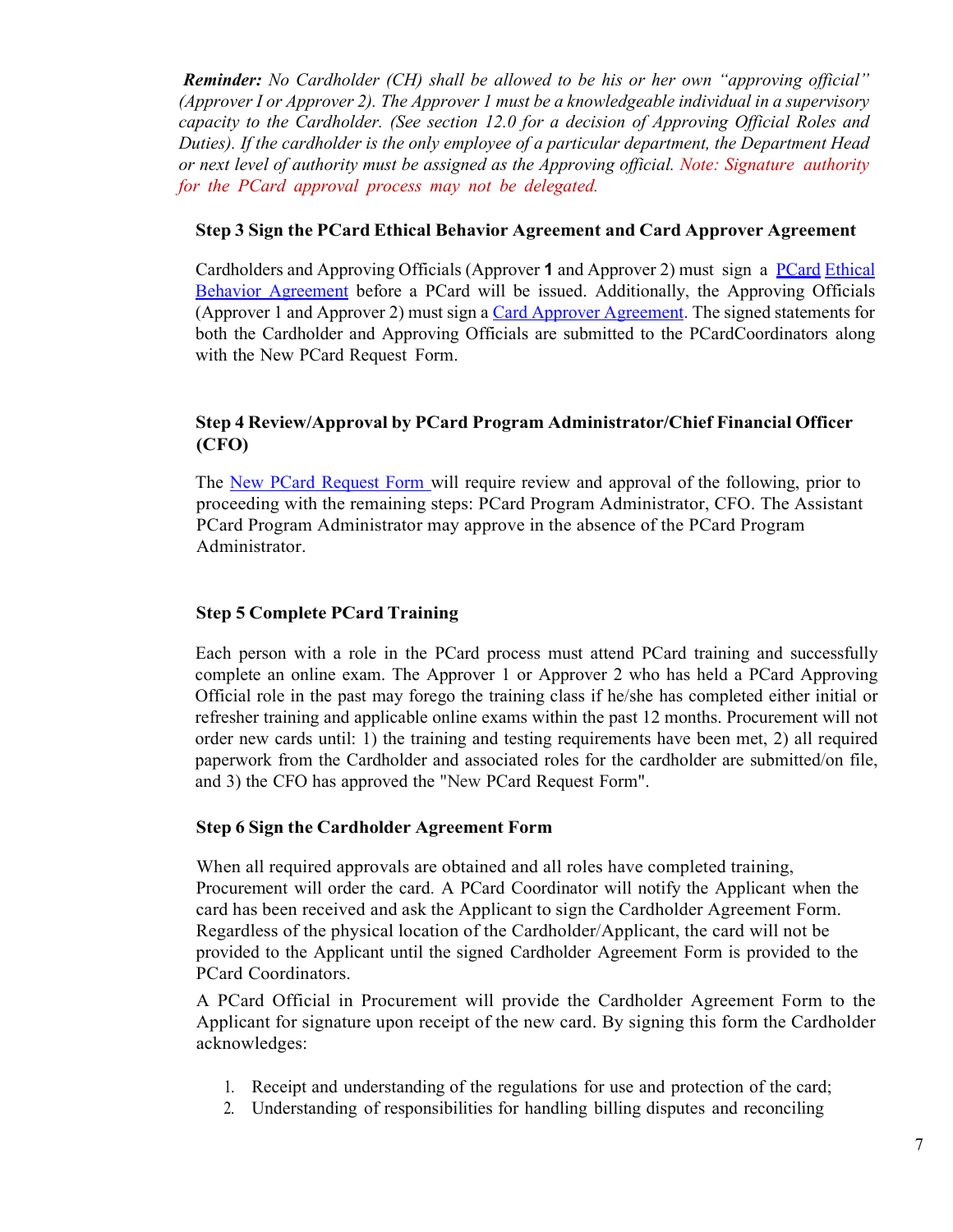***Reminder:*** *No Cardholder (CH) shall be allowed to be his or her own "approving official" (Approver I or Approver 2). The Approver 1 must be a knowledgeable individual in a supervisory capacity to the Cardholder. (See section 12.0 for a decision of Approving Official Roles and Duties). If the cardholder is the only employee of a particular department, the Department Head or next level of authority must be assigned as the Approving official. Note: Signature authority for the PCard approval process may not be delegated.*

**Step 3 Sign the PCard Ethical Behavior Agreement and Card Approver Agreement**

Cardholders and Approving Officials (Approver **1** and Approver 2) must sign a PCard Ethical Behavior Agreement before a PCard will be issued. Additionally, the Approving Officials (Approver 1 and Approver 2) must sign a Card Approver Agreement. The signed statements for both the Cardholder and Approving Officials are submitted to the PCardCoordinators along with the New PCard Request Form.

**Step 4 Review/Approval by PCard Program Administrator/Chief Financial Officer (CFO)**

The New PCard Request Form will require review and approval of the following, prior to proceeding with the remaining steps: PCard Program Administrator, CFO. The Assistant PCard Program Administrator may approve in the absence of the PCard Program Administrator.

**Step 5 Complete PCard Training**

Each person with a role in the PCard process must attend PCard training and successfully complete an online exam. The Approver 1 or Approver 2 who has held a PCard Approving Official role in the past may forego the training class if he/she has completed either initial or refresher training and applicable online exams within the past 12 months. Procurement will not order new cards until: 1) the training and testing requirements have been met, 2) all required paperwork from the Cardholder and associated roles for the cardholder are submitted/on file, and 3) the CFO has approved the "New PCard Request Form".

**Step 6 Sign the Cardholder Agreement Form**

When all required approvals are obtained and all roles have completed training, Procurement will order the card. A PCard Coordinator will notify the Applicant when the card has been received and ask the Applicant to sign the Cardholder Agreement Form. Regardless of the physical location of the Cardholder/Applicant, the card will not be provided to the Applicant until the signed Cardholder Agreement Form is provided to the PCard Coordinators.

A PCard Official in Procurement will provide the Cardholder Agreement Form to the Applicant for signature upon receipt of the new card. By signing this form the Cardholder acknowledges:

1. Receipt and understanding of the regulations for use and protection of the card;
2. Understanding of responsibilities for handling billing disputes and reconciling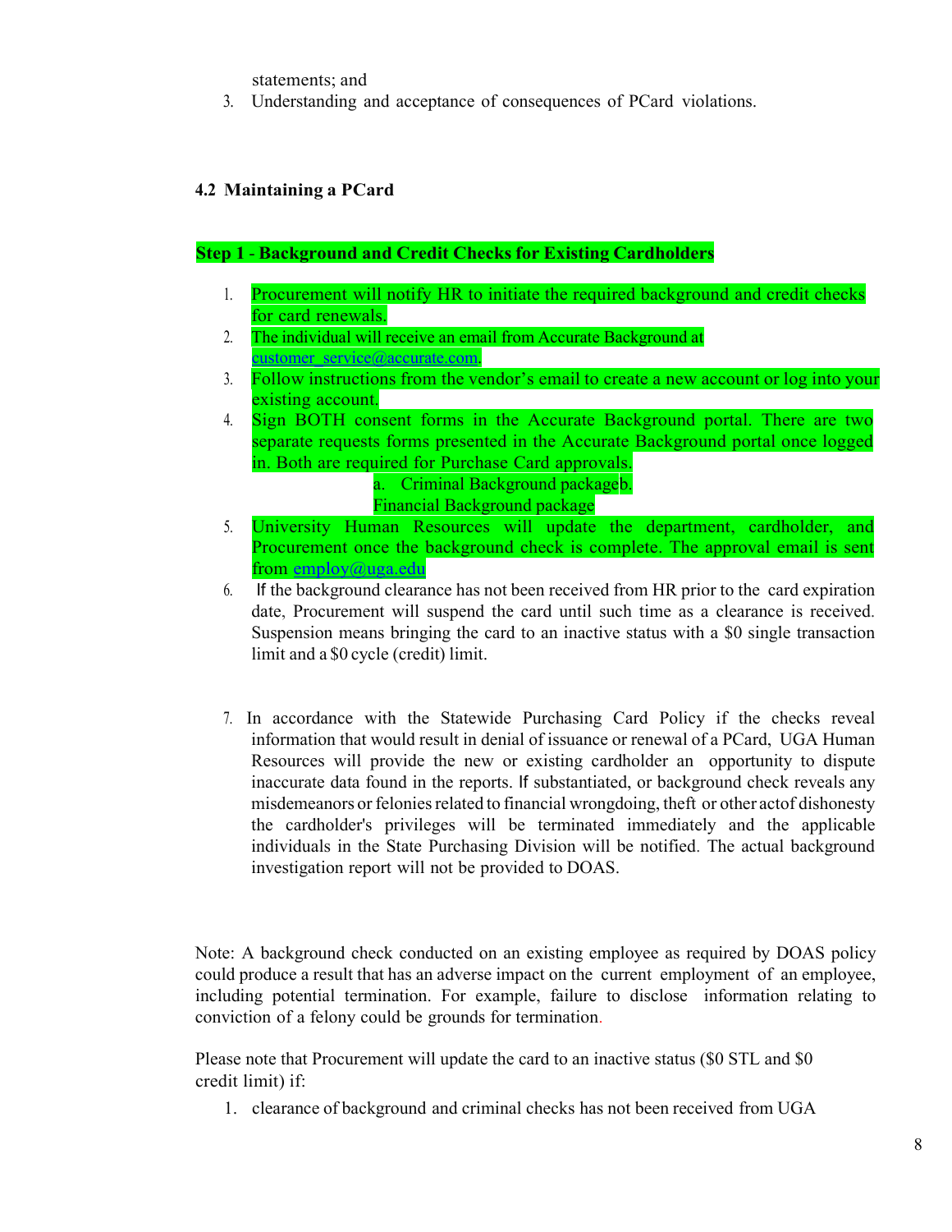statements; and

3. Understanding and acceptance of consequences of PCard violations.

### 4.2 Maintaining a PCard

**Step 1 - Background and Credit Checks for Existing Cardholders**

1. Procurement will notify HR to initiate the required background and credit checks for card renewals.
2. The individual will receive an email from Accurate Background at customer_service@accurate.com.
3. Follow instructions from the vendor's email to create a new account or log into your existing account.
4. Sign BOTH consent forms in the Accurate Background portal. There are two separate requests forms presented in the Accurate Background portal once logged in. Both are required for Purchase Card approvals.
   a. Criminal Background package
   b. Financial Background package
5. University Human Resources will update the department, cardholder, and Procurement once the background check is complete. The approval email is sent from employ@uga.edu
6. If the background clearance has not been received from HR prior to the card expiration date, Procurement will suspend the card until such time as a clearance is received. Suspension means bringing the card to an inactive status with a $0 single transaction limit and a $0 cycle (credit) limit.
7. In accordance with the Statewide Purchasing Card Policy if the checks reveal information that would result in denial of issuance or renewal of a PCard, UGA Human Resources will provide the new or existing cardholder an opportunity to dispute inaccurate data found in the reports. If substantiated, or background check reveals any misdemeanors or felonies related to financial wrongdoing, theft or other act of dishonesty the cardholder's privileges will be terminated immediately and the applicable individuals in the State Purchasing Division will be notified. The actual background investigation report will not be provided to DOAS.

Note: A background check conducted on an existing employee as required by DOAS policy could produce a result that has an adverse impact on the current employment of an employee, including potential termination. For example, failure to disclose information relating to conviction of a felony could be grounds for termination.

Please note that Procurement will update the card to an inactive status ($0 STL and $0 credit limit) if:

1. clearance of background and criminal checks has not been received from UGA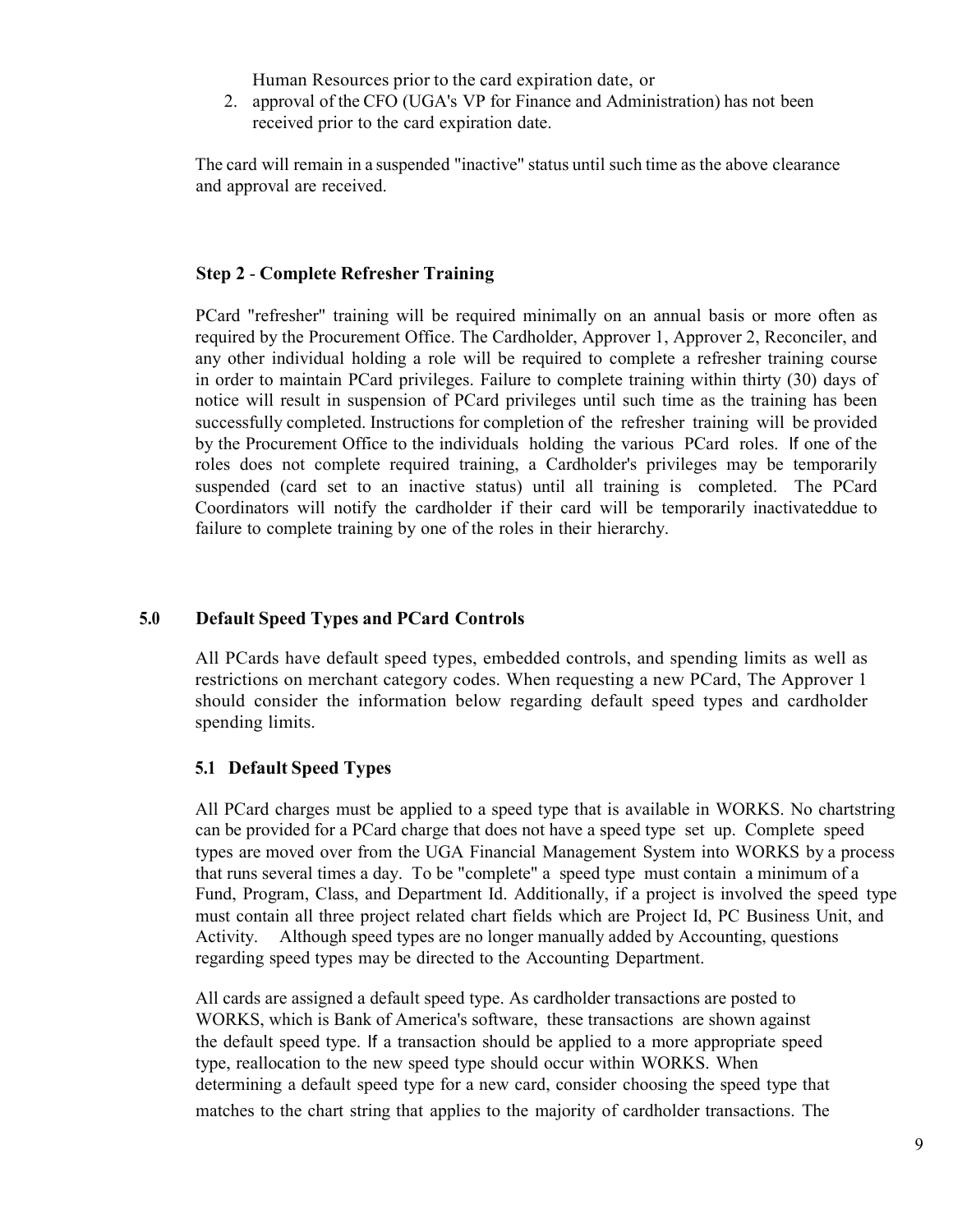Human Resources prior to the card expiration date, or

2. approval of the CFO (UGA's VP for Finance and Administration) has not been received prior to the card expiration date.

The card will remain in a suspended "inactive" status until such time as the above clearance and approval are received.

### Step 2 - Complete Refresher Training

PCard "refresher" training will be required minimally on an annual basis or more often as required by the Procurement Office. The Cardholder, Approver 1, Approver 2, Reconciler, and any other individual holding a role will be required to complete a refresher training course in order to maintain PCard privileges. Failure to complete training within thirty (30) days of notice will result in suspension of PCard privileges until such time as the training has been successfully completed. Instructions for completion of the refresher training will be provided by the Procurement Office to the individuals holding the various PCard roles. If one of the roles does not complete required training, a Cardholder's privileges may be temporarily suspended (card set to an inactive status) until all training is completed. The PCard Coordinators will notify the cardholder if their card will be temporarily inactivateddue to failure to complete training by one of the roles in their hierarchy.

## 5.0 Default Speed Types and PCard Controls

All PCards have default speed types, embedded controls, and spending limits as well as restrictions on merchant category codes. When requesting a new PCard, The Approver 1 should consider the information below regarding default speed types and cardholder spending limits.

### 5.1 Default Speed Types

All PCard charges must be applied to a speed type that is available in WORKS. No chartstring can be provided for a PCard charge that does not have a speed type set up. Complete speed types are moved over from the UGA Financial Management System into WORKS by a process that runs several times a day. To be "complete" a speed type must contain a minimum of a Fund, Program, Class, and Department Id. Additionally, if a project is involved the speed type must contain all three project related chart fields which are Project Id, PC Business Unit, and Activity. Although speed types are no longer manually added by Accounting, questions regarding speed types may be directed to the Accounting Department.

All cards are assigned a default speed type. As cardholder transactions are posted to WORKS, which is Bank of America's software, these transactions are shown against the default speed type. If a transaction should be applied to a more appropriate speed type, reallocation to the new speed type should occur within WORKS. When determining a default speed type for a new card, consider choosing the speed type that matches to the chart string that applies to the majority of cardholder transactions. The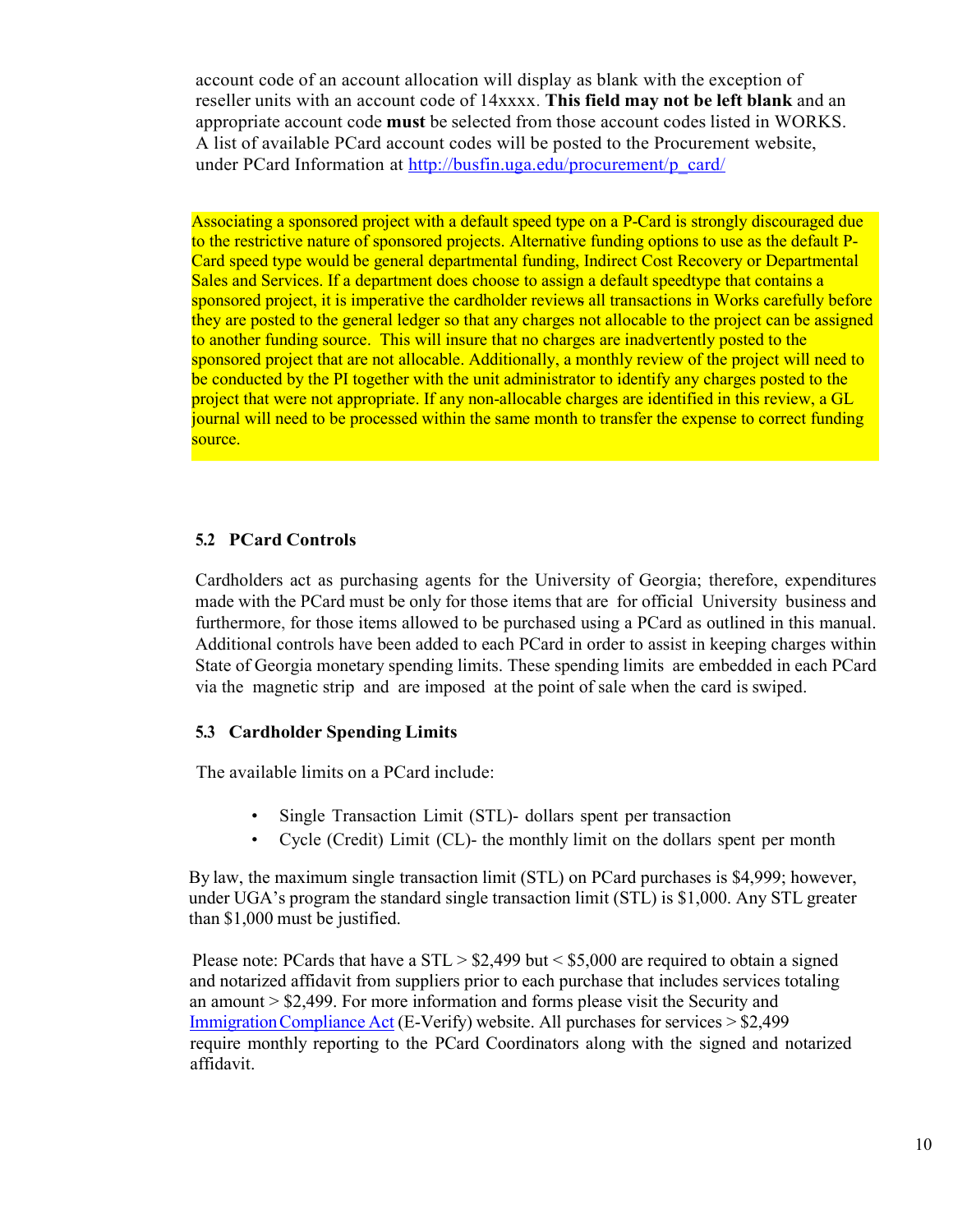account code of an account allocation will display as blank with the exception of reseller units with an account code of 14xxxx. **This field may not be left blank** and an appropriate account code **must** be selected from those account codes listed in WORKS. A list of available PCard account codes will be posted to the Procurement website, under PCard Information at [http://busfin.uga.edu/procurement/p_card/](http://busfin.uga.edu/procurement/p_card/)

Associating a sponsored project with a default speed type on a P-Card is strongly discouraged due to the restrictive nature of sponsored projects. Alternative funding options to use as the default P-Card speed type would be general departmental funding, Indirect Cost Recovery or Departmental Sales and Services. If a department does choose to assign a default speedtype that contains a sponsored project, it is imperative the cardholder reviews all transactions in Works carefully before they are posted to the general ledger so that any charges not allocable to the project can be assigned to another funding source. This will insure that no charges are inadvertently posted to the sponsored project that are not allocable. Additionally, a monthly review of the project will need to be conducted by the PI together with the unit administrator to identify any charges posted to the project that were not appropriate. If any non-allocable charges are identified in this review, a GL journal will need to be processed within the same month to transfer the expense to correct funding source.

### 5.2 PCard Controls

Cardholders act as purchasing agents for the University of Georgia; therefore, expenditures made with the PCard must be only for those items that are for official University business and furthermore, for those items allowed to be purchased using a PCard as outlined in this manual. Additional controls have been added to each PCard in order to assist in keeping charges within State of Georgia monetary spending limits. These spending limits are embedded in each PCard via the magnetic strip and are imposed at the point of sale when the card is swiped.

### 5.3 Cardholder Spending Limits

The available limits on a PCard include:

- Single Transaction Limit (STL)- dollars spent per transaction
- Cycle (Credit) Limit (CL)- the monthly limit on the dollars spent per month

By law, the maximum single transaction limit (STL) on PCard purchases is $4,999; however, under UGA's program the standard single transaction limit (STL) is $1,000. Any STL greater than $1,000 must be justified.

Please note: PCards that have a STL > $2,499 but < $5,000 are required to obtain a signed and notarized affidavit from suppliers prior to each purchase that includes services totaling an amount > $2,499. For more information and forms please visit the Security and Immigration Compliance Act (E-Verify) website. All purchases for services > $2,499 require monthly reporting to the PCard Coordinators along with the signed and notarized affidavit.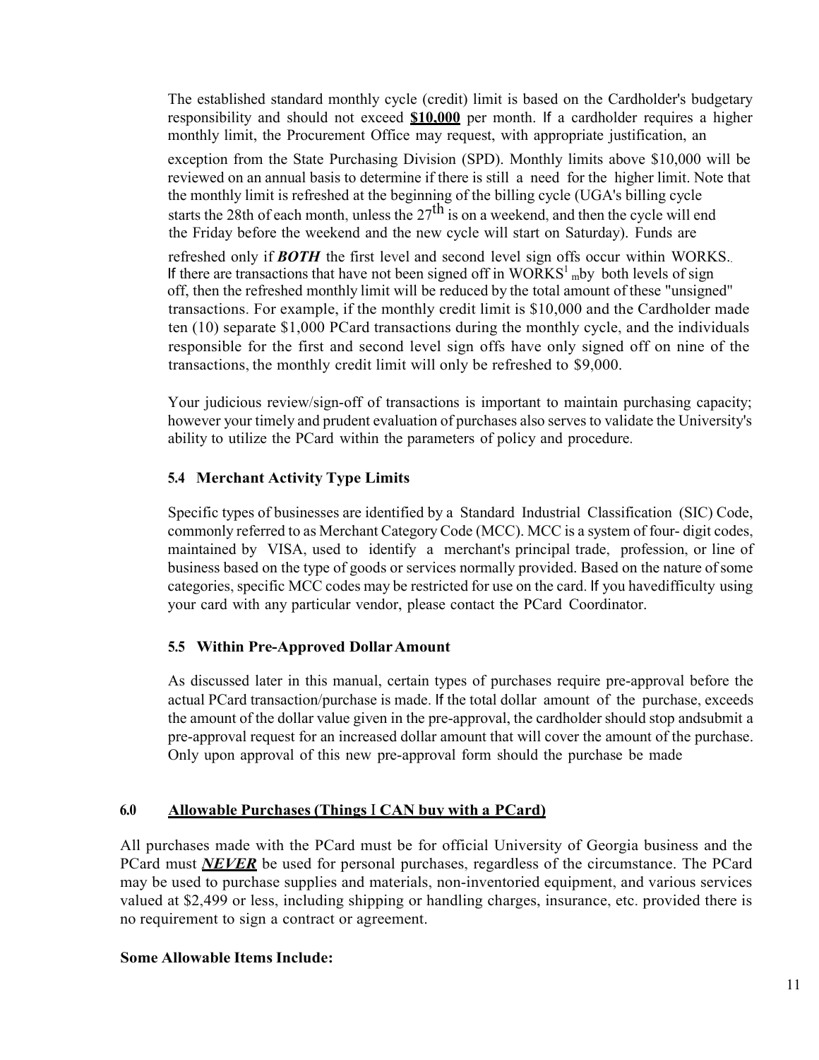The established standard monthly cycle (credit) limit is based on the Cardholder's budgetary responsibility and should not exceed **$10,000** per month. If a cardholder requires a higher monthly limit, the Procurement Office may request, with appropriate justification, an exception from the State Purchasing Division (SPD). Monthly limits above $10,000 will be reviewed on an annual basis to determine if there is still a need for the higher limit. Note that the monthly limit is refreshed at the beginning of the billing cycle (UGA's billing cycle starts the 28th of each month, unless the 27th is on a weekend, and then the cycle will end the Friday before the weekend and the new cycle will start on Saturday). Funds are refreshed only if ***BOTH*** the first level and second level sign offs occur within WORKS.. If there are transactions that have not been signed off in WORKS[1] by both levels of sign off, then the refreshed monthly limit will be reduced by the total amount of these "unsigned" transactions. For example, if the monthly credit limit is $10,000 and the Cardholder made ten (10) separate $1,000 PCard transactions during the monthly cycle, and the individuals responsible for the first and second level sign offs have only signed off on nine of the transactions, the monthly credit limit will only be refreshed to $9,000.

Your judicious review/sign-off of transactions is important to maintain purchasing capacity; however your timely and prudent evaluation of purchases also serves to validate the University's ability to utilize the PCard within the parameters of policy and procedure.

### 5.4 Merchant Activity Type Limits

Specific types of businesses are identified by a Standard Industrial Classification (SIC) Code, commonly referred to as Merchant Category Code (MCC). MCC is a system of four- digit codes, maintained by VISA, used to identify a merchant's principal trade, profession, or line of business based on the type of goods or services normally provided. Based on the nature of some categories, specific MCC codes may be restricted for use on the card. If you havedifficulty using your card with any particular vendor, please contact the PCard Coordinator.

### 5.5 Within Pre-Approved Dollar Amount

As discussed later in this manual, certain types of purchases require pre-approval before the actual PCard transaction/purchase is made. If the total dollar amount of the purchase, exceeds the amount of the dollar value given in the pre-approval, the cardholder should stop andsubmit a pre-approval request for an increased dollar amount that will cover the amount of the purchase. Only upon approval of this new pre-approval form should the purchase be made

## 6.0 Allowable Purchases (Things I CAN buy with a PCard)

All purchases made with the PCard must be for official University of Georgia business and the PCard must ***NEVER*** be used for personal purchases, regardless of the circumstance. The PCard may be used to purchase supplies and materials, non-inventoried equipment, and various services valued at $2,499 or less, including shipping or handling charges, insurance, etc. provided there is no requirement to sign a contract or agreement.

**Some Allowable Items Include:**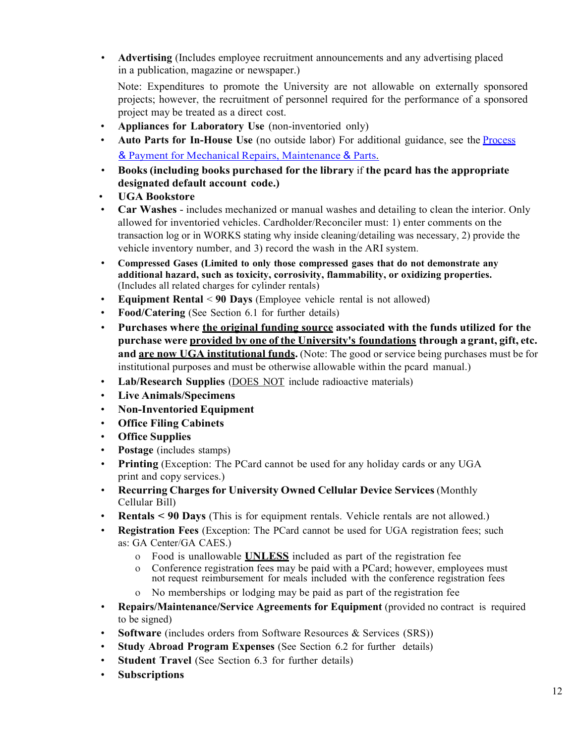- **Advertising** (Includes employee recruitment announcements and any advertising placed in a publication, magazine or newspaper.)

  Note: Expenditures to promote the University are not allowable on externally sponsored projects; however, the recruitment of personnel required for the performance of a sponsored project may be treated as a direct cost.
- **Appliances for Laboratory Use** (non-inventoried only)
- **Auto Parts for In-House Use** (no outside labor) For additional guidance, see the [Process & Payment for Mechanical Repairs, Maintenance & Parts.]()
- **Books (including books purchased for the library** if **the pcard has the appropriate designated default account code.)**
- **UGA Bookstore**
- **Car Washes** - includes mechanized or manual washes and detailing to clean the interior. Only allowed for inventoried vehicles. Cardholder/Reconciler must: 1) enter comments on the transaction log or in WORKS stating why inside cleaning/detailing was necessary, 2) provide the vehicle inventory number, and 3) record the wash in the ARI system.
- **Compressed Gases (Limited to only those compressed gases that do not demonstrate any additional hazard, such as toxicity, corrosivity, flammability, or oxidizing properties.** (Includes all related charges for cylinder rentals)
- **Equipment Rental** < **90 Days** (Employee vehicle rental is not allowed)
- **Food/Catering** (See Section 6.1 for further details)
- **Purchases where <u>the original funding source</u> associated with the funds utilized for the purchase were <u>provided by one of the University's foundations</u> through a grant, gift, etc. and <u>are now UGA institutional funds</u>.** (Note: The good or service being purchases must be for institutional purposes and must be otherwise allowable within the pcard manual.)
- **Lab/Research Supplies** (<u>DOES NOT</u> include radioactive materials)
- **Live Animals/Specimens**
- **Non-Inventoried Equipment**
- **Office Filing Cabinets**
- **Office Supplies**
- **Postage** (includes stamps)
- **Printing** (Exception: The PCard cannot be used for any holiday cards or any UGA print and copy services.)
- **Recurring Charges for University Owned Cellular Device Services** (Monthly Cellular Bill)
- **Rentals < 90 Days** (This is for equipment rentals. Vehicle rentals are not allowed.)
- **Registration Fees** (Exception: The PCard cannot be used for UGA registration fees; such as: GA Center/GA CAES.)
  - Food is unallowable **<u>UNLESS</u>** included as part of the registration fee
  - Conference registration fees may be paid with a PCard; however, employees must not request reimbursement for meals included with the conference registration fees
  - No memberships or lodging may be paid as part of the registration fee
- **Repairs/Maintenance/Service Agreements for Equipment** (provided no contract is required to be signed)
- **Software** (includes orders from Software Resources & Services (SRS))
- **Study Abroad Program Expenses** (See Section 6.2 for further details)
- **Student Travel** (See Section 6.3 for further details)
- **Subscriptions**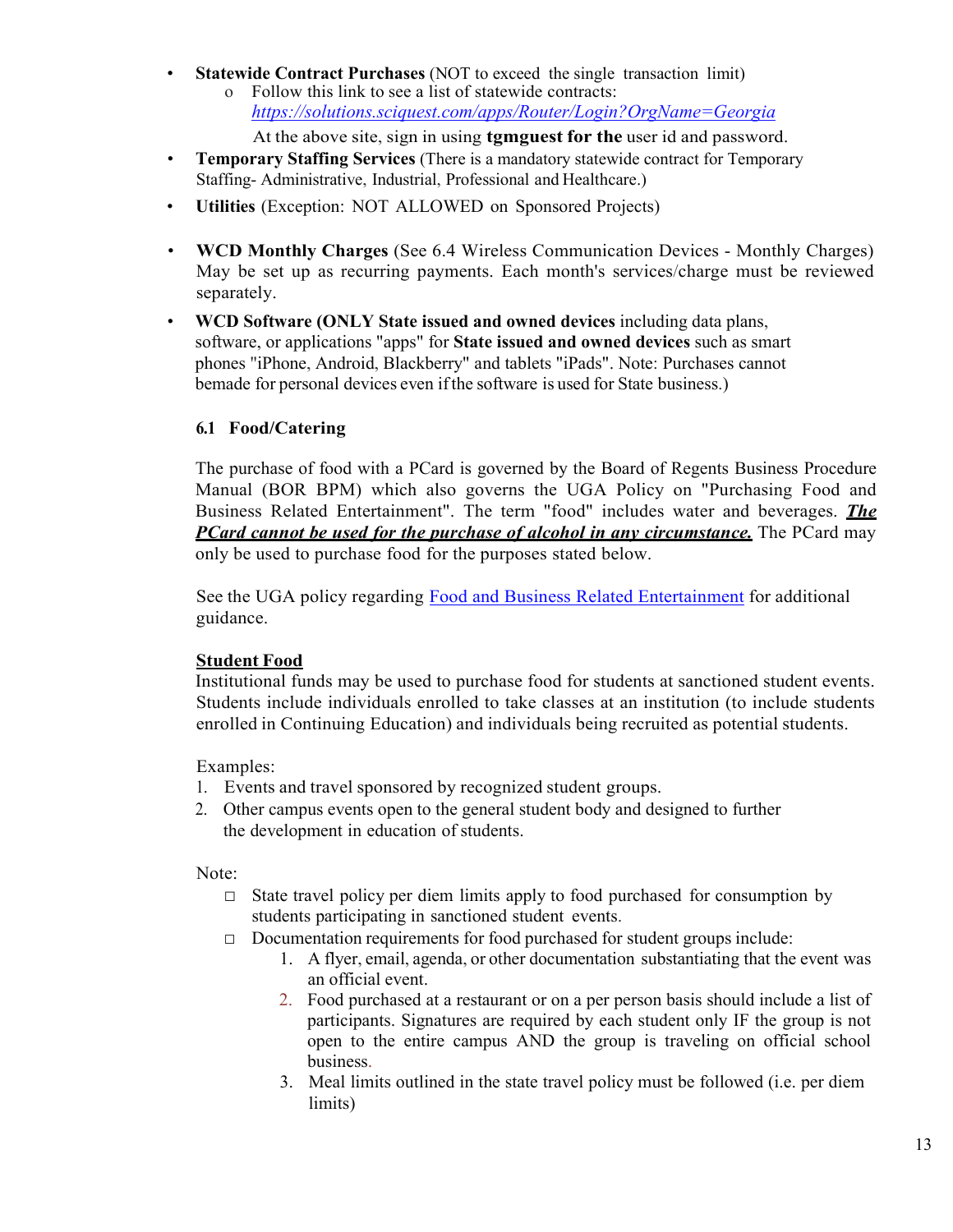- **Statewide Contract Purchases** (NOT to exceed the single transaction limit)
  - Follow this link to see a list of statewide contracts: *https://solutions.sciquest.com/apps/Router/Login?OrgName=Georgia*

    At the above site, sign in using **tgmguest for the** user id and password.
- **Temporary Staffing Services** (There is a mandatory statewide contract for Temporary Staffing- Administrative, Industrial, Professional and Healthcare.)
- **Utilities** (Exception: NOT ALLOWED on Sponsored Projects)
- **WCD Monthly Charges** (See 6.4 Wireless Communication Devices - Monthly Charges) May be set up as recurring payments. Each month's services/charge must be reviewed separately.
- **WCD Software (ONLY State issued and owned devices** including data plans, software, or applications "apps" for **State issued and owned devices** such as smart phones "iPhone, Android, Blackberry" and tablets "iPads". Note: Purchases cannot bemade for personal devices even if the software is used for State business.)

### 6.1 Food/Catering

The purchase of food with a PCard is governed by the Board of Regents Business Procedure Manual (BOR BPM) which also governs the UGA Policy on "Purchasing Food and Business Related Entertainment". The term "food" includes water and beverages. ***The PCard cannot be used for the purchase of alcohol in any circumstance.*** The PCard may only be used to purchase food for the purposes stated below.

See the UGA policy regarding Food and Business Related Entertainment for additional guidance.

**Student Food**

Institutional funds may be used to purchase food for students at sanctioned student events. Students include individuals enrolled to take classes at an institution (to include students enrolled in Continuing Education) and individuals being recruited as potential students.

Examples:

1. Events and travel sponsored by recognized student groups.
2. Other campus events open to the general student body and designed to further the development in education of students.

Note:

- State travel policy per diem limits apply to food purchased for consumption by students participating in sanctioned student events.
- Documentation requirements for food purchased for student groups include:
  1. A flyer, email, agenda, or other documentation substantiating that the event was an official event.
  2. Food purchased at a restaurant or on a per person basis should include a list of participants. Signatures are required by each student only IF the group is not open to the entire campus AND the group is traveling on official school business.
  3. Meal limits outlined in the state travel policy must be followed (i.e. per diem limits)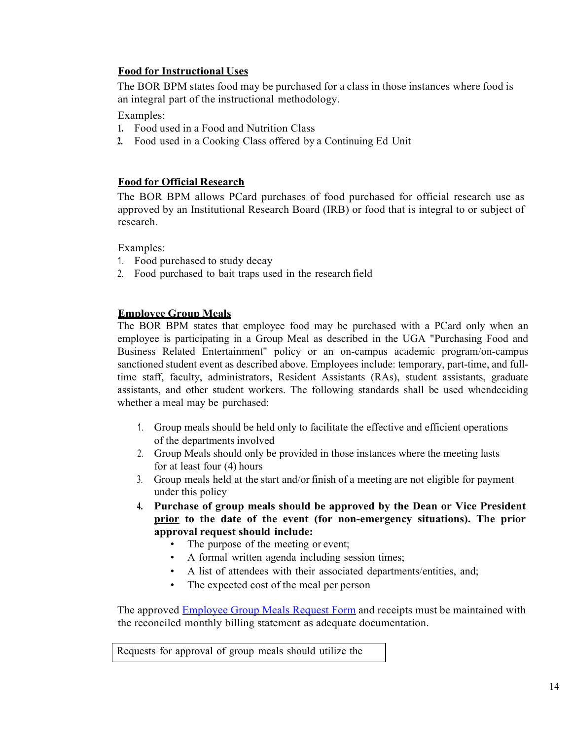**Food for Instructional Uses**

The BOR BPM states food may be purchased for a class in those instances where food is an integral part of the instructional methodology.

Examples:

1. Food used in a Food and Nutrition Class
2. Food used in a Cooking Class offered by a Continuing Ed Unit

**Food for Official Research**

The BOR BPM allows PCard purchases of food purchased for official research use as approved by an Institutional Research Board (IRB) or food that is integral to or subject of research.

Examples:

1. Food purchased to study decay
2. Food purchased to bait traps used in the research field

**Employee Group Meals**

The BOR BPM states that employee food may be purchased with a PCard only when an employee is participating in a Group Meal as described in the UGA "Purchasing Food and Business Related Entertainment" policy or an on-campus academic program/on-campus sanctioned student event as described above. Employees include: temporary, part-time, and full-time staff, faculty, administrators, Resident Assistants (RAs), student assistants, graduate assistants, and other student workers. The following standards shall be used whendeciding whether a meal may be purchased:

1. Group meals should be held only to facilitate the effective and efficient operations of the departments involved
2. Group Meals should only be provided in those instances where the meeting lasts for at least four (4) hours
3. Group meals held at the start and/or finish of a meeting are not eligible for payment under this policy
4. **Purchase of group meals should be approved by the Dean or Vice President prior to the date of the event (for non-emergency situations). The prior approval request should include:**
   - The purpose of the meeting or event;
   - A formal written agenda including session times;
   - A list of attendees with their associated departments/entities, and;
   - The expected cost of the meal per person

The approved Employee Group Meals Request Form and receipts must be maintained with the reconciled monthly billing statement as adequate documentation.

Requests for approval of group meals should utilize the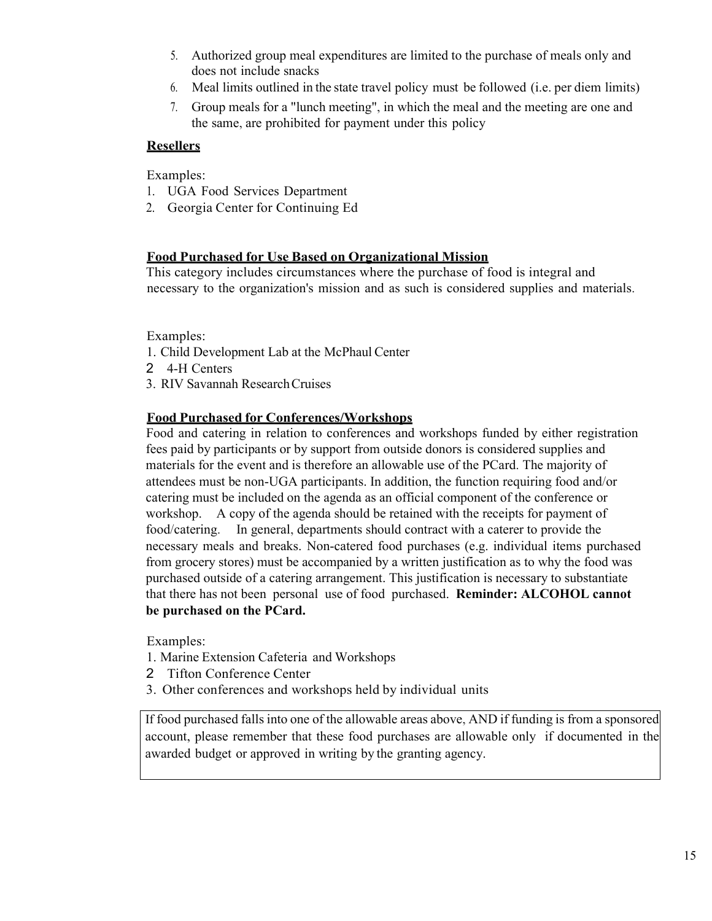5. Authorized group meal expenditures are limited to the purchase of meals only and does not include snacks
6. Meal limits outlined in the state travel policy must be followed (i.e. per diem limits)
7. Group meals for a "lunch meeting", in which the meal and the meeting are one and the same, are prohibited for payment under this policy

**Resellers**

Examples:

1. UGA Food Services Department
2. Georgia Center for Continuing Ed

**Food Purchased for Use Based on Organizational Mission**

This category includes circumstances where the purchase of food is integral and necessary to the organization's mission and as such is considered supplies and materials.

Examples:

1. Child Development Lab at the McPhaul Center
2. 4-H Centers
3. RIV Savannah Research Cruises

**Food Purchased for Conferences/Workshops**

Food and catering in relation to conferences and workshops funded by either registration fees paid by participants or by support from outside donors is considered supplies and materials for the event and is therefore an allowable use of the PCard. The majority of attendees must be non-UGA participants. In addition, the function requiring food and/or catering must be included on the agenda as an official component of the conference or workshop. A copy of the agenda should be retained with the receipts for payment of food/catering. In general, departments should contract with a caterer to provide the necessary meals and breaks. Non-catered food purchases (e.g. individual items purchased from grocery stores) must be accompanied by a written justification as to why the food was purchased outside of a catering arrangement. This justification is necessary to substantiate that there has not been personal use of food purchased. **Reminder: ALCOHOL cannot be purchased on the PCard.**

Examples:

1. Marine Extension Cafeteria and Workshops
2. Tifton Conference Center
3. Other conferences and workshops held by individual units

If food purchased falls into one of the allowable areas above, AND if funding is from a sponsored account, please remember that these food purchases are allowable only if documented in the awarded budget or approved in writing by the granting agency.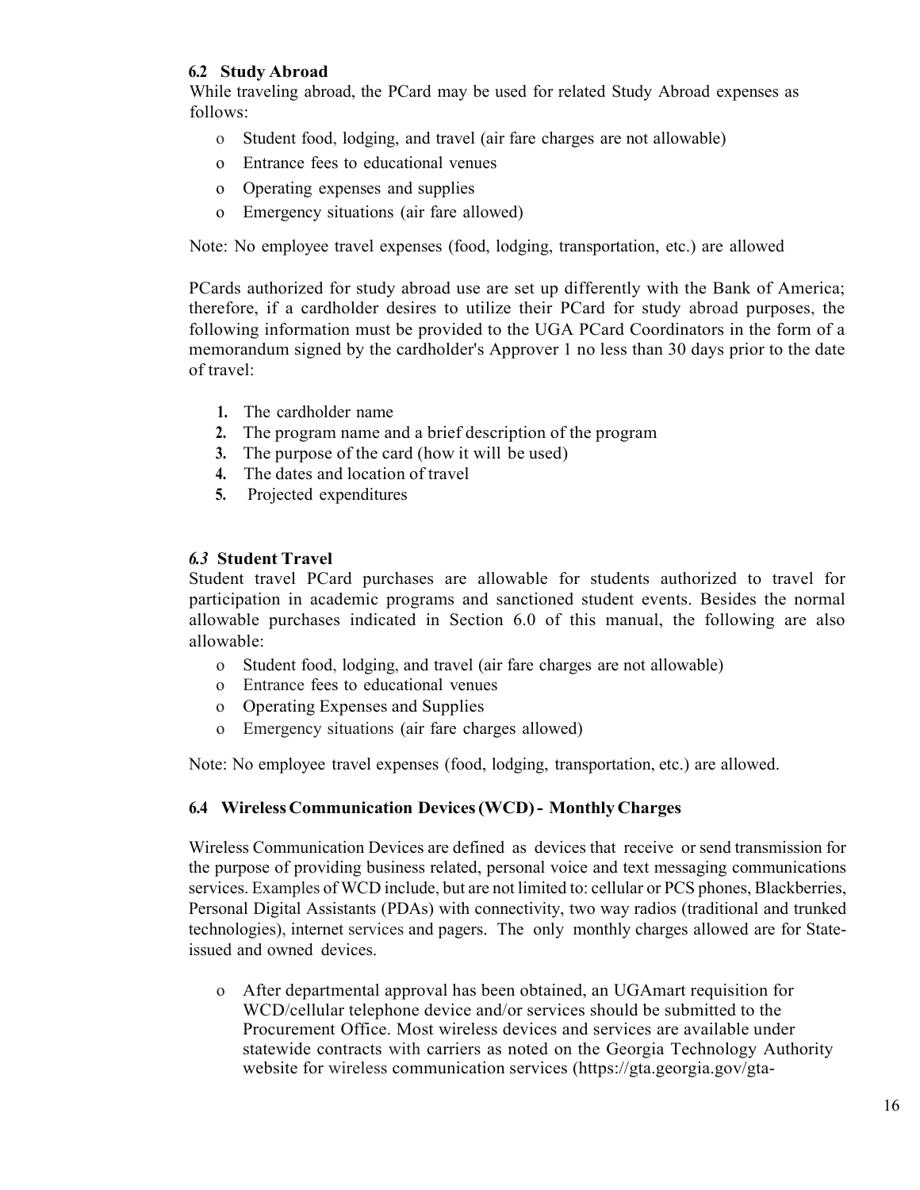### 6.2 Study Abroad

While traveling abroad, the PCard may be used for related Study Abroad expenses as follows:

- Student food, lodging, and travel (air fare charges are not allowable)
- Entrance fees to educational venues
- Operating expenses and supplies
- Emergency situations (air fare allowed)

Note: No employee travel expenses (food, lodging, transportation, etc.) are allowed

PCards authorized for study abroad use are set up differently with the Bank of America; therefore, if a cardholder desires to utilize their PCard for study abroad purposes, the following information must be provided to the UGA PCard Coordinators in the form of a memorandum signed by the cardholder's Approver 1 no less than 30 days prior to the date of travel:

1. The cardholder name
2. The program name and a brief description of the program
3. The purpose of the card (how it will be used)
4. The dates and location of travel
5. Projected expenditures

### *6.3* Student Travel

Student travel PCard purchases are allowable for students authorized to travel for participation in academic programs and sanctioned student events. Besides the normal allowable purchases indicated in Section 6.0 of this manual, the following are also allowable:

- Student food, lodging, and travel (air fare charges are not allowable)
- Entrance fees to educational venues
- Operating Expenses and Supplies
- Emergency situations (air fare charges allowed)

Note: No employee travel expenses (food, lodging, transportation, etc.) are allowed.

### 6.4 Wireless Communication Devices (WCD) - Monthly Charges

Wireless Communication Devices are defined as devices that receive or send transmission for the purpose of providing business related, personal voice and text messaging communications services. Examples of WCD include, but are not limited to: cellular or PCS phones, Blackberries, Personal Digital Assistants (PDAs) with connectivity, two way radios (traditional and trunked technologies), internet services and pagers. The only monthly charges allowed are for State-issued and owned devices.

- After departmental approval has been obtained, an UGAmart requisition for WCD/cellular telephone device and/or services should be submitted to the Procurement Office. Most wireless devices and services are available under statewide contracts with carriers as noted on the Georgia Technology Authority website for wireless communication services (https://gta.georgia.gov/gta-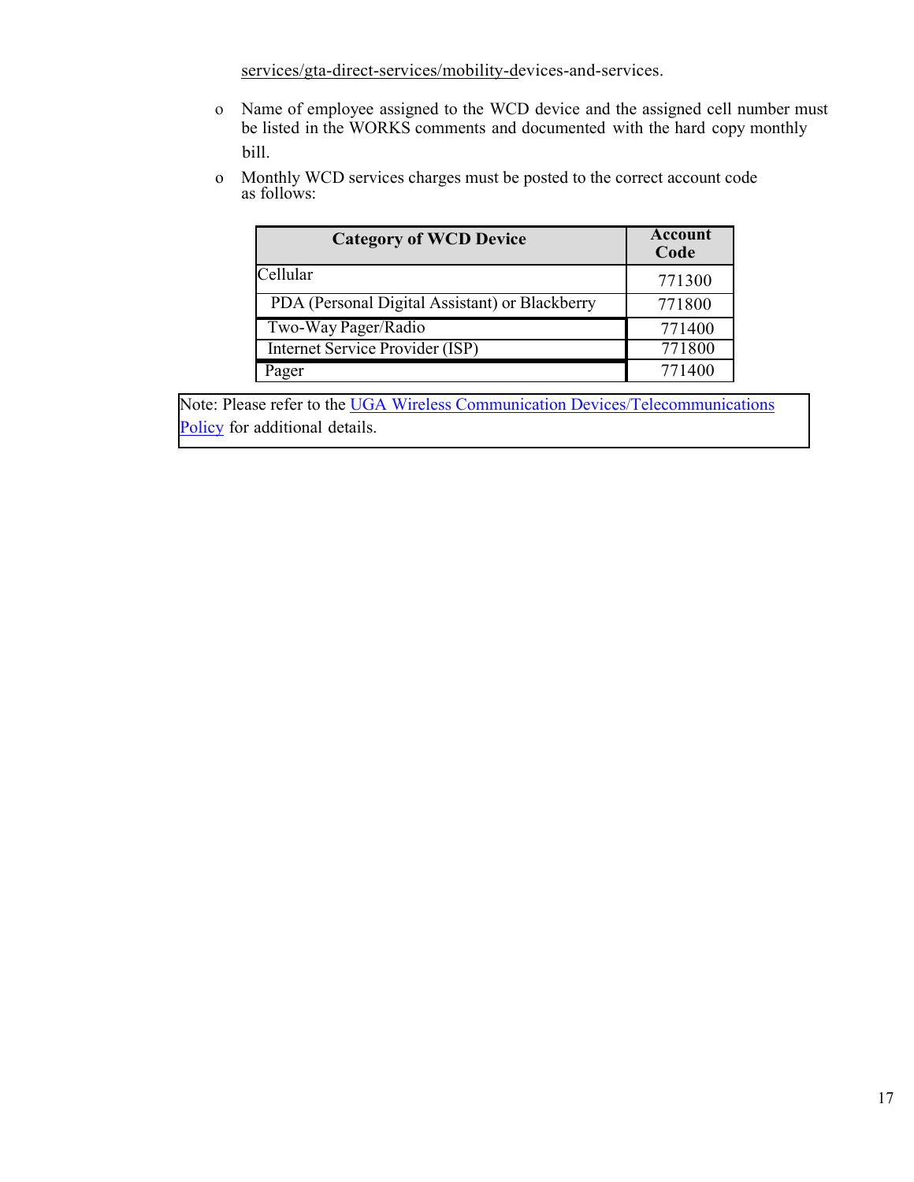services/gta-direct-services/mobility-devices-and-services.

- Name of employee assigned to the WCD device and the assigned cell number must be listed in the WORKS comments and documented with the hard copy monthly bill.
- Monthly WCD services charges must be posted to the correct account code as follows:

| Category of WCD Device | Account Code |
| --- | --- |
| Cellular | 771300 |
| PDA (Personal Digital Assistant) or Blackberry | 771800 |
| Two-Way Pager/Radio | 771400 |
| Internet Service Provider (ISP) | 771800 |
| Pager | 771400 |

Note: Please refer to the UGA Wireless Communication Devices/Telecommunications Policy for additional details.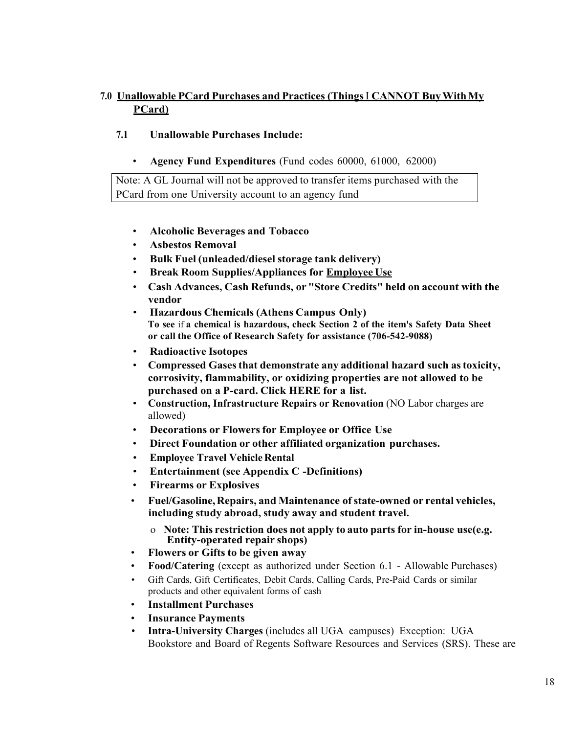## 7.0 Unallowable PCard Purchases and Practices (Things I CANNOT Buy With My PCard)

### 7.1 Unallowable Purchases Include:

- **Agency Fund Expenditures** (Fund codes 60000, 61000, 62000)

Note: A GL Journal will not be approved to transfer items purchased with the PCard from one University account to an agency fund

- **Alcoholic Beverages and Tobacco**
- **Asbestos Removal**
- **Bulk Fuel (unleaded/diesel storage tank delivery)**
- **Break Room Supplies/Appliances for Employee Use**
- **Cash Advances, Cash Refunds, or "Store Credits" held on account with the vendor**
- **Hazardous Chemicals (Athens Campus Only)**
  **To see if a chemical is hazardous, check Section 2 of the item's Safety Data Sheet or call the Office of Research Safety for assistance (706-542-9088)**
- **Radioactive Isotopes**
- **Compressed Gases that demonstrate any additional hazard such as toxicity, corrosivity, flammability, or oxidizing properties are not allowed to be purchased on a P-card. Click HERE for a list.**
- **Construction, Infrastructure Repairs or Renovation** (NO Labor charges are allowed)
- **Decorations or Flowers for Employee or Office Use**
- **Direct Foundation or other affiliated organization purchases.**
- **Employee Travel Vehicle Rental**
- **Entertainment (see Appendix C -Definitions)**
- **Firearms or Explosives**
- **Fuel/Gasoline, Repairs, and Maintenance of state-owned or rental vehicles, including study abroad, study away and student travel.**
  - **Note: This restriction does not apply to auto parts for in-house use(e.g. Entity-operated repair shops)**
- **Flowers or Gifts to be given away**
- **Food/Catering** (except as authorized under Section 6.1 - Allowable Purchases)
- Gift Cards, Gift Certificates, Debit Cards, Calling Cards, Pre-Paid Cards or similar products and other equivalent forms of cash
- **Installment Purchases**
- **Insurance Payments**
- **Intra-University Charges** (includes all UGA campuses) Exception: UGA Bookstore and Board of Regents Software Resources and Services (SRS). These are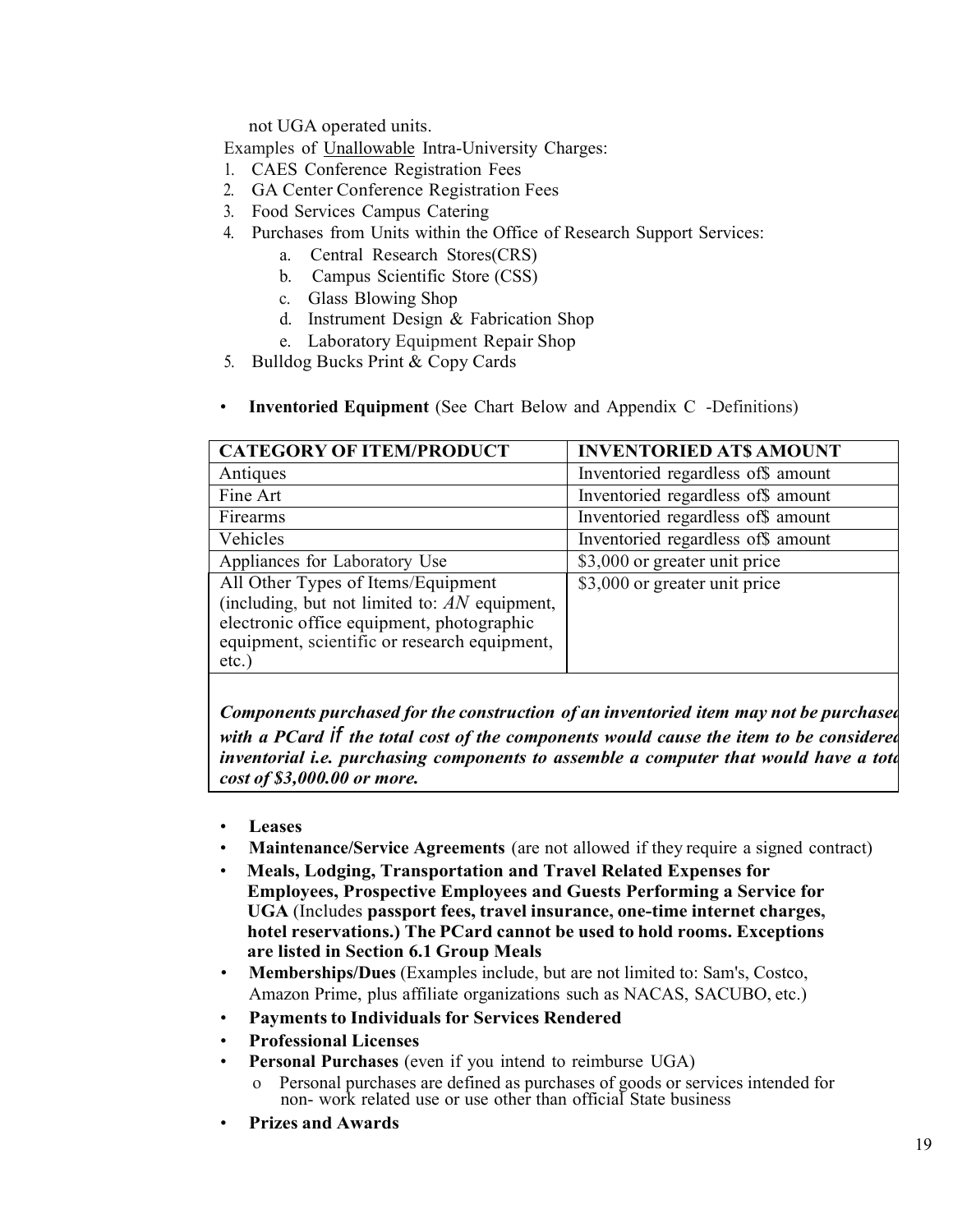not UGA operated units.

Examples of Unallowable Intra-University Charges:

1. CAES Conference Registration Fees
2. GA Center Conference Registration Fees
3. Food Services Campus Catering
4. Purchases from Units within the Office of Research Support Services:
   a. Central Research Stores(CRS)
   b. Campus Scientific Store (CSS)
   c. Glass Blowing Shop
   d. Instrument Design & Fabrication Shop
   e. Laboratory Equipment Repair Shop
5. Bulldog Bucks Print & Copy Cards

- **Inventoried Equipment** (See Chart Below and Appendix C -Definitions)

| CATEGORY OF ITEM/PRODUCT | INVENTORIED AT$ AMOUNT |
|---|---|
| Antiques | Inventoried regardless of$ amount |
| Fine Art | Inventoried regardless of$ amount |
| Firearms | Inventoried regardless of$ amount |
| Vehicles | Inventoried regardless of$ amount |
| Appliances for Laboratory Use | $3,000 or greater unit price |
| All Other Types of Items/Equipment (including, but not limited to: *AN* equipment, electronic office equipment, photographic equipment, scientific or research equipment, etc.) | $3,000 or greater unit price |

***Components purchased for the construction of an inventoried item may not be purchased with a PCard if the total cost of the components would cause the item to be considered inventorial i.e. purchasing components to assemble a computer that would have a total cost of $3,000.00 or more.***

- **Leases**
- **Maintenance/Service Agreements** (are not allowed if they require a signed contract)
- **Meals, Lodging, Transportation and Travel Related Expenses for Employees, Prospective Employees and Guests Performing a Service for UGA** (Includes **passport fees, travel insurance, one-time internet charges, hotel reservations.) The PCard cannot be used to hold rooms. Exceptions are listed in Section 6.1 Group Meals**
- **Memberships/Dues** (Examples include, but are not limited to: Sam's, Costco, Amazon Prime, plus affiliate organizations such as NACAS, SACUBO, etc.)
- **Payments to Individuals for Services Rendered**
- **Professional Licenses**
- **Personal Purchases** (even if you intend to reimburse UGA)
  - Personal purchases are defined as purchases of goods or services intended for non- work related use or use other than official State business
- **Prizes and Awards**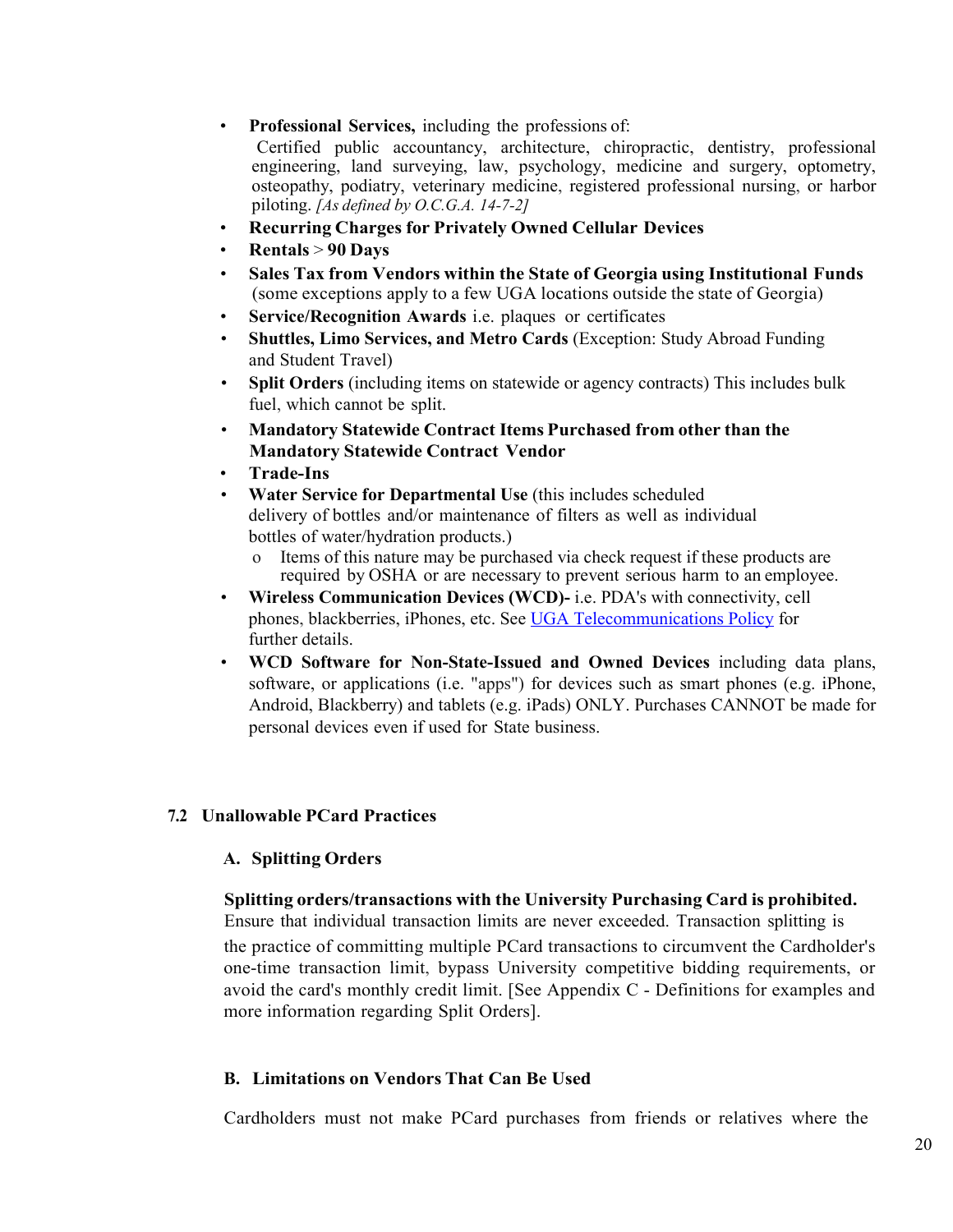- **Professional Services,** including the professions of:
  Certified public accountancy, architecture, chiropractic, dentistry, professional engineering, land surveying, law, psychology, medicine and surgery, optometry, osteopathy, podiatry, veterinary medicine, registered professional nursing, or harbor piloting. *[As defined by O.C.G.A. 14-7-2]*
- **Recurring Charges for Privately Owned Cellular Devices**
- **Rentals** > **90 Days**
- **Sales Tax from Vendors within the State of Georgia using Institutional Funds** (some exceptions apply to a few UGA locations outside the state of Georgia)
- **Service/Recognition Awards** i.e. plaques or certificates
- **Shuttles, Limo Services, and Metro Cards** (Exception: Study Abroad Funding and Student Travel)
- **Split Orders** (including items on statewide or agency contracts) This includes bulk fuel, which cannot be split.
- **Mandatory Statewide Contract Items Purchased from other than the Mandatory Statewide Contract Vendor**
- **Trade-Ins**
- **Water Service for Departmental Use** (this includes scheduled delivery of bottles and/or maintenance of filters as well as individual bottles of water/hydration products.)
  - Items of this nature may be purchased via check request if these products are required by OSHA or are necessary to prevent serious harm to an employee.
- **Wireless Communication Devices (WCD)-** i.e. PDA's with connectivity, cell phones, blackberries, iPhones, etc. See [UGA Telecommunications Policy]() for further details.
- **WCD Software for Non-State-Issued and Owned Devices** including data plans, software, or applications (i.e. "apps") for devices such as smart phones (e.g. iPhone, Android, Blackberry) and tablets (e.g. iPads) ONLY. Purchases CANNOT be made for personal devices even if used for State business.

## 7.2 Unallowable PCard Practices

### A. Splitting Orders

**Splitting orders/transactions with the University Purchasing Card is prohibited.** Ensure that individual transaction limits are never exceeded. Transaction splitting is the practice of committing multiple PCard transactions to circumvent the Cardholder's one-time transaction limit, bypass University competitive bidding requirements, or avoid the card's monthly credit limit. [See Appendix C - Definitions for examples and more information regarding Split Orders].

### B. Limitations on Vendors That Can Be Used

Cardholders must not make PCard purchases from friends or relatives where the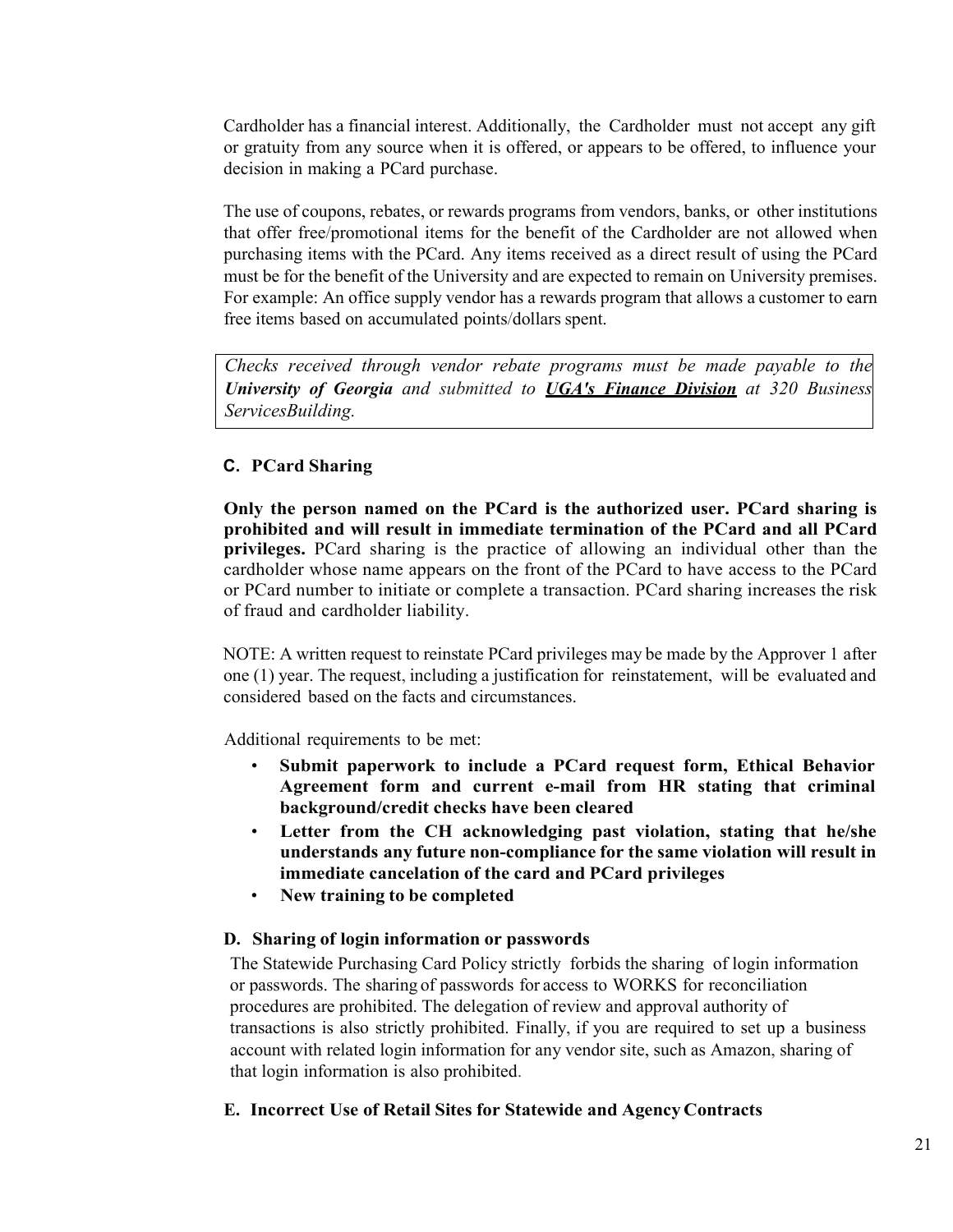Cardholder has a financial interest. Additionally, the Cardholder must not accept any gift or gratuity from any source when it is offered, or appears to be offered, to influence your decision in making a PCard purchase.

The use of coupons, rebates, or rewards programs from vendors, banks, or other institutions that offer free/promotional items for the benefit of the Cardholder are not allowed when purchasing items with the PCard. Any items received as a direct result of using the PCard must be for the benefit of the University and are expected to remain on University premises. For example: An office supply vendor has a rewards program that allows a customer to earn free items based on accumulated points/dollars spent.

*Checks received through vendor rebate programs must be made payable to the **University of Georgia** and submitted to **UGA's Finance Division** at 320 Business ServicesBuilding.*

### C. PCard Sharing

**Only the person named on the PCard is the authorized user. PCard sharing is prohibited and will result in immediate termination of the PCard and all PCard privileges.** PCard sharing is the practice of allowing an individual other than the cardholder whose name appears on the front of the PCard to have access to the PCard or PCard number to initiate or complete a transaction. PCard sharing increases the risk of fraud and cardholder liability.

NOTE: A written request to reinstate PCard privileges may be made by the Approver 1 after one (1) year. The request, including a justification for reinstatement, will be evaluated and considered based on the facts and circumstances.

Additional requirements to be met:

- **Submit paperwork to include a PCard request form, Ethical Behavior Agreement form and current e-mail from HR stating that criminal background/credit checks have been cleared**
- **Letter from the CH acknowledging past violation, stating that he/she understands any future non-compliance for the same violation will result in immediate cancelation of the card and PCard privileges**
- **New training to be completed**

### D. Sharing of login information or passwords

The Statewide Purchasing Card Policy strictly forbids the sharing of login information or passwords. The sharing of passwords for access to WORKS for reconciliation procedures are prohibited. The delegation of review and approval authority of transactions is also strictly prohibited. Finally, if you are required to set up a business account with related login information for any vendor site, such as Amazon, sharing of that login information is also prohibited.

### E. Incorrect Use of Retail Sites for Statewide and Agency Contracts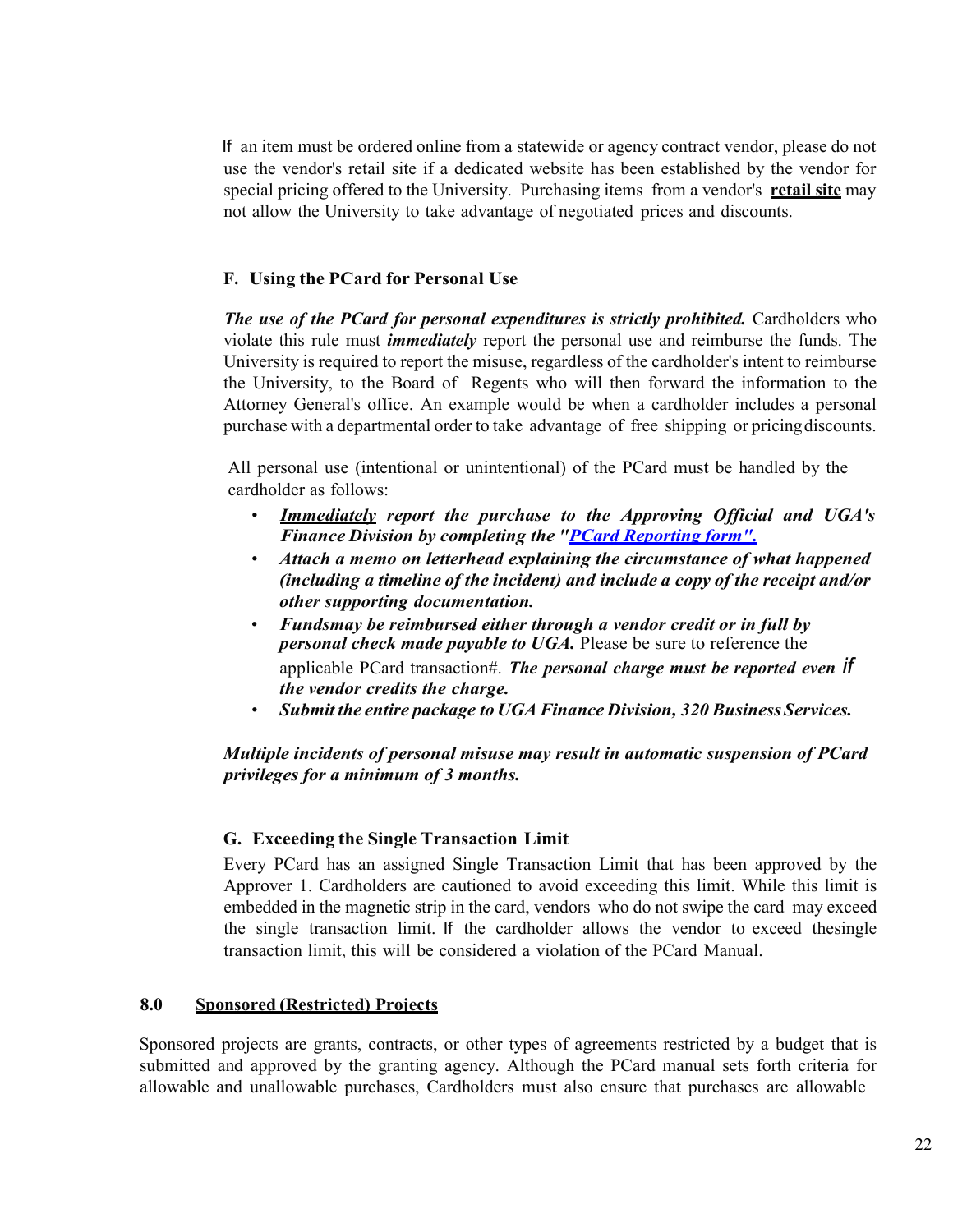If an item must be ordered online from a statewide or agency contract vendor, please do not use the vendor's retail site if a dedicated website has been established by the vendor for special pricing offered to the University. Purchasing items from a vendor's **retail site** may not allow the University to take advantage of negotiated prices and discounts.

### F. Using the PCard for Personal Use

***The use of the PCard for personal expenditures is strictly prohibited.*** Cardholders who violate this rule must ***immediately*** report the personal use and reimburse the funds. The University is required to report the misuse, regardless of the cardholder's intent to reimburse the University, to the Board of Regents who will then forward the information to the Attorney General's office. An example would be when a cardholder includes a personal purchase with a departmental order to take advantage of free shipping or pricing discounts.

All personal use (intentional or unintentional) of the PCard must be handled by the cardholder as follows:

- ***Immediately report the purchase to the Approving Official and UGA's Finance Division by completing the "PCard Reporting form".***
- ***Attach a memo on letterhead explaining the circumstance of what happened (including a timeline of the incident) and include a copy of the receipt and/or other supporting documentation.***
- ***Fundsmay be reimbursed either through a vendor credit or in full by personal check made payable to UGA.*** Please be sure to reference the applicable PCard transaction#. ***The personal charge must be reported even if the vendor credits the charge.***
- ***Submit the entire package to UGA Finance Division, 320 Business Services.***

***Multiple incidents of personal misuse may result in automatic suspension of PCard privileges for a minimum of 3 months.***

### G. Exceeding the Single Transaction Limit

Every PCard has an assigned Single Transaction Limit that has been approved by the Approver 1. Cardholders are cautioned to avoid exceeding this limit. While this limit is embedded in the magnetic strip in the card, vendors who do not swipe the card may exceed the single transaction limit. If the cardholder allows the vendor to exceed thesingle transaction limit, this will be considered a violation of the PCard Manual.

## 8.0 Sponsored (Restricted) Projects

Sponsored projects are grants, contracts, or other types of agreements restricted by a budget that is submitted and approved by the granting agency. Although the PCard manual sets forth criteria for allowable and unallowable purchases, Cardholders must also ensure that purchases are allowable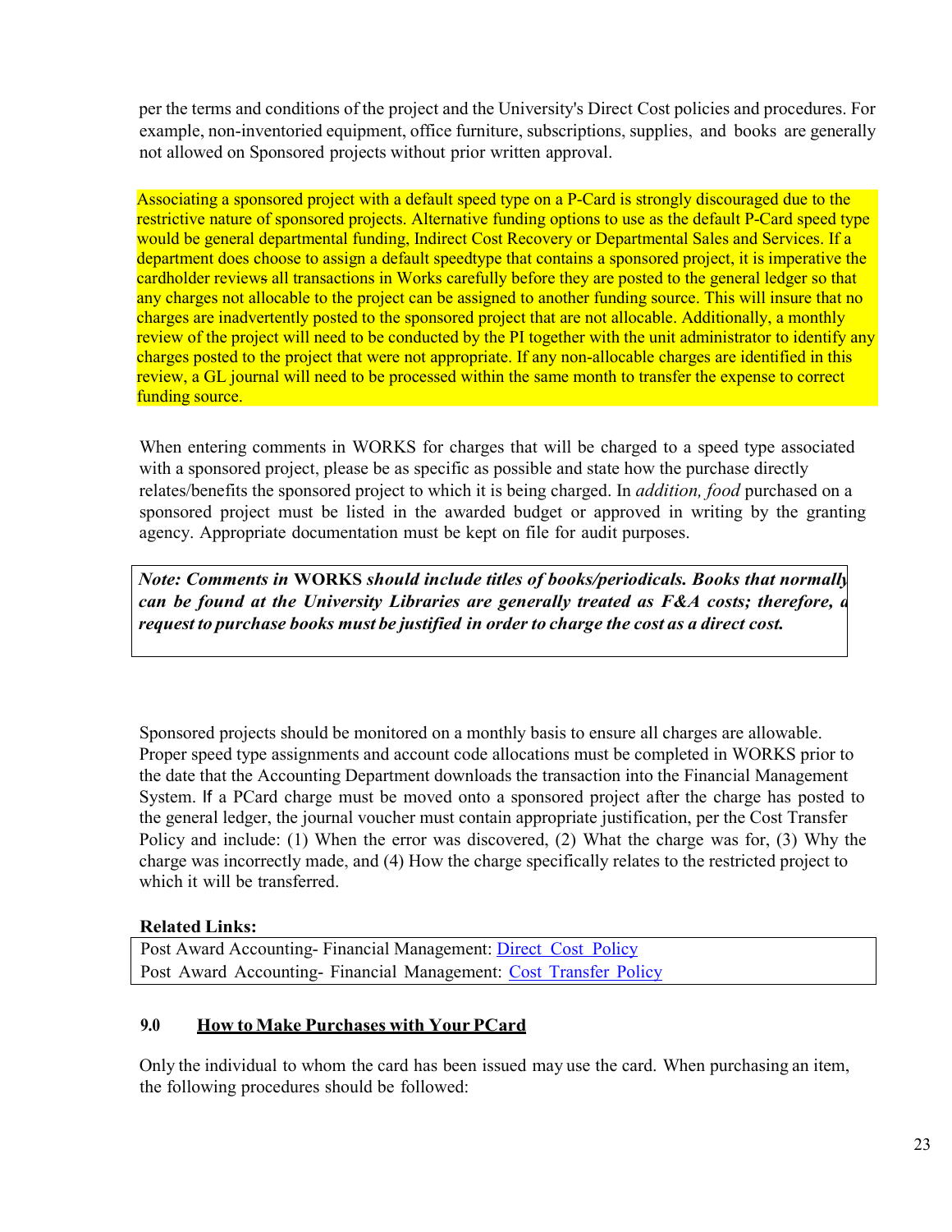per the terms and conditions of the project and the University's Direct Cost policies and procedures. For example, non-inventoried equipment, office furniture, subscriptions, supplies, and books are generally not allowed on Sponsored projects without prior written approval.

Associating a sponsored project with a default speed type on a P-Card is strongly discouraged due to the restrictive nature of sponsored projects. Alternative funding options to use as the default P-Card speed type would be general departmental funding, Indirect Cost Recovery or Departmental Sales and Services. If a department does choose to assign a default speedtype that contains a sponsored project, it is imperative the cardholder reviews all transactions in Works carefully before they are posted to the general ledger so that any charges not allocable to the project can be assigned to another funding source. This will insure that no charges are inadvertently posted to the sponsored project that are not allocable. Additionally, a monthly review of the project will need to be conducted by the PI together with the unit administrator to identify any charges posted to the project that were not appropriate. If any non-allocable charges are identified in this review, a GL journal will need to be processed within the same month to transfer the expense to correct funding source.

When entering comments in WORKS for charges that will be charged to a speed type associated with a sponsored project, please be as specific as possible and state how the purchase directly relates/benefits the sponsored project to which it is being charged. In *addition, food* purchased on a sponsored project must be listed in the awarded budget or approved in writing by the granting agency. Appropriate documentation must be kept on file for audit purposes.

> ***Note: Comments in* WORKS *should include titles of books/periodicals. Books that normally can be found at the University Libraries are generally treated as F&A costs; therefore, a request to purchase books must be justified in order to charge the cost as a direct cost.***

Sponsored projects should be monitored on a monthly basis to ensure all charges are allowable. Proper speed type assignments and account code allocations must be completed in WORKS prior to the date that the Accounting Department downloads the transaction into the Financial Management System. If a PCard charge must be moved onto a sponsored project after the charge has posted to the general ledger, the journal voucher must contain appropriate justification, per the Cost Transfer Policy and include: (1) When the error was discovered, (2) What the charge was for, (3) Why the charge was incorrectly made, and (4) How the charge specifically relates to the restricted project to which it will be transferred.

**Related Links:**

| Post Award Accounting- Financial Management: Direct Cost Policy |
|---|
| Post Award Accounting- Financial Management: Cost Transfer Policy |

## 9.0 How to Make Purchases with Your PCard

Only the individual to whom the card has been issued may use the card. When purchasing an item, the following procedures should be followed: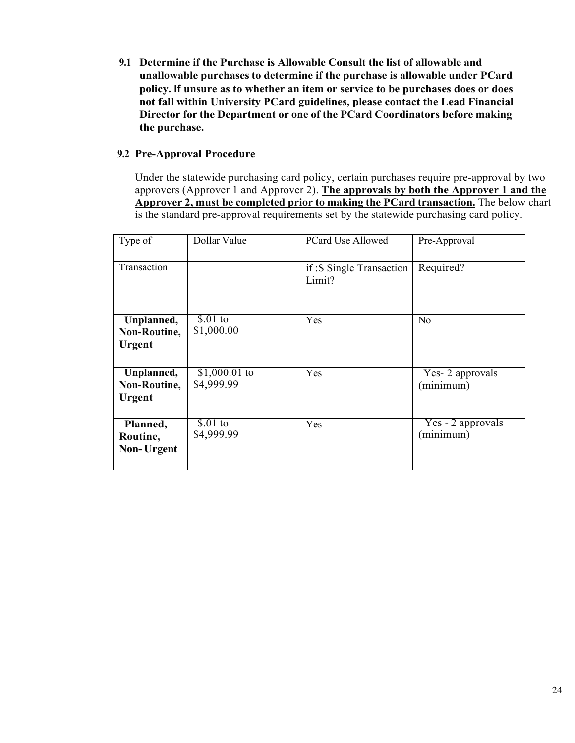**9.1 Determine if the Purchase is Allowable Consult the list of allowable and unallowable purchases to determine if the purchase is allowable under PCard policy. If unsure as to whether an item or service to be purchases does or does not fall within University PCard guidelines, please contact the Lead Financial Director for the Department or one of the PCard Coordinators before making the purchase.**

**9.2 Pre-Approval Procedure**

Under the statewide purchasing card policy, certain purchases require pre-approval by two approvers (Approver 1 and Approver 2). **The approvals by both the Approver 1 and the Approver 2, must be completed prior to making the PCard transaction.** The below chart is the standard pre-approval requirements set by the statewide purchasing card policy.

| Type of Transaction | Dollar Value | PCard Use Allowed if :S Single Transaction Limit? | Pre-Approval Required? |
|---|---|---|---|
| **Unplanned, Non-Routine, Urgent** | $.01 to $1,000.00 | Yes | No |
| **Unplanned, Non-Routine, Urgent** | $1,000.01 to $4,999.99 | Yes | Yes- 2 approvals (minimum) |
| **Planned, Routine, Non- Urgent** | $.01 to $4,999.99 | Yes | Yes - 2 approvals (minimum) |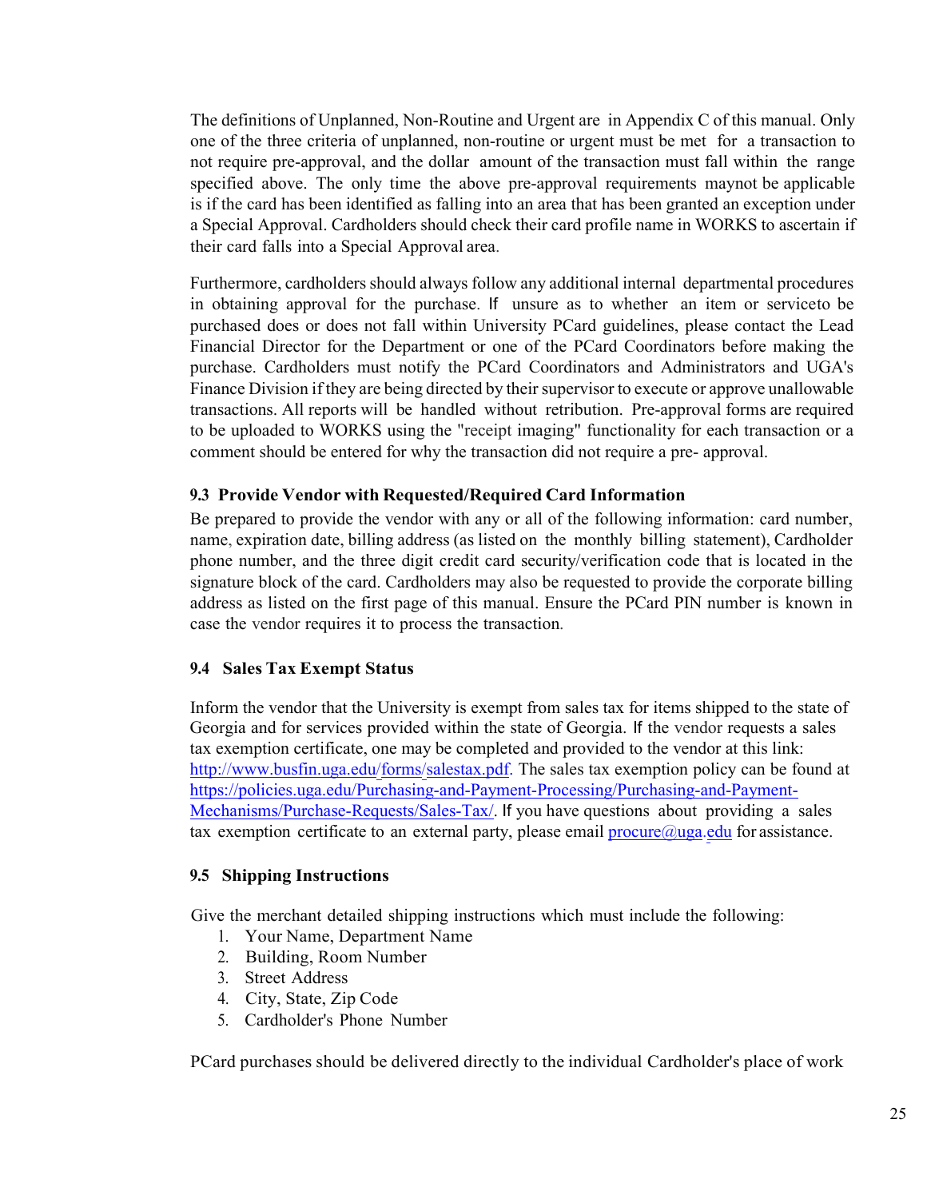The definitions of Unplanned, Non-Routine and Urgent are in Appendix C of this manual. Only one of the three criteria of unplanned, non-routine or urgent must be met for a transaction to not require pre-approval, and the dollar amount of the transaction must fall within the range specified above. The only time the above pre-approval requirements maynot be applicable is if the card has been identified as falling into an area that has been granted an exception under a Special Approval. Cardholders should check their card profile name in WORKS to ascertain if their card falls into a Special Approval area.

Furthermore, cardholders should always follow any additional internal departmental procedures in obtaining approval for the purchase. If unsure as to whether an item or serviceto be purchased does or does not fall within University PCard guidelines, please contact the Lead Financial Director for the Department or one of the PCard Coordinators before making the purchase. Cardholders must notify the PCard Coordinators and Administrators and UGA's Finance Division if they are being directed by their supervisor to execute or approve unallowable transactions. All reports will be handled without retribution. Pre-approval forms are required to be uploaded to WORKS using the "receipt imaging" functionality for each transaction or a comment should be entered for why the transaction did not require a pre- approval.

### 9.3 Provide Vendor with Requested/Required Card Information

Be prepared to provide the vendor with any or all of the following information: card number, name, expiration date, billing address (as listed on the monthly billing statement), Cardholder phone number, and the three digit credit card security/verification code that is located in the signature block of the card. Cardholders may also be requested to provide the corporate billing address as listed on the first page of this manual. Ensure the PCard PIN number is known in case the vendor requires it to process the transaction.

### 9.4 Sales Tax Exempt Status

Inform the vendor that the University is exempt from sales tax for items shipped to the state of Georgia and for services provided within the state of Georgia. If the vendor requests a sales tax exemption certificate, one may be completed and provided to the vendor at this link: [http://www.busfin.uga.edu/forms/salestax.pdf](http://www.busfin.uga.edu/forms/salestax.pdf). The sales tax exemption policy can be found at [https://policies.uga.edu/Purchasing-and-Payment-Processing/Purchasing-and-Payment-Mechanisms/Purchase-Requests/Sales-Tax/](https://policies.uga.edu/Purchasing-and-Payment-Processing/Purchasing-and-Payment-Mechanisms/Purchase-Requests/Sales-Tax/). If you have questions about providing a sales tax exemption certificate to an external party, please email [procure@uga.edu](mailto:procure@uga.edu) for assistance.

### 9.5 Shipping Instructions

Give the merchant detailed shipping instructions which must include the following:

1. Your Name, Department Name
2. Building, Room Number
3. Street Address
4. City, State, Zip Code
5. Cardholder's Phone Number

PCard purchases should be delivered directly to the individual Cardholder's place of work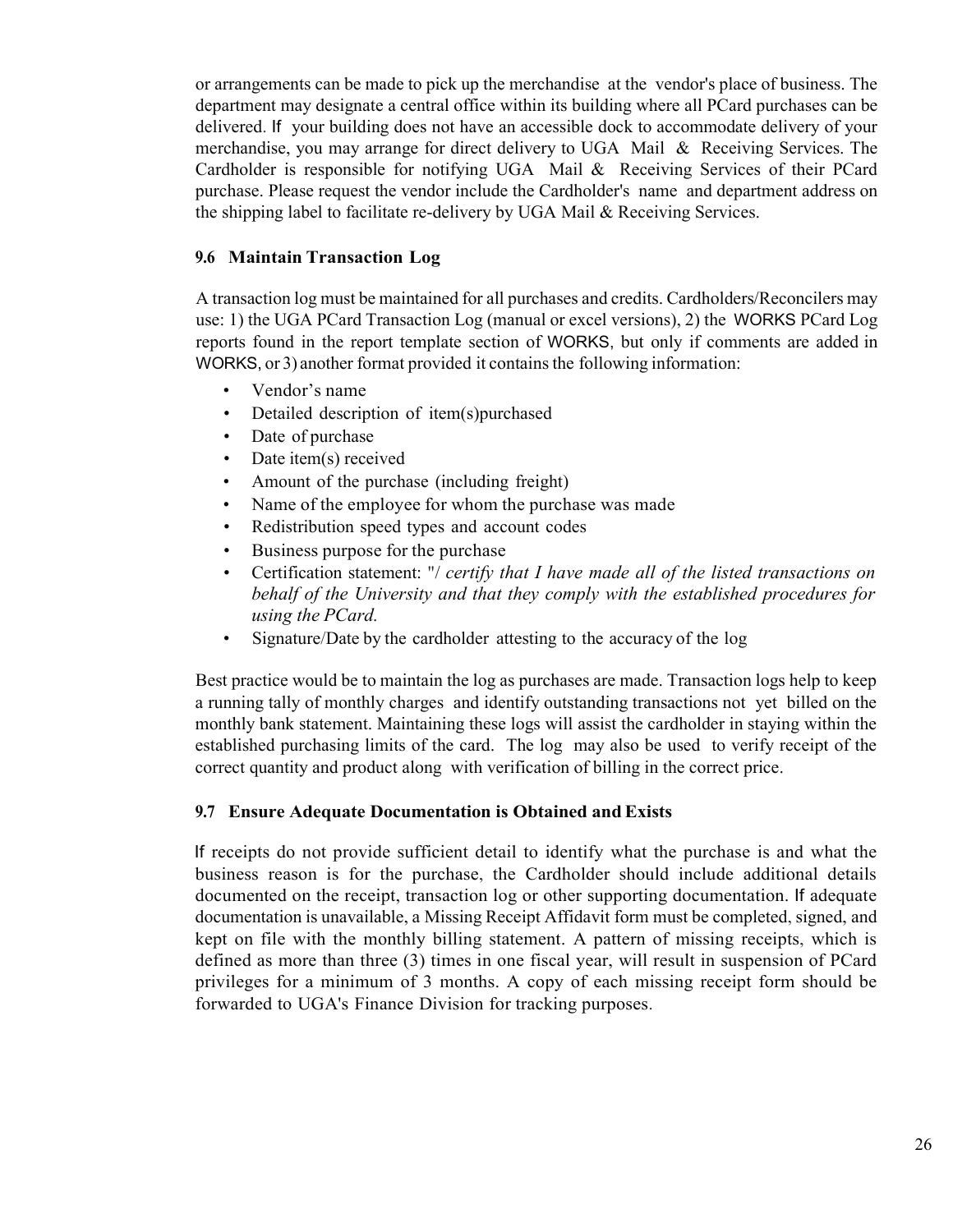or arrangements can be made to pick up the merchandise at the vendor's place of business. The department may designate a central office within its building where all PCard purchases can be delivered. If your building does not have an accessible dock to accommodate delivery of your merchandise, you may arrange for direct delivery to UGA Mail & Receiving Services. The Cardholder is responsible for notifying UGA Mail & Receiving Services of their PCard purchase. Please request the vendor include the Cardholder's name and department address on the shipping label to facilitate re-delivery by UGA Mail & Receiving Services.

### 9.6 Maintain Transaction Log

A transaction log must be maintained for all purchases and credits. Cardholders/Reconcilers may use: 1) the UGA PCard Transaction Log (manual or excel versions), 2) the WORKS PCard Log reports found in the report template section of WORKS, but only if comments are added in WORKS, or 3) another format provided it contains the following information:

- Vendor's name
- Detailed description of item(s)purchased
- Date of purchase
- Date item(s) received
- Amount of the purchase (including freight)
- Name of the employee for whom the purchase was made
- Redistribution speed types and account codes
- Business purpose for the purchase
- Certification statement: "/ *certify that I have made all of the listed transactions on behalf of the University and that they comply with the established procedures for using the PCard.*
- Signature/Date by the cardholder attesting to the accuracy of the log

Best practice would be to maintain the log as purchases are made. Transaction logs help to keep a running tally of monthly charges and identify outstanding transactions not yet billed on the monthly bank statement. Maintaining these logs will assist the cardholder in staying within the established purchasing limits of the card. The log may also be used to verify receipt of the correct quantity and product along with verification of billing in the correct price.

### 9.7 Ensure Adequate Documentation is Obtained and Exists

If receipts do not provide sufficient detail to identify what the purchase is and what the business reason is for the purchase, the Cardholder should include additional details documented on the receipt, transaction log or other supporting documentation. If adequate documentation is unavailable, a Missing Receipt Affidavit form must be completed, signed, and kept on file with the monthly billing statement. A pattern of missing receipts, which is defined as more than three (3) times in one fiscal year, will result in suspension of PCard privileges for a minimum of 3 months. A copy of each missing receipt form should be forwarded to UGA's Finance Division for tracking purposes.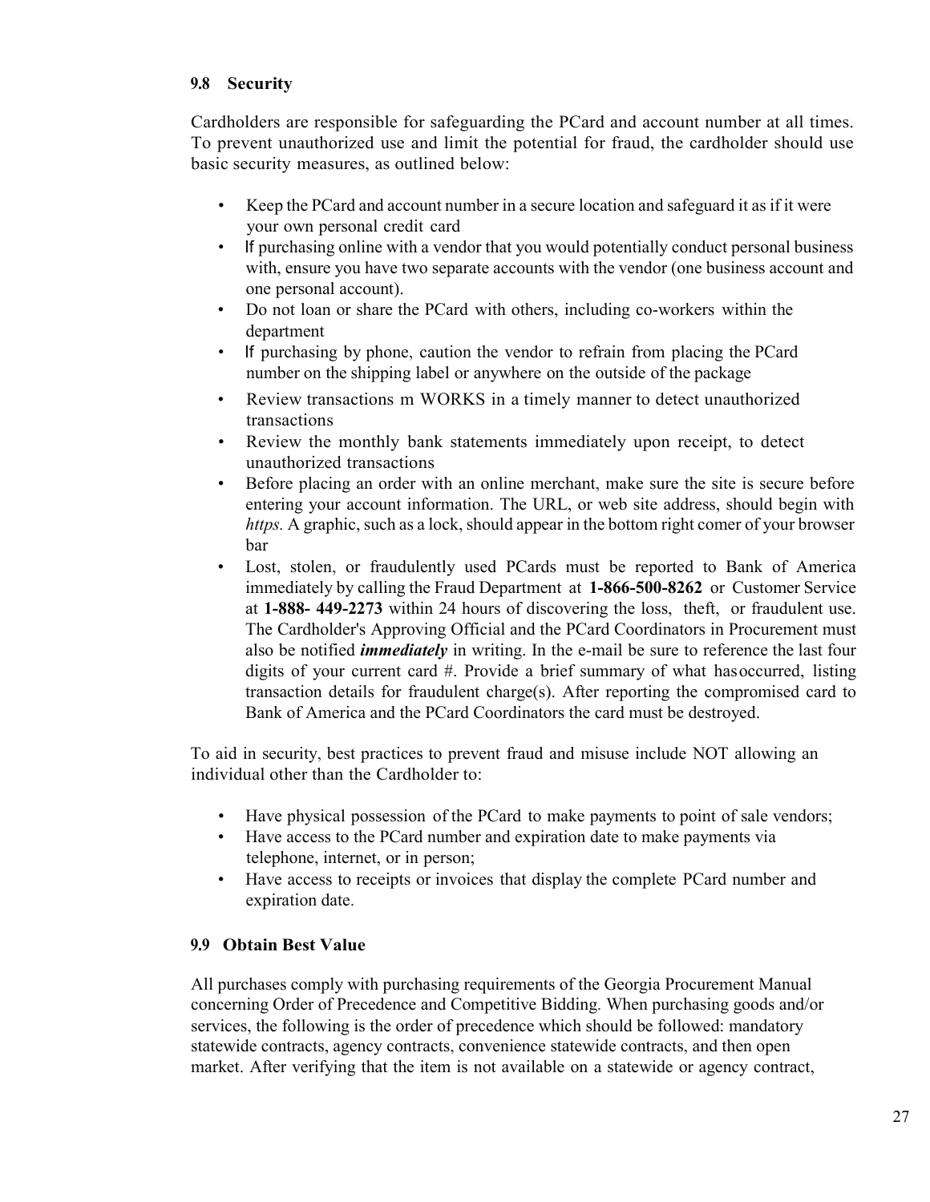### 9.8 Security

Cardholders are responsible for safeguarding the PCard and account number at all times. To prevent unauthorized use and limit the potential for fraud, the cardholder should use basic security measures, as outlined below:

- Keep the PCard and account number in a secure location and safeguard it as if it were your own personal credit card
- If purchasing online with a vendor that you would potentially conduct personal business with, ensure you have two separate accounts with the vendor (one business account and one personal account).
- Do not loan or share the PCard with others, including co-workers within the department
- If purchasing by phone, caution the vendor to refrain from placing the PCard number on the shipping label or anywhere on the outside of the package
- Review transactions m WORKS in a timely manner to detect unauthorized transactions
- Review the monthly bank statements immediately upon receipt, to detect unauthorized transactions
- Before placing an order with an online merchant, make sure the site is secure before entering your account information. The URL, or web site address, should begin with *https.* A graphic, such as a lock, should appear in the bottom right comer of your browser bar
- Lost, stolen, or fraudulently used PCards must be reported to Bank of America immediately by calling the Fraud Department at **1-866-500-8262** or Customer Service at **1-888- 449-2273** within 24 hours of discovering the loss, theft, or fraudulent use. The Cardholder's Approving Official and the PCard Coordinators in Procurement must also be notified ***immediately*** in writing. In the e-mail be sure to reference the last four digits of your current card #. Provide a brief summary of what hasoccurred, listing transaction details for fraudulent charge(s). After reporting the compromised card to Bank of America and the PCard Coordinators the card must be destroyed.

To aid in security, best practices to prevent fraud and misuse include NOT allowing an individual other than the Cardholder to:

- Have physical possession of the PCard to make payments to point of sale vendors;
- Have access to the PCard number and expiration date to make payments via telephone, internet, or in person;
- Have access to receipts or invoices that display the complete PCard number and expiration date.

### 9.9 Obtain Best Value

All purchases comply with purchasing requirements of the Georgia Procurement Manual concerning Order of Precedence and Competitive Bidding. When purchasing goods and/or services, the following is the order of precedence which should be followed: mandatory statewide contracts, agency contracts, convenience statewide contracts, and then open market. After verifying that the item is not available on a statewide or agency contract,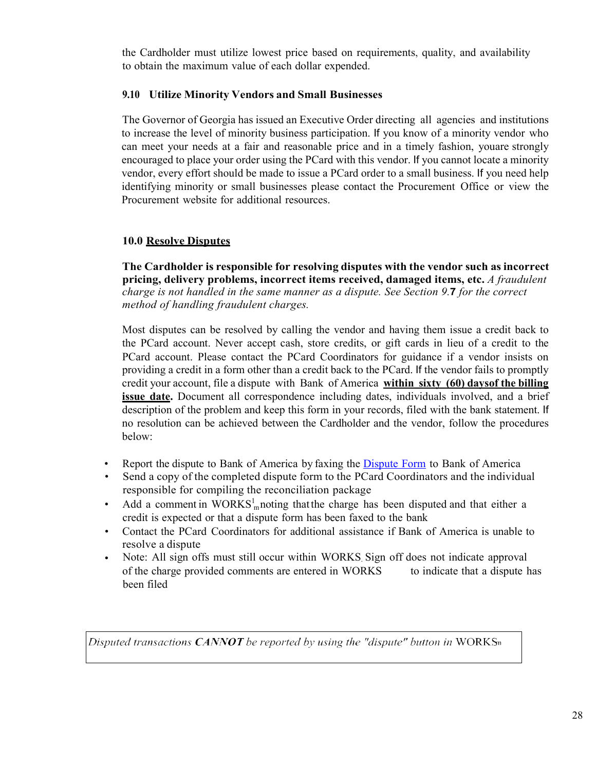the Cardholder must utilize lowest price based on requirements, quality, and availability to obtain the maximum value of each dollar expended.

### 9.10 Utilize Minority Vendors and Small Businesses

The Governor of Georgia has issued an Executive Order directing all agencies and institutions to increase the level of minority business participation. If you know of a minority vendor who can meet your needs at a fair and reasonable price and in a timely fashion, youare strongly encouraged to place your order using the PCard with this vendor. If you cannot locate a minority vendor, every effort should be made to issue a PCard order to a small business. If you need help identifying minority or small businesses please contact the Procurement Office or view the Procurement website for additional resources.

## 10.0 Resolve Disputes

**The Cardholder is responsible for resolving disputes with the vendor such as incorrect pricing, delivery problems, incorrect items received, damaged items, etc.** *A fraudulent charge is not handled in the same manner as a dispute. See Section 9.***7** *for the correct method of handling fraudulent charges.*

Most disputes can be resolved by calling the vendor and having them issue a credit back to the PCard account. Never accept cash, store credits, or gift cards in lieu of a credit to the PCard account. Please contact the PCard Coordinators for guidance if a vendor insists on providing a credit in a form other than a credit back to the PCard. If the vendor fails to promptly credit your account, file a dispute with Bank of America **within sixty (60) daysof the billing issue date.** Document all correspondence including dates, individuals involved, and a brief description of the problem and keep this form in your records, filed with the bank statement. If no resolution can be achieved between the Cardholder and the vendor, follow the procedures below:

- Report the dispute to Bank of America by faxing the Dispute Form to Bank of America
- Send a copy of the completed dispute form to the PCard Coordinators and the individual responsible for compiling the reconciliation package
- Add a comment in WORKS™ noting that the charge has been disputed and that either a credit is expected or that a dispute form has been faxed to the bank
- Contact the PCard Coordinators for additional assistance if Bank of America is unable to resolve a dispute
- Note: All sign offs must still occur within WORKS. Sign off does not indicate approval of the charge provided comments are entered in WORKS to indicate that a dispute has been filed

*Disputed transactions* ***CANNOT*** *be reported by using the "dispute" button in* WORKS™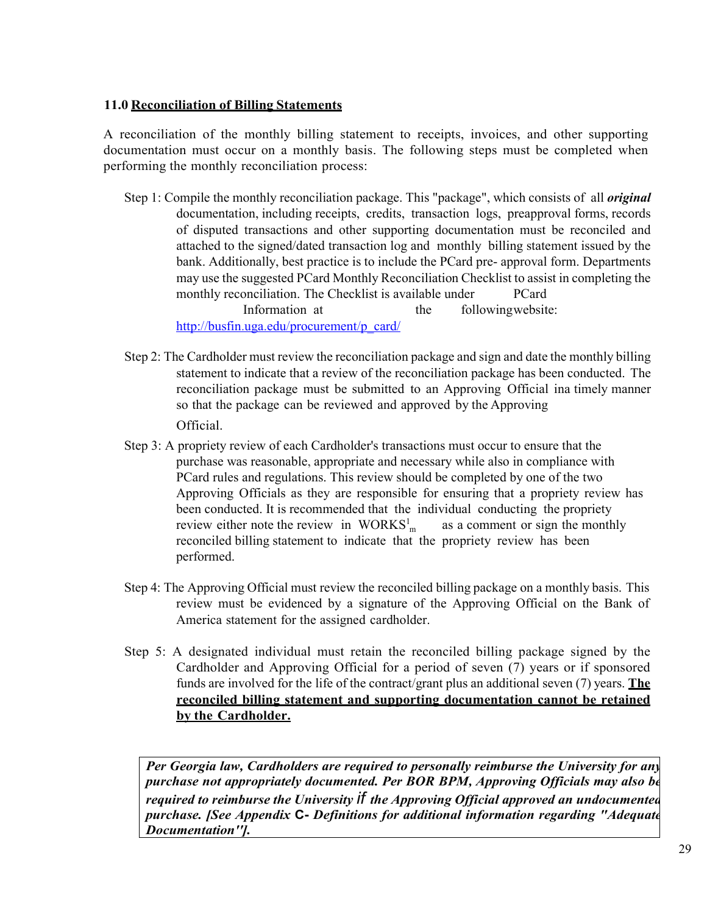## 11.0 Reconciliation of Billing Statements

A reconciliation of the monthly billing statement to receipts, invoices, and other supporting documentation must occur on a monthly basis. The following steps must be completed when performing the monthly reconciliation process:

Step 1: Compile the monthly reconciliation package. This "package", which consists of all ***original*** documentation, including receipts, credits, transaction logs, preapproval forms, records of disputed transactions and other supporting documentation must be reconciled and attached to the signed/dated transaction log and monthly billing statement issued by the bank. Additionally, best practice is to include the PCard pre- approval form. Departments may use the suggested PCard Monthly Reconciliation Checklist to assist in completing the monthly reconciliation. The Checklist is available under PCard Information at the following website: http://busfin.uga.edu/procurement/p_card/

Step 2: The Cardholder must review the reconciliation package and sign and date the monthly billing statement to indicate that a review of the reconciliation package has been conducted. The reconciliation package must be submitted to an Approving Official ina timely manner so that the package can be reviewed and approved by the Approving Official.

Step 3: A propriety review of each Cardholder's transactions must occur to ensure that the purchase was reasonable, appropriate and necessary while also in compliance with PCard rules and regulations. This review should be completed by one of the two Approving Officials as they are responsible for ensuring that a propriety review has been conducted. It is recommended that the individual conducting the propriety review either note the review in WORKS[1]m as a comment or sign the monthly reconciled billing statement to indicate that the propriety review has been performed.

Step 4: The Approving Official must review the reconciled billing package on a monthly basis. This review must be evidenced by a signature of the Approving Official on the Bank of America statement for the assigned cardholder.

Step 5: A designated individual must retain the reconciled billing package signed by the Cardholder and Approving Official for a period of seven (7) years or if sponsored funds are involved for the life of the contract/grant plus an additional seven (7) years. **The reconciled billing statement and supporting documentation cannot be retained by the Cardholder.**

> ***Per Georgia law, Cardholders are required to personally reimburse the University for any purchase not appropriately documented. Per BOR BPM, Approving Officials may also be required to reimburse the University if the Approving Official approved an undocumented purchase. [See Appendix C- Definitions for additional information regarding "Adequate Documentation"].***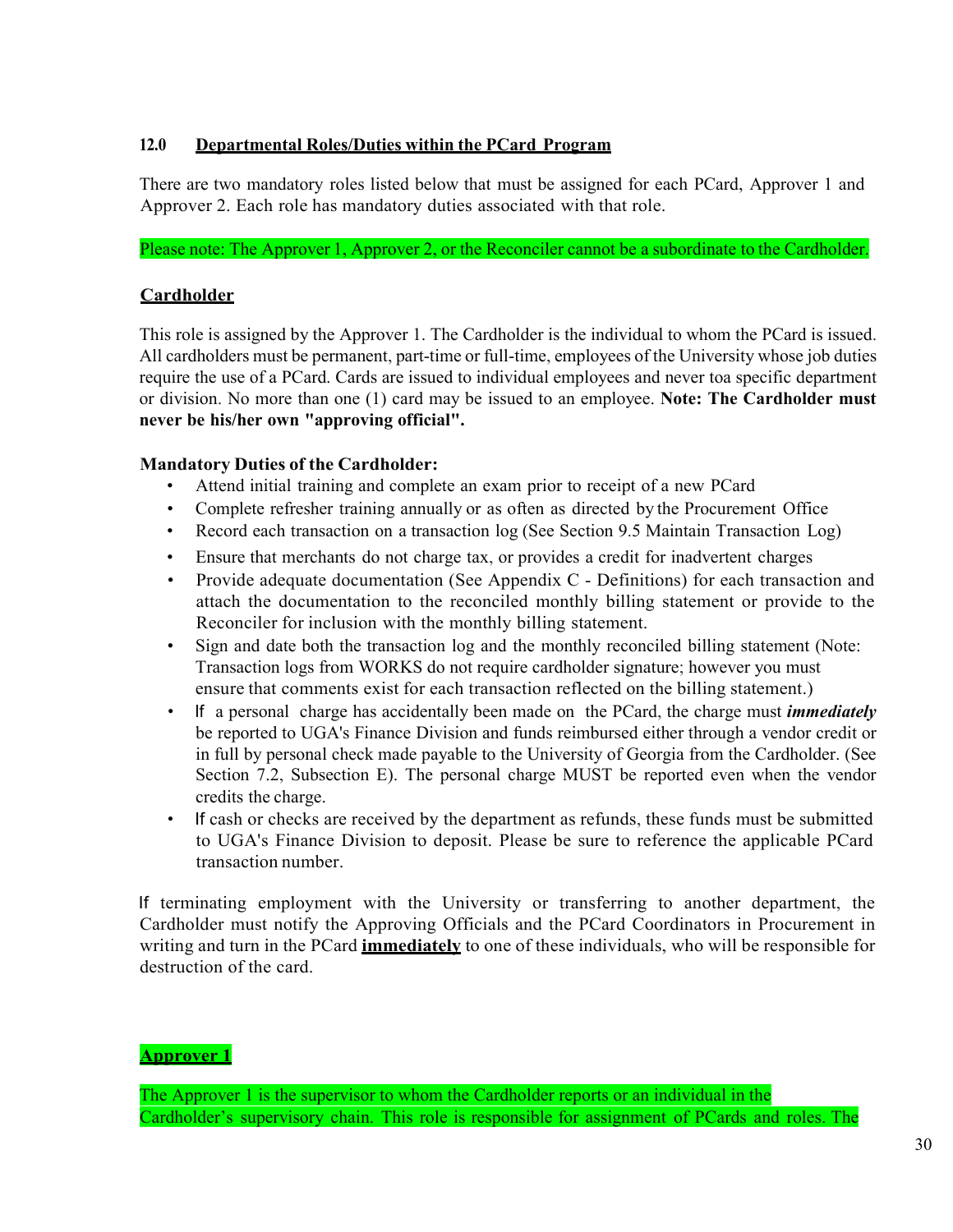## 12.0 Departmental Roles/Duties within the PCard Program

There are two mandatory roles listed below that must be assigned for each PCard, Approver 1 and Approver 2. Each role has mandatory duties associated with that role.

Please note: The Approver 1, Approver 2, or the Reconciler cannot be a subordinate to the Cardholder.

### Cardholder

This role is assigned by the Approver 1. The Cardholder is the individual to whom the PCard is issued. All cardholders must be permanent, part-time or full-time, employees of the University whose job duties require the use of a PCard. Cards are issued to individual employees and never toa specific department or division. No more than one (1) card may be issued to an employee. **Note: The Cardholder must never be his/her own "approving official".**

**Mandatory Duties of the Cardholder:**

- Attend initial training and complete an exam prior to receipt of a new PCard
- Complete refresher training annually or as often as directed by the Procurement Office
- Record each transaction on a transaction log (See Section 9.5 Maintain Transaction Log)
- Ensure that merchants do not charge tax, or provides a credit for inadvertent charges
- Provide adequate documentation (See Appendix C - Definitions) for each transaction and attach the documentation to the reconciled monthly billing statement or provide to the Reconciler for inclusion with the monthly billing statement.
- Sign and date both the transaction log and the monthly reconciled billing statement (Note: Transaction logs from WORKS do not require cardholder signature; however you must ensure that comments exist for each transaction reflected on the billing statement.)
- If a personal charge has accidentally been made on the PCard, the charge must ***immediately*** be reported to UGA's Finance Division and funds reimbursed either through a vendor credit or in full by personal check made payable to the University of Georgia from the Cardholder. (See Section 7.2, Subsection E). The personal charge MUST be reported even when the vendor credits the charge.
- If cash or checks are received by the department as refunds, these funds must be submitted to UGA's Finance Division to deposit. Please be sure to reference the applicable PCard transaction number.

If terminating employment with the University or transferring to another department, the Cardholder must notify the Approving Officials and the PCard Coordinators in Procurement in writing and turn in the PCard **immediately** to one of these individuals, who will be responsible for destruction of the card.

### Approver 1

The Approver 1 is the supervisor to whom the Cardholder reports or an individual in the Cardholder's supervisory chain. This role is responsible for assignment of PCards and roles. The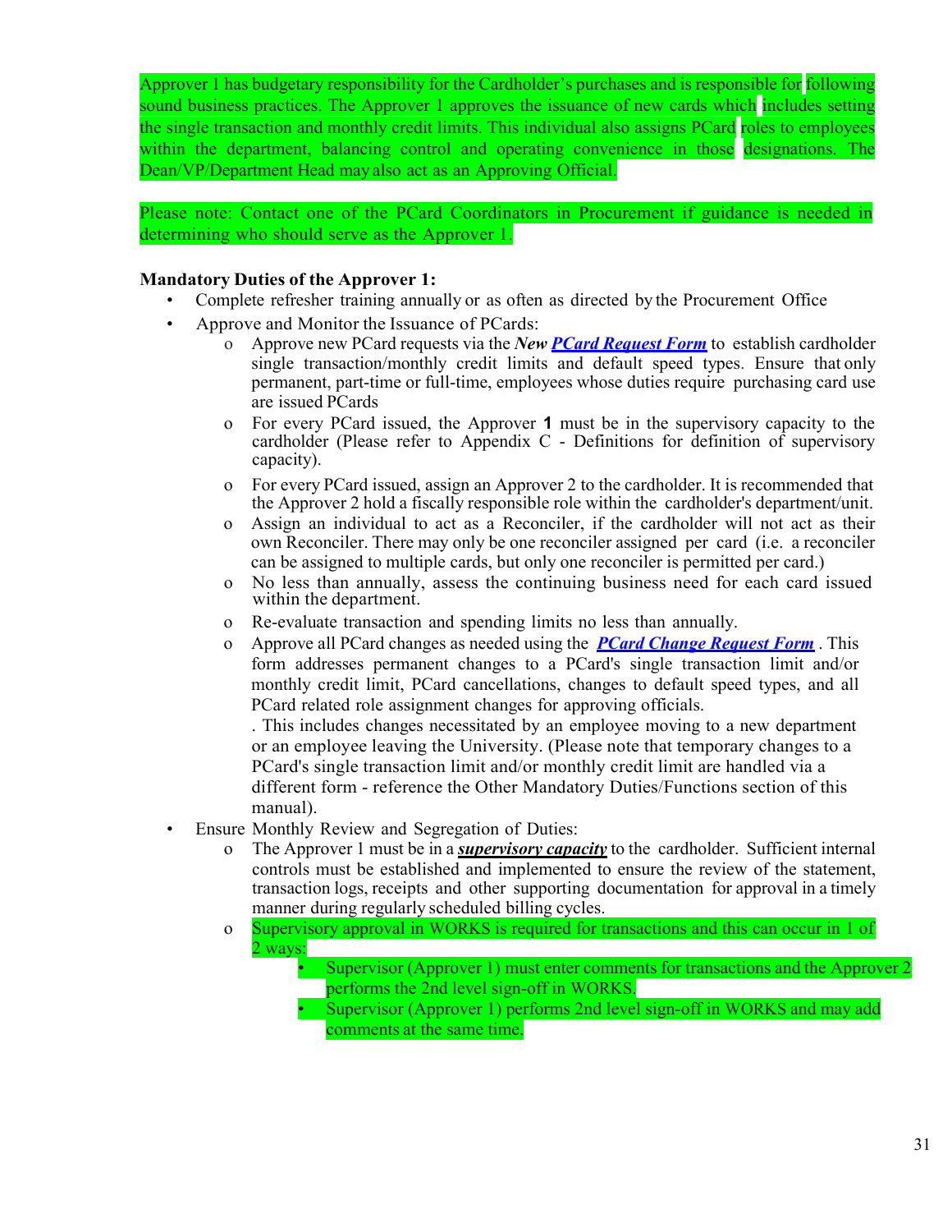Approver 1 has budgetary responsibility for the Cardholder's purchases and is responsible for following sound business practices. The Approver 1 approves the issuance of new cards which includes setting the single transaction and monthly credit limits. This individual also assigns PCard roles to employees within the department, balancing control and operating convenience in those designations. The Dean/VP/Department Head may also act as an Approving Official.

Please note: Contact one of the PCard Coordinators in Procurement if guidance is needed in determining who should serve as the Approver 1.

**Mandatory Duties of the Approver 1:**

- Complete refresher training annually or as often as directed by the Procurement Office
- Approve and Monitor the Issuance of PCards:
  - Approve new PCard requests via the ***New*** ***PCard Request Form*** to establish cardholder single transaction/monthly credit limits and default speed types. Ensure that only permanent, part-time or full-time, employees whose duties require purchasing card use are issued PCards
  - For every PCard issued, the Approver **1** must be in the supervisory capacity to the cardholder (Please refer to Appendix C - Definitions for definition of supervisory capacity).
  - For every PCard issued, assign an Approver 2 to the cardholder. It is recommended that the Approver 2 hold a fiscally responsible role within the cardholder's department/unit.
  - Assign an individual to act as a Reconciler, if the cardholder will not act as their own Reconciler. There may only be one reconciler assigned per card (i.e. a reconciler can be assigned to multiple cards, but only one reconciler is permitted per card.)
  - No less than annually, assess the continuing business need for each card issued within the department.
  - Re-evaluate transaction and spending limits no less than annually.
  - Approve all PCard changes as needed using the ***PCard Change Request Form*** . This form addresses permanent changes to a PCard's single transaction limit and/or monthly credit limit, PCard cancellations, changes to default speed types, and all PCard related role assignment changes for approving officials.

    . This includes changes necessitated by an employee moving to a new department or an employee leaving the University. (Please note that temporary changes to a PCard's single transaction limit and/or monthly credit limit are handled via a different form - reference the Other Mandatory Duties/Functions section of this manual).
- Ensure Monthly Review and Segregation of Duties:
  - The Approver 1 must be in a ***supervisory capacity*** to the cardholder. Sufficient internal controls must be established and implemented to ensure the review of the statement, transaction logs, receipts and other supporting documentation for approval in a timely manner during regularly scheduled billing cycles.
  - Supervisory approval in WORKS is required for transactions and this can occur in 1 of 2 ways:
    - Supervisor (Approver 1) must enter comments for transactions and the Approver 2 performs the 2nd level sign-off in WORKS.
    - Supervisor (Approver 1) performs 2nd level sign-off in WORKS and may add comments at the same time.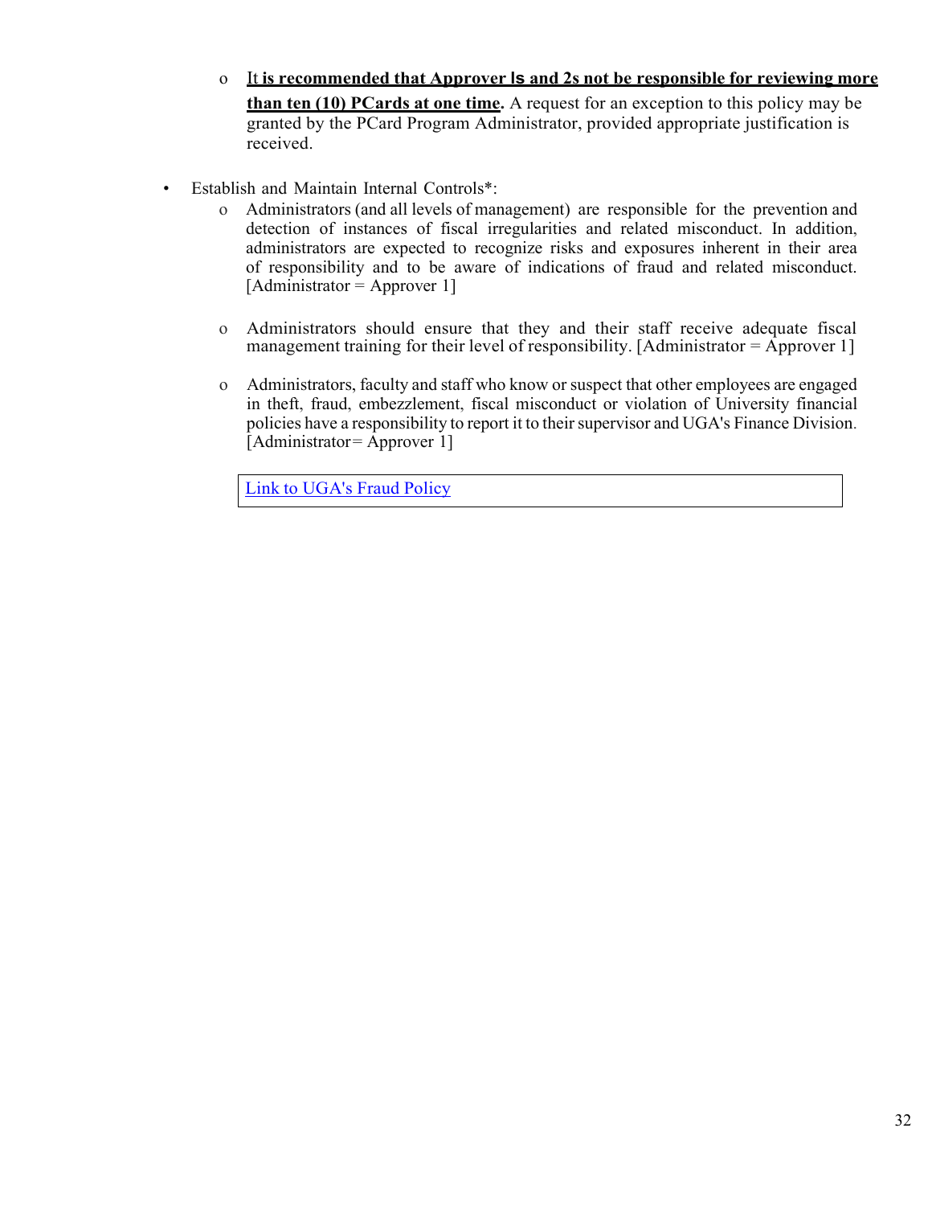- It **is recommended that Approver 1s and 2s not be responsible for reviewing more than ten (10) PCards at one time**. A request for an exception to this policy may be granted by the PCard Program Administrator, provided appropriate justification is received.

- Establish and Maintain Internal Controls*:
  - Administrators (and all levels of management) are responsible for the prevention and detection of instances of fiscal irregularities and related misconduct. In addition, administrators are expected to recognize risks and exposures inherent in their area of responsibility and to be aware of indications of fraud and related misconduct. [Administrator = Approver 1]

  - Administrators should ensure that they and their staff receive adequate fiscal management training for their level of responsibility. [Administrator = Approver 1]

  - Administrators, faculty and staff who know or suspect that other employees are engaged in theft, fraud, embezzlement, fiscal misconduct or violation of University financial policies have a responsibility to report it to their supervisor and UGA's Finance Division. [Administrator= Approver 1]

Link to UGA's Fraud Policy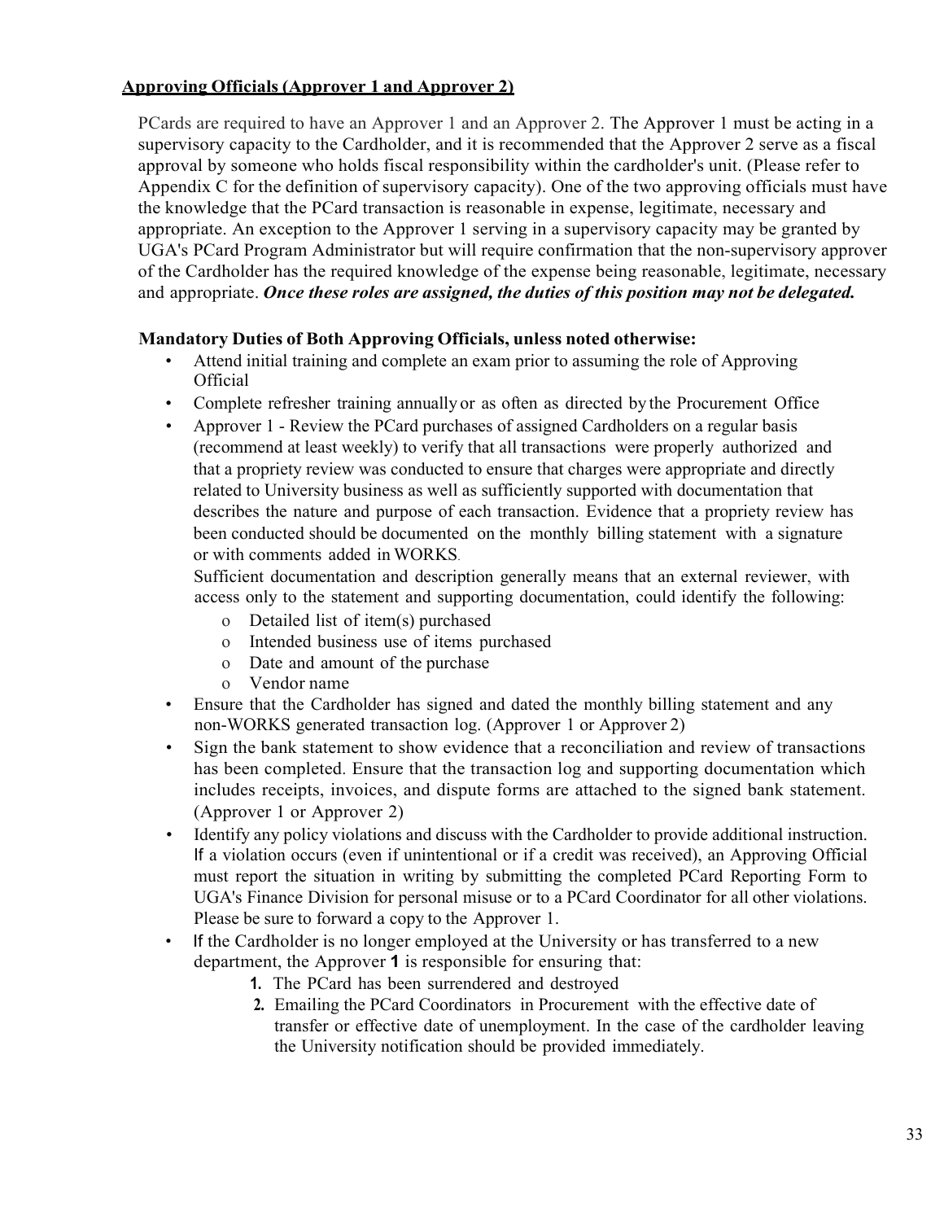**Approving Officials (Approver 1 and Approver 2)**

PCards are required to have an Approver 1 and an Approver 2. The Approver 1 must be acting in a supervisory capacity to the Cardholder, and it is recommended that the Approver 2 serve as a fiscal approval by someone who holds fiscal responsibility within the cardholder's unit. (Please refer to Appendix C for the definition of supervisory capacity). One of the two approving officials must have the knowledge that the PCard transaction is reasonable in expense, legitimate, necessary and appropriate. An exception to the Approver 1 serving in a supervisory capacity may be granted by UGA's PCard Program Administrator but will require confirmation that the non-supervisory approver of the Cardholder has the required knowledge of the expense being reasonable, legitimate, necessary and appropriate. ***Once these roles are assigned, the duties of this position may not be delegated.***

**Mandatory Duties of Both Approving Officials, unless noted otherwise:**

- Attend initial training and complete an exam prior to assuming the role of Approving Official
- Complete refresher training annually or as often as directed by the Procurement Office
- Approver 1 - Review the PCard purchases of assigned Cardholders on a regular basis (recommend at least weekly) to verify that all transactions were properly authorized and that a propriety review was conducted to ensure that charges were appropriate and directly related to University business as well as sufficiently supported with documentation that describes the nature and purpose of each transaction. Evidence that a propriety review has been conducted should be documented on the monthly billing statement with a signature or with comments added in WORKS.
  Sufficient documentation and description generally means that an external reviewer, with access only to the statement and supporting documentation, could identify the following:
  - Detailed list of item(s) purchased
  - Intended business use of items purchased
  - Date and amount of the purchase
  - Vendor name
- Ensure that the Cardholder has signed and dated the monthly billing statement and any non-WORKS generated transaction log. (Approver 1 or Approver 2)
- Sign the bank statement to show evidence that a reconciliation and review of transactions has been completed. Ensure that the transaction log and supporting documentation which includes receipts, invoices, and dispute forms are attached to the signed bank statement. (Approver 1 or Approver 2)
- Identify any policy violations and discuss with the Cardholder to provide additional instruction. If a violation occurs (even if unintentional or if a credit was received), an Approving Official must report the situation in writing by submitting the completed PCard Reporting Form to UGA's Finance Division for personal misuse or to a PCard Coordinator for all other violations. Please be sure to forward a copy to the Approver 1.
- If the Cardholder is no longer employed at the University or has transferred to a new department, the Approver **1** is responsible for ensuring that:
  1. The PCard has been surrendered and destroyed
  2. Emailing the PCard Coordinators in Procurement with the effective date of transfer or effective date of unemployment. In the case of the cardholder leaving the University notification should be provided immediately.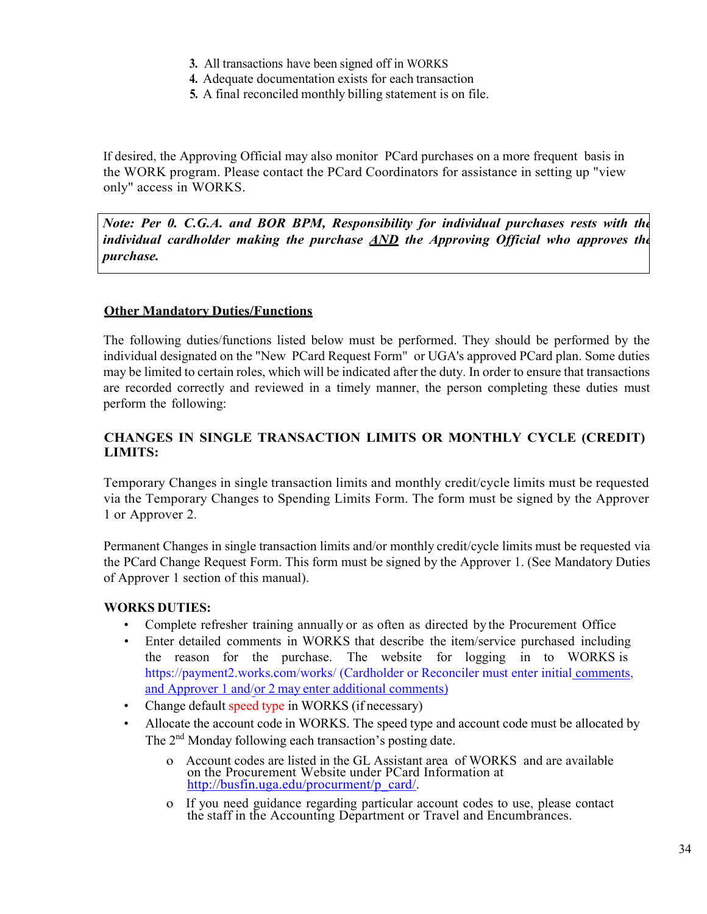3. All transactions have been signed off in WORKS
4. Adequate documentation exists for each transaction
5. A final reconciled monthly billing statement is on file.

If desired, the Approving Official may also monitor PCard purchases on a more frequent basis in the WORK program. Please contact the PCard Coordinators for assistance in setting up "view only" access in WORKS.

> ***Note: Per 0. C.G.A. and BOR BPM, Responsibility for individual purchases rests with the individual cardholder making the purchase <u>AND</u> the Approving Official who approves the purchase.***

## <u>Other Mandatory Duties/Functions</u>

The following duties/functions listed below must be performed. They should be performed by the individual designated on the "New PCard Request Form" or UGA's approved PCard plan. Some duties may be limited to certain roles, which will be indicated after the duty. In order to ensure that transactions are recorded correctly and reviewed in a timely manner, the person completing these duties must perform the following:

### CHANGES IN SINGLE TRANSACTION LIMITS OR MONTHLY CYCLE (CREDIT) LIMITS:

Temporary Changes in single transaction limits and monthly credit/cycle limits must be requested via the Temporary Changes to Spending Limits Form. The form must be signed by the Approver 1 or Approver 2.

Permanent Changes in single transaction limits and/or monthly credit/cycle limits must be requested via the PCard Change Request Form. This form must be signed by the Approver 1. (See Mandatory Duties of Approver 1 section of this manual).

### WORKS DUTIES:

- Complete refresher training annually or as often as directed by the Procurement Office
- Enter detailed comments in WORKS that describe the item/service purchased including the reason for the purchase. The website for logging in to WORKS is https://payment2.works.com/works/ (Cardholder or Reconciler must enter initial comments, and Approver 1 and/or 2 may enter additional comments)
- Change default speed type in WORKS (if necessary)
- Allocate the account code in WORKS. The speed type and account code must be allocated by The 2nd Monday following each transaction's posting date.
  - Account codes are listed in the GL Assistant area of WORKS and are available on the Procurement Website under PCard Information at http://busfin.uga.edu/procurment/p_card/.
  - If you need guidance regarding particular account codes to use, please contact the staff in the Accounting Department or Travel and Encumbrances.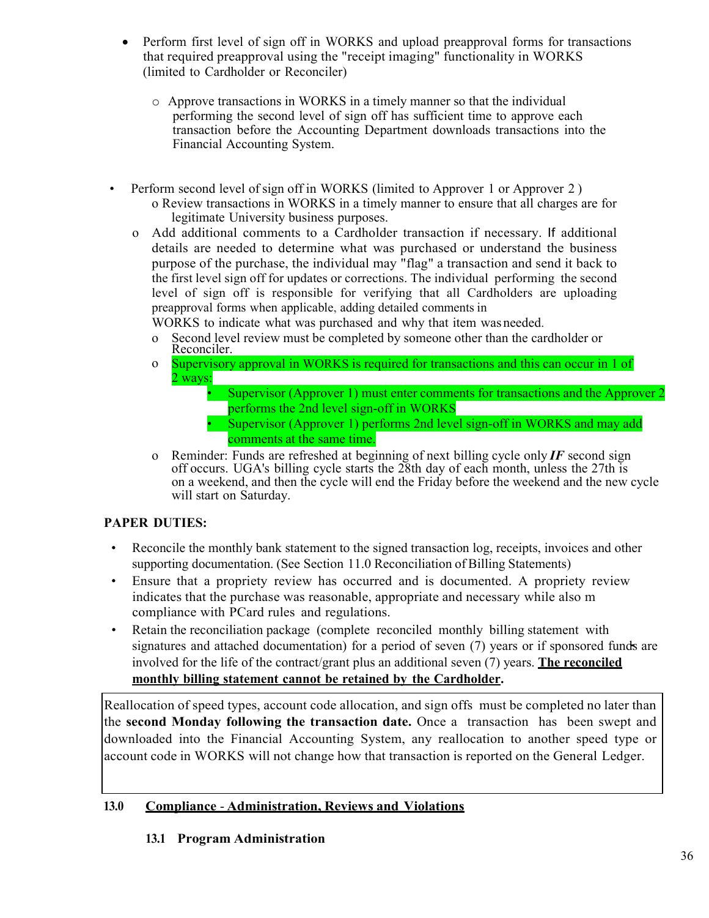- Perform first level of sign off in WORKS and upload preapproval forms for transactions that required preapproval using the "receipt imaging" functionality in WORKS (limited to Cardholder or Reconciler)
  - Approve transactions in WORKS in a timely manner so that the individual performing the second level of sign off has sufficient time to approve each transaction before the Accounting Department downloads transactions into the Financial Accounting System.

- Perform second level of sign off in WORKS (limited to Approver 1 or Approver 2 )
  - Review transactions in WORKS in a timely manner to ensure that all charges are for legitimate University business purposes.
  - Add additional comments to a Cardholder transaction if necessary. If additional details are needed to determine what was purchased or understand the business purpose of the purchase, the individual may "flag" a transaction and send it back to the first level sign off for updates or corrections. The individual performing the second level of sign off is responsible for verifying that all Cardholders are uploading preapproval forms when applicable, adding detailed comments in WORKS to indicate what was purchased and why that item was needed.
  - Second level review must be completed by someone other than the cardholder or Reconciler.
  - Supervisory approval in WORKS is required for transactions and this can occur in 1 of 2 ways:
    - Supervisor (Approver 1) must enter comments for transactions and the Approver 2 performs the 2nd level sign-off in WORKS
    - Supervisor (Approver 1) performs 2nd level sign-off in WORKS and may add comments at the same time.
  - Reminder: Funds are refreshed at beginning of next billing cycle only ***IF*** second sign off occurs. UGA's billing cycle starts the 28th day of each month, unless the 27th is on a weekend, and then the cycle will end the Friday before the weekend and the new cycle will start on Saturday.

**PAPER DUTIES:**

- Reconcile the monthly bank statement to the signed transaction log, receipts, invoices and other supporting documentation. (See Section 11.0 Reconciliation of Billing Statements)
- Ensure that a propriety review has occurred and is documented. A propriety review indicates that the purchase was reasonable, appropriate and necessary while also m compliance with PCard rules and regulations.
- Retain the reconciliation package (complete reconciled monthly billing statement with signatures and attached documentation) for a period of seven (7) years or if sponsored funds are involved for the life of the contract/grant plus an additional seven (7) years. **The reconciled monthly billing statement cannot be retained by the Cardholder.**

Reallocation of speed types, account code allocation, and sign offs must be completed no later than the **second Monday following the transaction date.** Once a transaction has been swept and downloaded into the Financial Accounting System, any reallocation to another speed type or account code in WORKS will not change how that transaction is reported on the General Ledger.

## 13.0 Compliance - Administration, Reviews and Violations

### 13.1 Program Administration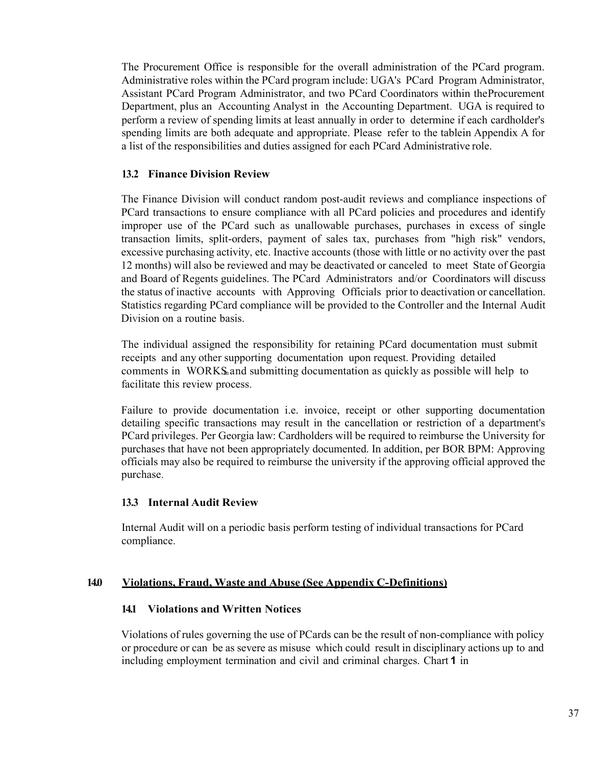The Procurement Office is responsible for the overall administration of the PCard program. Administrative roles within the PCard program include: UGA's PCard Program Administrator, Assistant PCard Program Administrator, and two PCard Coordinators within the Procurement Department, plus an Accounting Analyst in the Accounting Department. UGA is required to perform a review of spending limits at least annually in order to determine if each cardholder's spending limits are both adequate and appropriate. Please refer to the table in Appendix A for a list of the responsibilities and duties assigned for each PCard Administrative role.

### 13.2 Finance Division Review

The Finance Division will conduct random post-audit reviews and compliance inspections of PCard transactions to ensure compliance with all PCard policies and procedures and identify improper use of the PCard such as unallowable purchases, purchases in excess of single transaction limits, split-orders, payment of sales tax, purchases from "high risk" vendors, excessive purchasing activity, etc. Inactive accounts (those with little or no activity over the past 12 months) will also be reviewed and may be deactivated or canceled to meet State of Georgia and Board of Regents guidelines. The PCard Administrators and/or Coordinators will discuss the status of inactive accounts with Approving Officials prior to deactivation or cancellation. Statistics regarding PCard compliance will be provided to the Controller and the Internal Audit Division on a routine basis.

The individual assigned the responsibility for retaining PCard documentation must submit receipts and any other supporting documentation upon request. Providing detailed comments in WORKS and submitting documentation as quickly as possible will help to facilitate this review process.

Failure to provide documentation i.e. invoice, receipt or other supporting documentation detailing specific transactions may result in the cancellation or restriction of a department's PCard privileges. Per Georgia law: Cardholders will be required to reimburse the University for purchases that have not been appropriately documented. In addition, per BOR BPM: Approving officials may also be required to reimburse the university if the approving official approved the purchase.

### 13.3 Internal Audit Review

Internal Audit will on a periodic basis perform testing of individual transactions for PCard compliance.

## 14.0 <u>Violations, Fraud, Waste and Abuse (See Appendix C-Definitions)</u>

### 14.1 Violations and Written Notices

Violations of rules governing the use of PCards can be the result of non-compliance with policy or procedure or can be as severe as misuse which could result in disciplinary actions up to and including employment termination and civil and criminal charges. Chart **1** in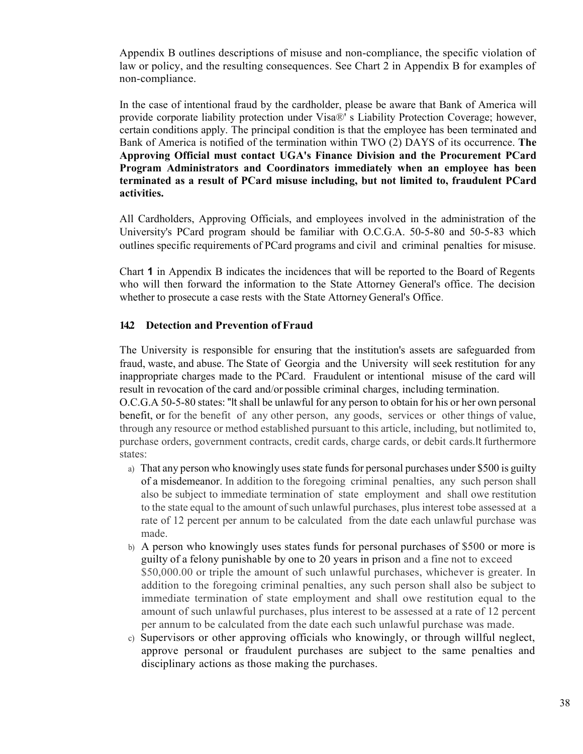Appendix B outlines descriptions of misuse and non-compliance, the specific violation of law or policy, and the resulting consequences. See Chart 2 in Appendix B for examples of non-compliance.

In the case of intentional fraud by the cardholder, please be aware that Bank of America will provide corporate liability protection under Visa®' s Liability Protection Coverage; however, certain conditions apply. The principal condition is that the employee has been terminated and Bank of America is notified of the termination within TWO (2) DAYS of its occurrence. **The Approving Official must contact UGA's Finance Division and the Procurement PCard Program Administrators and Coordinators immediately when an employee has been terminated as a result of PCard misuse including, but not limited to, fraudulent PCard activities.**

All Cardholders, Approving Officials, and employees involved in the administration of the University's PCard program should be familiar with O.C.G.A. 50-5-80 and 50-5-83 which outlines specific requirements of PCard programs and civil and criminal penalties for misuse.

Chart **1** in Appendix B indicates the incidences that will be reported to the Board of Regents who will then forward the information to the State Attorney General's office. The decision whether to prosecute a case rests with the State Attorney General's Office.

### 14.2 Detection and Prevention of Fraud

The University is responsible for ensuring that the institution's assets are safeguarded from fraud, waste, and abuse. The State of Georgia and the University will seek restitution for any inappropriate charges made to the PCard. Fraudulent or intentional misuse of the card will result in revocation of the card and/or possible criminal charges, including termination.
O.C.G.A 50-5-80 states: "It shall be unlawful for any person to obtain for his or her own personal benefit, or for the benefit of any other person, any goods, services or other things of value, through any resource or method established pursuant to this article, including, but notlimited to, purchase orders, government contracts, credit cards, charge cards, or debit cards.It furthermore states:

a) That any person who knowingly uses state funds for personal purchases under $500 is guilty of a misdemeanor. In addition to the foregoing criminal penalties, any such person shall also be subject to immediate termination of state employment and shall owe restitution to the state equal to the amount of such unlawful purchases, plus interest tobe assessed at a rate of 12 percent per annum to be calculated from the date each unlawful purchase was made.
b) A person who knowingly uses states funds for personal purchases of $500 or more is guilty of a felony punishable by one to 20 years in prison and a fine not to exceed $50,000.00 or triple the amount of such unlawful purchases, whichever is greater. In addition to the foregoing criminal penalties, any such person shall also be subject to immediate termination of state employment and shall owe restitution equal to the amount of such unlawful purchases, plus interest to be assessed at a rate of 12 percent per annum to be calculated from the date each such unlawful purchase was made.
c) Supervisors or other approving officials who knowingly, or through willful neglect, approve personal or fraudulent purchases are subject to the same penalties and disciplinary actions as those making the purchases.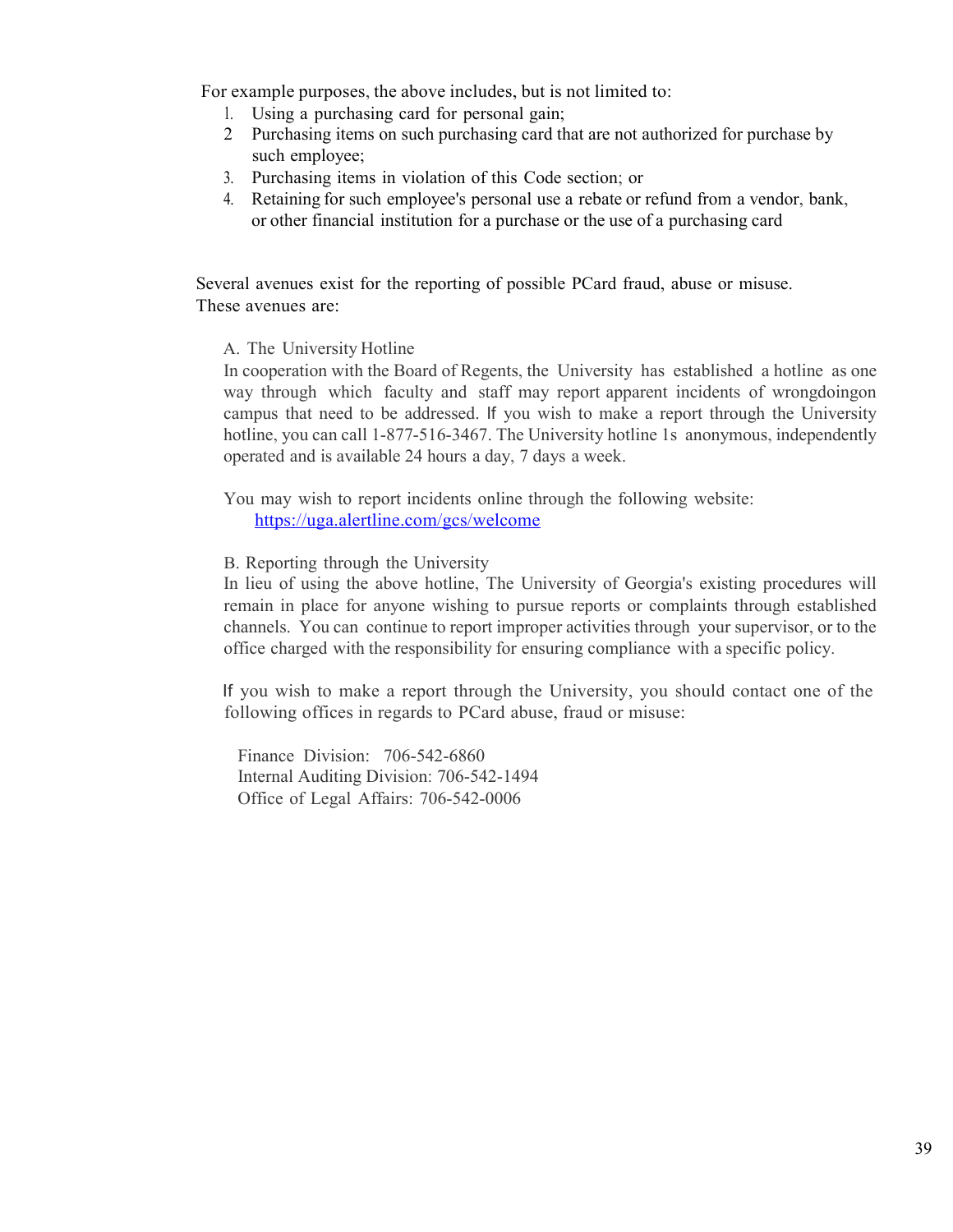For example purposes, the above includes, but is not limited to:

1. Using a purchasing card for personal gain;
2. Purchasing items on such purchasing card that are not authorized for purchase by such employee;
3. Purchasing items in violation of this Code section; or
4. Retaining for such employee's personal use a rebate or refund from a vendor, bank, or other financial institution for a purchase or the use of a purchasing card

Several avenues exist for the reporting of possible PCard fraud, abuse or misuse. These avenues are:

A. The University Hotline

In cooperation with the Board of Regents, the University has established a hotline as one way through which faculty and staff may report apparent incidents of wrongdoingon campus that need to be addressed. If you wish to make a report through the University hotline, you can call 1-877-516-3467. The University hotline 1s anonymous, independently operated and is available 24 hours a day, 7 days a week.

You may wish to report incidents online through the following website:
[https://uga.alertline.com/gcs/welcome](https://uga.alertline.com/gcs/welcome)

B. Reporting through the University

In lieu of using the above hotline, The University of Georgia's existing procedures will remain in place for anyone wishing to pursue reports or complaints through established channels. You can continue to report improper activities through your supervisor, or to the office charged with the responsibility for ensuring compliance with a specific policy.

If you wish to make a report through the University, you should contact one of the following offices in regards to PCard abuse, fraud or misuse:

Finance Division: 706-542-6860
Internal Auditing Division: 706-542-1494
Office of Legal Affairs: 706-542-0006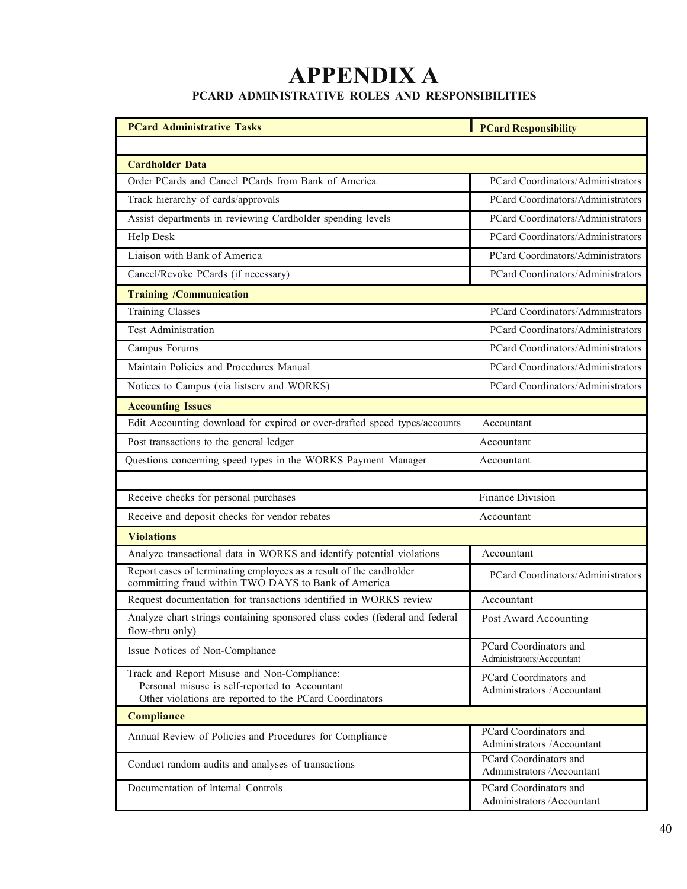# APPENDIX A

## PCARD ADMINISTRATIVE ROLES AND RESPONSIBILITIES

| PCard Administrative Tasks | PCard Responsibility |
|---|---|
| | |
| **Cardholder Data** | |
| Order PCards and Cancel PCards from Bank of America | PCard Coordinators/Administrators |
| Track hierarchy of cards/approvals | PCard Coordinators/Administrators |
| Assist departments in reviewing Cardholder spending levels | PCard Coordinators/Administrators |
| Help Desk | PCard Coordinators/Administrators |
| Liaison with Bank of America | PCard Coordinators/Administrators |
| Cancel/Revoke PCards (if necessary) | PCard Coordinators/Administrators |
| **Training /Communication** | |
| Training Classes | PCard Coordinators/Administrators |
| Test Administration | PCard Coordinators/Administrators |
| Campus Forums | PCard Coordinators/Administrators |
| Maintain Policies and Procedures Manual | PCard Coordinators/Administrators |
| Notices to Campus (via listserv and WORKS) | PCard Coordinators/Administrators |
| **Accounting Issues** | |
| Edit Accounting download for expired or over-drafted speed types/accounts | Accountant |
| Post transactions to the general ledger | Accountant |
| Questions concerning speed types in the WORKS Payment Manager | Accountant |
| | |
| Receive checks for personal purchases | Finance Division |
| Receive and deposit checks for vendor rebates | Accountant |
| **Violations** | |
| Analyze transactional data in WORKS and identify potential violations | Accountant |
| Report cases of terminating employees as a result of the cardholder committing fraud within TWO DAYS to Bank of America | PCard Coordinators/Administrators |
| Request documentation for transactions identified in WORKS review | Accountant |
| Analyze chart strings containing sponsored class codes (federal and federal flow-thru only) | Post Award Accounting |
| Issue Notices of Non-Compliance | PCard Coordinators and Administrators/Accountant |
| Track and Report Misuse and Non-Compliance: Personal misuse is self-reported to Accountant Other violations are reported to the PCard Coordinators | PCard Coordinators and Administrators /Accountant |
| **Compliance** | |
| Annual Review of Policies and Procedures for Compliance | PCard Coordinators and Administrators /Accountant |
| Conduct random audits and analyses of transactions | PCard Coordinators and Administrators /Accountant |
| Documentation of lntemal Controls | PCard Coordinators and Administrators /Accountant |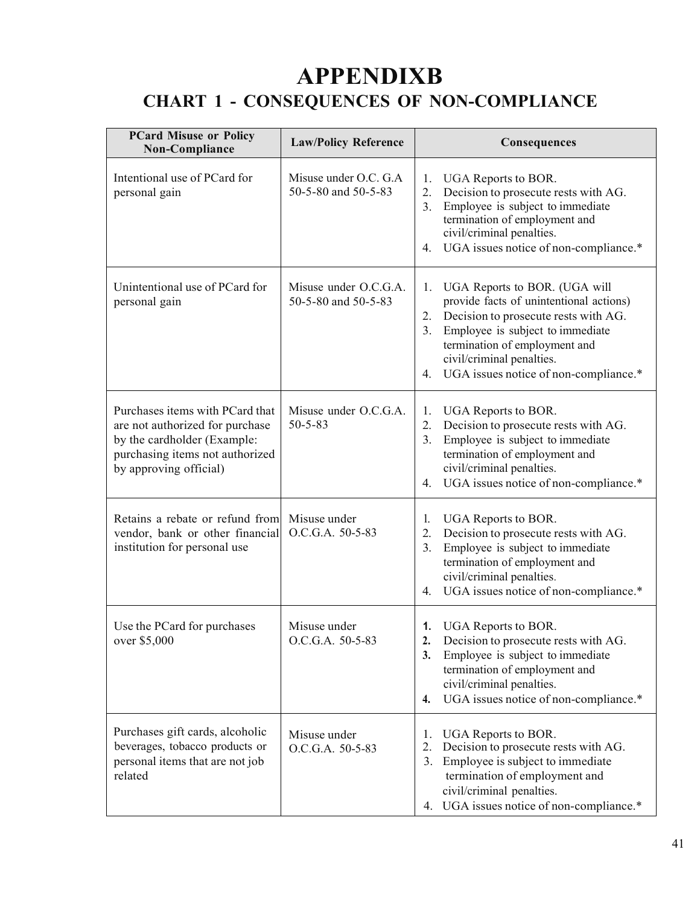# APPENDIXB

## CHART 1 - CONSEQUENCES OF NON-COMPLIANCE

| PCard Misuse or Policy Non-Compliance | Law/Policy Reference | Consequences |
|---|---|---|
| Intentional use of PCard for personal gain | Misuse under O.C. G.A 50-5-80 and 50-5-83 | 1. UGA Reports to BOR.<br>2. Decision to prosecute rests with AG.<br>3. Employee is subject to immediate termination of employment and civil/criminal penalties.<br>4. UGA issues notice of non-compliance.* |
| Unintentional use of PCard for personal gain | Misuse under O.C.G.A. 50-5-80 and 50-5-83 | 1. UGA Reports to BOR. (UGA will provide facts of unintentional actions)<br>2. Decision to prosecute rests with AG.<br>3. Employee is subject to immediate termination of employment and civil/criminal penalties.<br>4. UGA issues notice of non-compliance.* |
| Purchases items with PCard that are not authorized for purchase by the cardholder (Example: purchasing items not authorized by approving official) | Misuse under O.C.G.A. 50-5-83 | 1. UGA Reports to BOR.<br>2. Decision to prosecute rests with AG.<br>3. Employee is subject to immediate termination of employment and civil/criminal penalties.<br>4. UGA issues notice of non-compliance.* |
| Retains a rebate or refund from vendor, bank or other financial institution for personal use | Misuse under O.C.G.A. 50-5-83 | 1. UGA Reports to BOR.<br>2. Decision to prosecute rests with AG.<br>3. Employee is subject to immediate termination of employment and civil/criminal penalties.<br>4. UGA issues notice of non-compliance.* |
| Use the PCard for purchases over $5,000 | Misuse under O.C.G.A. 50-5-83 | 1. UGA Reports to BOR.<br>2. Decision to prosecute rests with AG.<br>3. Employee is subject to immediate termination of employment and civil/criminal penalties.<br>4. UGA issues notice of non-compliance.* |
| Purchases gift cards, alcoholic beverages, tobacco products or personal items that are not job related | Misuse under O.C.G.A. 50-5-83 | 1. UGA Reports to BOR.<br>2. Decision to prosecute rests with AG.<br>3. Employee is subject to immediate termination of employment and civil/criminal penalties.<br>4. UGA issues notice of non-compliance.* |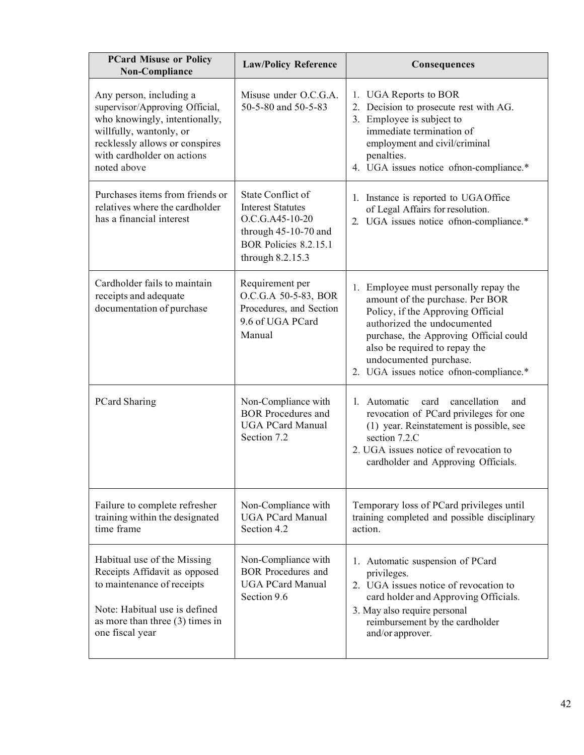| PCard Misuse or Policy Non-Compliance | Law/Policy Reference | Consequences |
|---|---|---|
| Any person, including a supervisor/Approving Official, who knowingly, intentionally, willfully, wantonly, or recklessly allows or conspires with cardholder on actions noted above | Misuse under O.C.G.A. 50-5-80 and 50-5-83 | 1. UGA Reports to BOR<br>2. Decision to prosecute rest with AG.<br>3. Employee is subject to immediate termination of employment and civil/criminal penalties.<br>4. UGA issues notice ofnon-compliance.* |
| Purchases items from friends or relatives where the cardholder has a financial interest | State Conflict of Interest Statutes O.C.G.A45-10-20 through 45-10-70 and BOR Policies 8.2.15.1 through 8.2.15.3 | 1. Instance is reported to UGA Office of Legal Affairs for resolution.<br>2. UGA issues notice ofnon-compliance.* |
| Cardholder fails to maintain receipts and adequate documentation of purchase | Requirement per O.C.G.A 50-5-83, BOR Procedures, and Section 9.6 of UGA PCard Manual | 1. Employee must personally repay the amount of the purchase. Per BOR Policy, if the Approving Official authorized the undocumented purchase, the Approving Official could also be required to repay the undocumented purchase.<br>2. UGA issues notice ofnon-compliance.* |
| PCard Sharing | Non-Compliance with BOR Procedures and UGA PCard Manual Section 7.2 | 1. Automatic card cancellation and revocation of PCard privileges for one (1) year. Reinstatement is possible, see section 7.2.C<br>2. UGA issues notice of revocation to cardholder and Approving Officials. |
| Failure to complete refresher training within the designated time frame | Non-Compliance with UGA PCard Manual Section 4.2 | Temporary loss of PCard privileges until training completed and possible disciplinary action. |
| Habitual use of the Missing Receipts Affidavit as opposed to maintenance of receipts<br><br>Note: Habitual use is defined as more than three (3) times in one fiscal year | Non-Compliance with BOR Procedures and UGA PCard Manual Section 9.6 | 1. Automatic suspension of PCard privileges.<br>2. UGA issues notice of revocation to card holder and Approving Officials.<br>3. May also require personal reimbursement by the cardholder and/or approver. |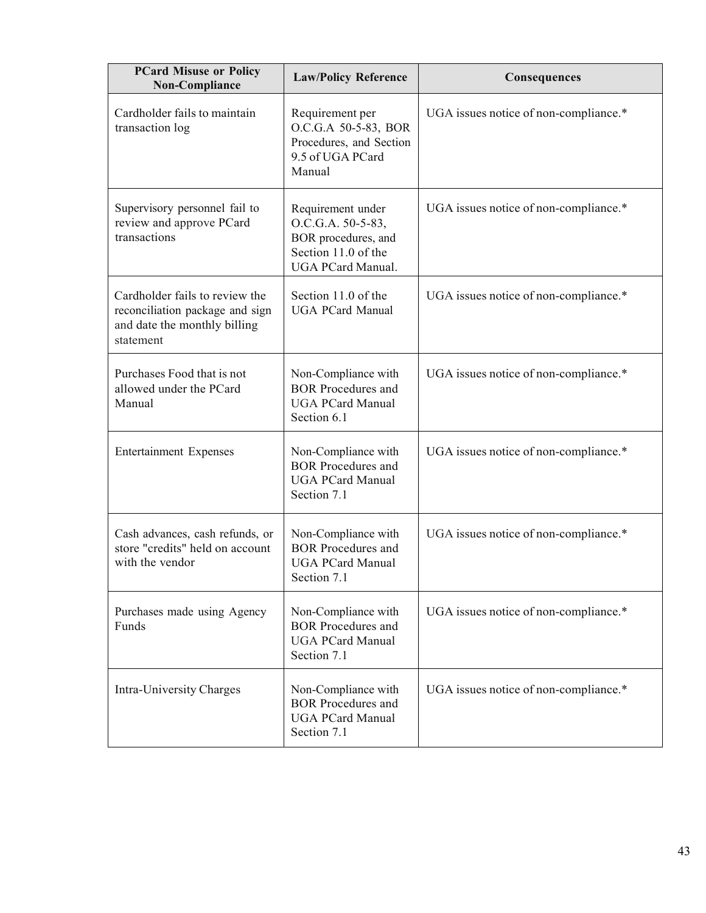| PCard Misuse or Policy Non-Compliance | Law/Policy Reference | Consequences |
|---|---|---|
| Cardholder fails to maintain transaction log | Requirement per O.C.G.A 50-5-83, BOR Procedures, and Section 9.5 of UGA PCard Manual | UGA issues notice of non-compliance.* |
| Supervisory personnel fail to review and approve PCard transactions | Requirement under O.C.G.A. 50-5-83, BOR procedures, and Section 11.0 of the UGA PCard Manual. | UGA issues notice of non-compliance.* |
| Cardholder fails to review the reconciliation package and sign and date the monthly billing statement | Section 11.0 of the UGA PCard Manual | UGA issues notice of non-compliance.* |
| Purchases Food that is not allowed under the PCard Manual | Non-Compliance with BOR Procedures and UGA PCard Manual Section 6.1 | UGA issues notice of non-compliance.* |
| Entertainment Expenses | Non-Compliance with BOR Procedures and UGA PCard Manual Section 7.1 | UGA issues notice of non-compliance.* |
| Cash advances, cash refunds, or store "credits" held on account with the vendor | Non-Compliance with BOR Procedures and UGA PCard Manual Section 7.1 | UGA issues notice of non-compliance.* |
| Purchases made using Agency Funds | Non-Compliance with BOR Procedures and UGA PCard Manual Section 7.1 | UGA issues notice of non-compliance.* |
| Intra-University Charges | Non-Compliance with BOR Procedures and UGA PCard Manual Section 7.1 | UGA issues notice of non-compliance.* |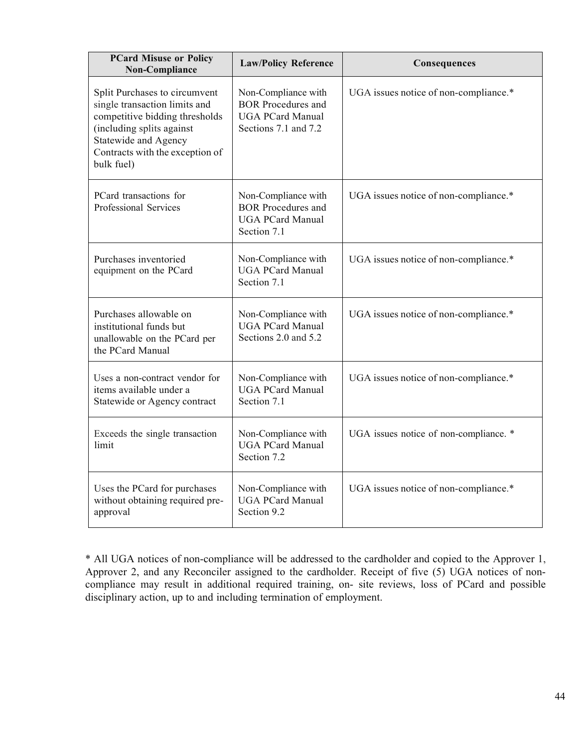| PCard Misuse or Policy Non-Compliance | Law/Policy Reference | Consequences |
|---|---|---|
| Split Purchases to circumvent single transaction limits and competitive bidding thresholds (including splits against Statewide and Agency Contracts with the exception of bulk fuel) | Non-Compliance with BOR Procedures and UGA PCard Manual Sections 7.1 and 7.2 | UGA issues notice of non-compliance.* |
| PCard transactions for Professional Services | Non-Compliance with BOR Procedures and UGA PCard Manual Section 7.1 | UGA issues notice of non-compliance.* |
| Purchases inventoried equipment on the PCard | Non-Compliance with UGA PCard Manual Section 7.1 | UGA issues notice of non-compliance.* |
| Purchases allowable on institutional funds but unallowable on the PCard per the PCard Manual | Non-Compliance with UGA PCard Manual Sections 2.0 and 5.2 | UGA issues notice of non-compliance.* |
| Uses a non-contract vendor for items available under a Statewide or Agency contract | Non-Compliance with UGA PCard Manual Section 7.1 | UGA issues notice of non-compliance.* |
| Exceeds the single transaction limit | Non-Compliance with UGA PCard Manual Section 7.2 | UGA issues notice of non-compliance. * |
| Uses the PCard for purchases without obtaining required pre-approval | Non-Compliance with UGA PCard Manual Section 9.2 | UGA issues notice of non-compliance.* |

* All UGA notices of non-compliance will be addressed to the cardholder and copied to the Approver 1, Approver 2, and any Reconciler assigned to the cardholder. Receipt of five (5) UGA notices of non-compliance may result in additional required training, on- site reviews, loss of PCard and possible disciplinary action, up to and including termination of employment.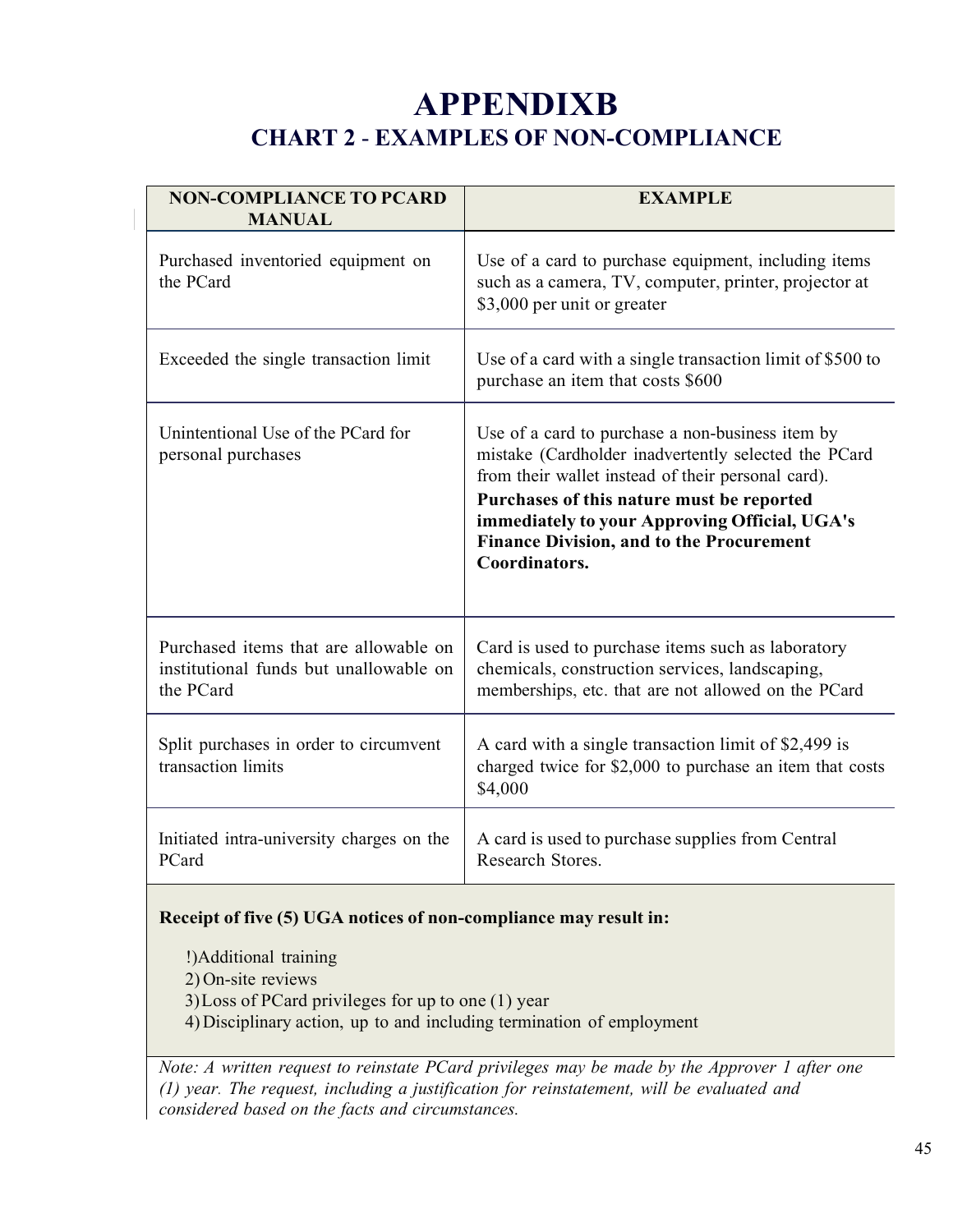# APPENDIXB

## CHART 2 - EXAMPLES OF NON-COMPLIANCE

| NON-COMPLIANCE TO PCARD MANUAL | EXAMPLE |
|---|---|
| Purchased inventoried equipment on the PCard | Use of a card to purchase equipment, including items such as a camera, TV, computer, printer, projector at $3,000 per unit or greater |
| Exceeded the single transaction limit | Use of a card with a single transaction limit of $500 to purchase an item that costs $600 |
| Unintentional Use of the PCard for personal purchases | Use of a card to purchase a non-business item by mistake (Cardholder inadvertently selected the PCard from their wallet instead of their personal card). **Purchases of this nature must be reported immediately to your Approving Official, UGA's Finance Division, and to the Procurement Coordinators.** |
| Purchased items that are allowable on institutional funds but unallowable on the PCard | Card is used to purchase items such as laboratory chemicals, construction services, landscaping, memberships, etc. that are not allowed on the PCard |
| Split purchases in order to circumvent transaction limits | A card with a single transaction limit of $2,499 is charged twice for $2,000 to purchase an item that costs $4,000 |
| Initiated intra-university charges on the PCard | A card is used to purchase supplies from Central Research Stores. |

**Receipt of five (5) UGA notices of non-compliance may result in:**

!)Additional training
2) On-site reviews
3) Loss of PCard privileges for up to one (1) year
4) Disciplinary action, up to and including termination of employment

*Note: A written request to reinstate PCard privileges may be made by the Approver 1 after one (1) year. The request, including a justification for reinstatement, will be evaluated and considered based on the facts and circumstances.*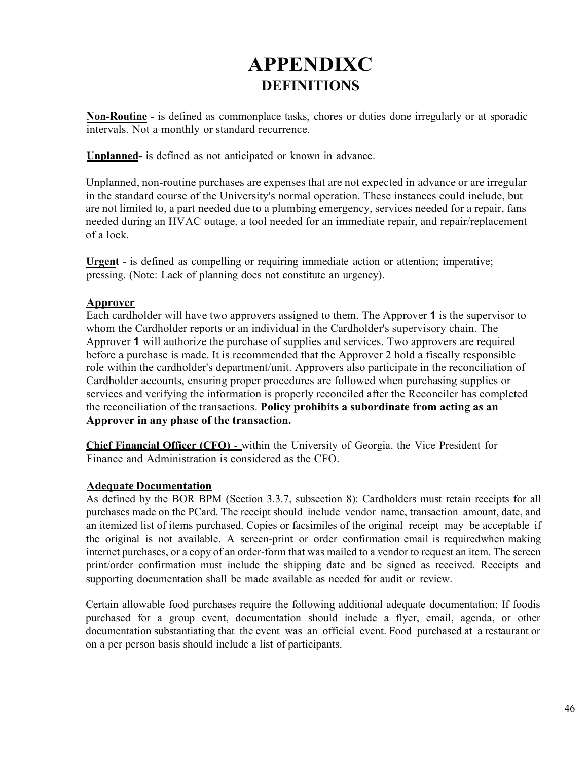# APPENDIXC
## DEFINITIONS

**Non-Routine** - is defined as commonplace tasks, chores or duties done irregularly or at sporadic intervals. Not a monthly or standard recurrence.

**Unplanned-** is defined as not anticipated or known in advance.

Unplanned, non-routine purchases are expenses that are not expected in advance or are irregular in the standard course of the University's normal operation. These instances could include, but are not limited to, a part needed due to a plumbing emergency, services needed for a repair, fans needed during an HVAC outage, a tool needed for an immediate repair, and repair/replacement of a lock.

**Urgent** - is defined as compelling or requiring immediate action or attention; imperative; pressing. (Note: Lack of planning does not constitute an urgency).

**Approver**

Each cardholder will have two approvers assigned to them. The Approver **1** is the supervisor to whom the Cardholder reports or an individual in the Cardholder's supervisory chain. The Approver **1** will authorize the purchase of supplies and services. Two approvers are required before a purchase is made. It is recommended that the Approver 2 hold a fiscally responsible role within the cardholder's department/unit. Approvers also participate in the reconciliation of Cardholder accounts, ensuring proper procedures are followed when purchasing supplies or services and verifying the information is properly reconciled after the Reconciler has completed the reconciliation of the transactions. **Policy prohibits a subordinate from acting as an Approver in any phase of the transaction.**

**Chief Financial Officer (CFO)** - within the University of Georgia, the Vice President for Finance and Administration is considered as the CFO.

**Adequate Documentation**

As defined by the BOR BPM (Section 3.3.7, subsection 8): Cardholders must retain receipts for all purchases made on the PCard. The receipt should include vendor name, transaction amount, date, and an itemized list of items purchased. Copies or facsimiles of the original receipt may be acceptable if the original is not available. A screen-print or order confirmation email is requiredwhen making internet purchases, or a copy of an order-form that was mailed to a vendor to request an item. The screen print/order confirmation must include the shipping date and be signed as received. Receipts and supporting documentation shall be made available as needed for audit or review.

Certain allowable food purchases require the following additional adequate documentation: If foodis purchased for a group event, documentation should include a flyer, email, agenda, or other documentation substantiating that the event was an official event. Food purchased at a restaurant or on a per person basis should include a list of participants.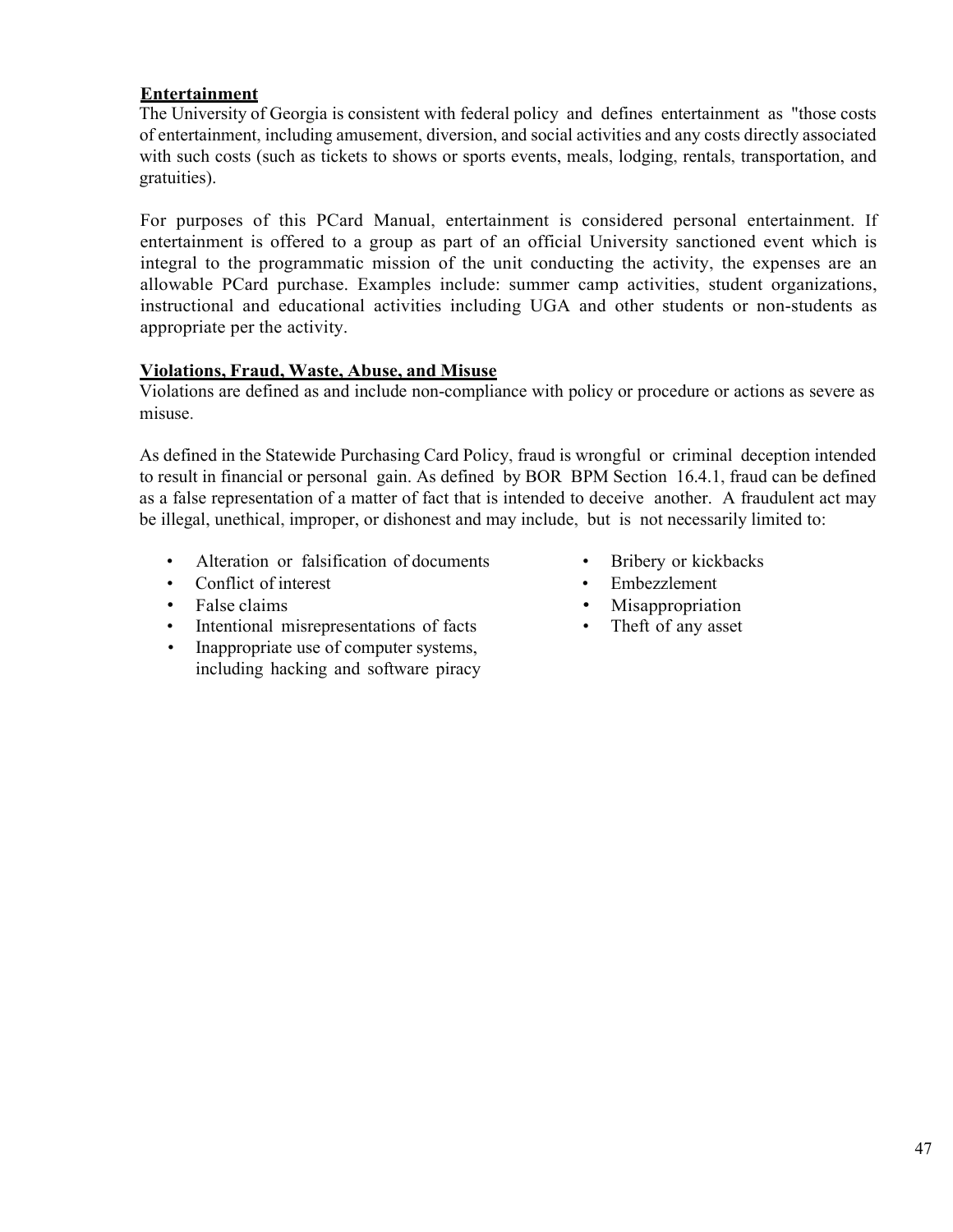## Entertainment

The University of Georgia is consistent with federal policy and defines entertainment as "those costs of entertainment, including amusement, diversion, and social activities and any costs directly associated with such costs (such as tickets to shows or sports events, meals, lodging, rentals, transportation, and gratuities).

For purposes of this PCard Manual, entertainment is considered personal entertainment. If entertainment is offered to a group as part of an official University sanctioned event which is integral to the programmatic mission of the unit conducting the activity, the expenses are an allowable PCard purchase. Examples include: summer camp activities, student organizations, instructional and educational activities including UGA and other students or non-students as appropriate per the activity.

## Violations, Fraud, Waste, Abuse, and Misuse

Violations are defined as and include non-compliance with policy or procedure or actions as severe as misuse.

As defined in the Statewide Purchasing Card Policy, fraud is wrongful or criminal deception intended to result in financial or personal gain. As defined by BOR BPM Section 16.4.1, fraud can be defined as a false representation of a matter of fact that is intended to deceive another. A fraudulent act may be illegal, unethical, improper, or dishonest and may include, but is not necessarily limited to:

- Alteration or falsification of documents
- Conflict of interest
- False claims
- Intentional misrepresentations of facts
- Inappropriate use of computer systems, including hacking and software piracy
- Bribery or kickbacks
- Embezzlement
- Misappropriation
- Theft of any asset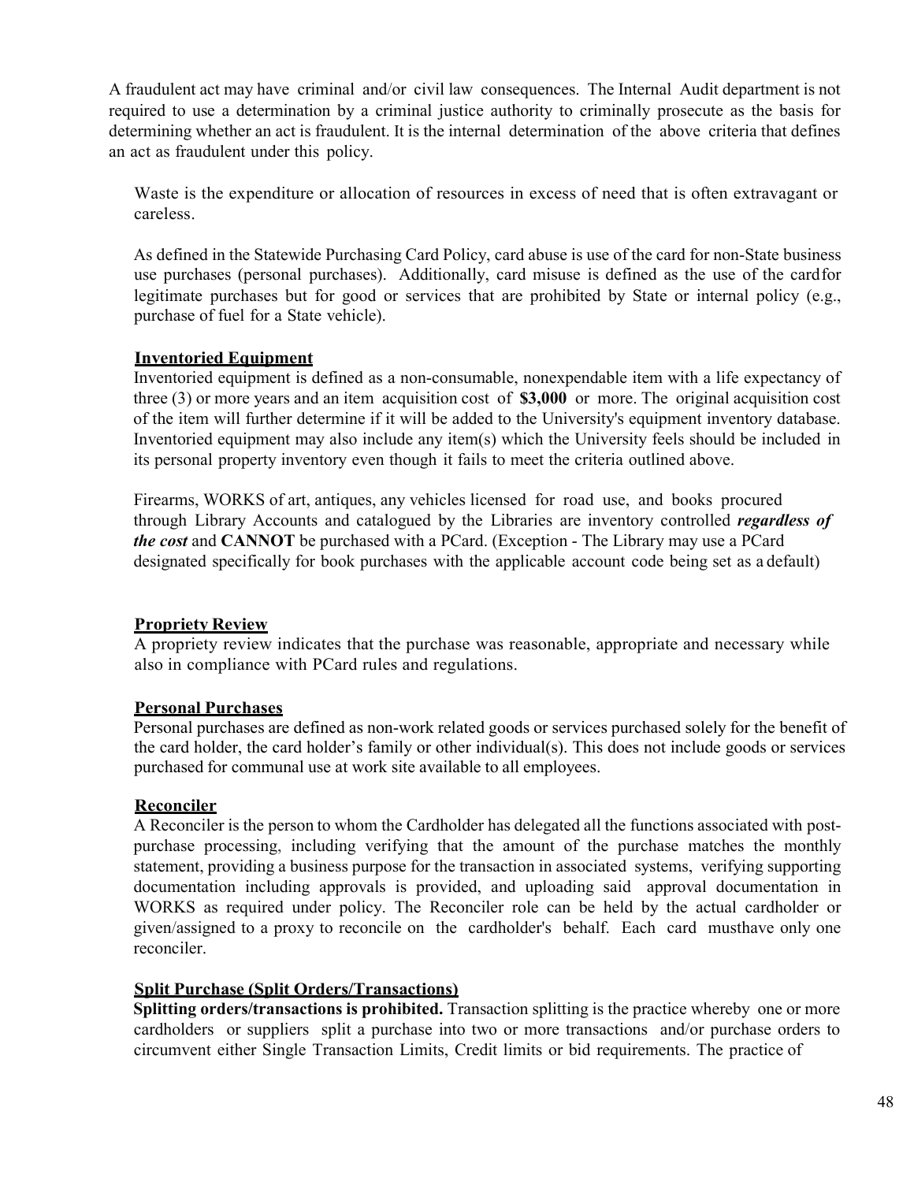A fraudulent act may have criminal and/or civil law consequences. The Internal Audit department is not required to use a determination by a criminal justice authority to criminally prosecute as the basis for determining whether an act is fraudulent. It is the internal determination of the above criteria that defines an act as fraudulent under this policy.

Waste is the expenditure or allocation of resources in excess of need that is often extravagant or careless.

As defined in the Statewide Purchasing Card Policy, card abuse is use of the card for non-State business use purchases (personal purchases). Additionally, card misuse is defined as the use of the card for legitimate purchases but for good or services that are prohibited by State or internal policy (e.g., purchase of fuel for a State vehicle).

**Inventoried Equipment**

Inventoried equipment is defined as a non-consumable, nonexpendable item with a life expectancy of three (3) or more years and an item acquisition cost of **$3,000** or more. The original acquisition cost of the item will further determine if it will be added to the University's equipment inventory database. Inventoried equipment may also include any item(s) which the University feels should be included in its personal property inventory even though it fails to meet the criteria outlined above.

Firearms, WORKS of art, antiques, any vehicles licensed for road use, and books procured through Library Accounts and catalogued by the Libraries are inventory controlled ***regardless of the cost*** and **CANNOT** be purchased with a PCard. (Exception - The Library may use a PCard designated specifically for book purchases with the applicable account code being set as a default)

**Propriety Review**

A propriety review indicates that the purchase was reasonable, appropriate and necessary while also in compliance with PCard rules and regulations.

**Personal Purchases**

Personal purchases are defined as non-work related goods or services purchased solely for the benefit of the card holder, the card holder's family or other individual(s). This does not include goods or services purchased for communal use at work site available to all employees.

**Reconciler**

A Reconciler is the person to whom the Cardholder has delegated all the functions associated with post-purchase processing, including verifying that the amount of the purchase matches the monthly statement, providing a business purpose for the transaction in associated systems, verifying supporting documentation including approvals is provided, and uploading said approval documentation in WORKS as required under policy. The Reconciler role can be held by the actual cardholder or given/assigned to a proxy to reconcile on the cardholder's behalf. Each card musthave only one reconciler.

**Split Purchase (Split Orders/Transactions)**

**Splitting orders/transactions is prohibited.** Transaction splitting is the practice whereby one or more cardholders or suppliers split a purchase into two or more transactions and/or purchase orders to circumvent either Single Transaction Limits, Credit limits or bid requirements. The practice of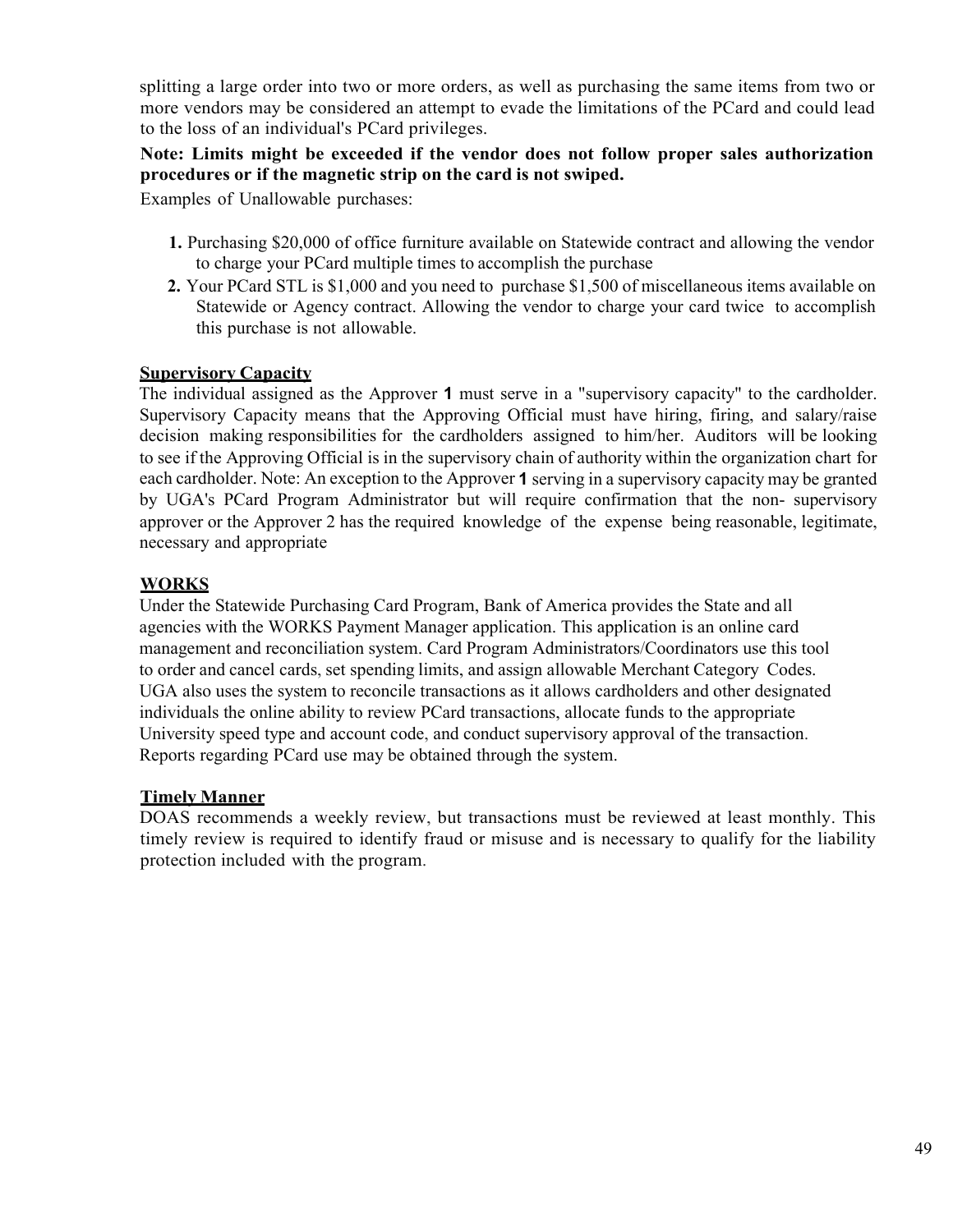splitting a large order into two or more orders, as well as purchasing the same items from two or more vendors may be considered an attempt to evade the limitations of the PCard and could lead to the loss of an individual's PCard privileges.

**Note: Limits might be exceeded if the vendor does not follow proper sales authorization procedures or if the magnetic strip on the card is not swiped.**

Examples of Unallowable purchases:

1. Purchasing $20,000 of office furniture available on Statewide contract and allowing the vendor to charge your PCard multiple times to accomplish the purchase
2. Your PCard STL is $1,000 and you need to purchase $1,500 of miscellaneous items available on Statewide or Agency contract. Allowing the vendor to charge your card twice to accomplish this purchase is not allowable.

**Supervisory Capacity**

The individual assigned as the Approver **1** must serve in a "supervisory capacity" to the cardholder. Supervisory Capacity means that the Approving Official must have hiring, firing, and salary/raise decision making responsibilities for the cardholders assigned to him/her. Auditors will be looking to see if the Approving Official is in the supervisory chain of authority within the organization chart for each cardholder. Note: An exception to the Approver **1** serving in a supervisory capacity may be granted by UGA's PCard Program Administrator but will require confirmation that the non- supervisory approver or the Approver 2 has the required knowledge of the expense being reasonable, legitimate, necessary and appropriate

**WORKS**

Under the Statewide Purchasing Card Program, Bank of America provides the State and all agencies with the WORKS Payment Manager application. This application is an online card management and reconciliation system. Card Program Administrators/Coordinators use this tool to order and cancel cards, set spending limits, and assign allowable Merchant Category Codes. UGA also uses the system to reconcile transactions as it allows cardholders and other designated individuals the online ability to review PCard transactions, allocate funds to the appropriate University speed type and account code, and conduct supervisory approval of the transaction. Reports regarding PCard use may be obtained through the system.

**Timely Manner**

DOAS recommends a weekly review, but transactions must be reviewed at least monthly. This timely review is required to identify fraud or misuse and is necessary to qualify for the liability protection included with the program.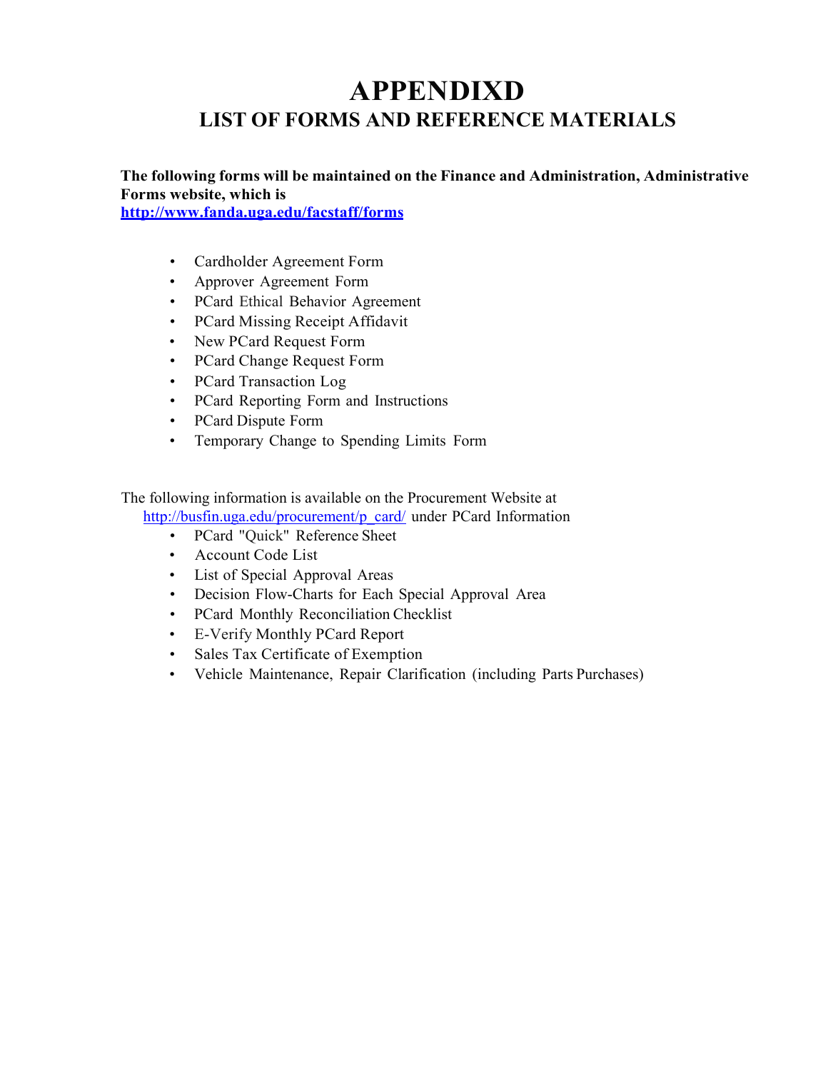# APPENDIXD

## LIST OF FORMS AND REFERENCE MATERIALS

**The following forms will be maintained on the Finance and Administration, Administrative Forms website, which is [http://www.fanda.uga.edu/facstaff/forms](http://www.fanda.uga.edu/facstaff/forms)**

- Cardholder Agreement Form
- Approver Agreement Form
- PCard Ethical Behavior Agreement
- PCard Missing Receipt Affidavit
- New PCard Request Form
- PCard Change Request Form
- PCard Transaction Log
- PCard Reporting Form and Instructions
- PCard Dispute Form
- Temporary Change to Spending Limits Form

The following information is available on the Procurement Website at [http://busfin.uga.edu/procurement/p_card/](http://busfin.uga.edu/procurement/p_card/) under PCard Information

- PCard "Quick" Reference Sheet
- Account Code List
- List of Special Approval Areas
- Decision Flow-Charts for Each Special Approval Area
- PCard Monthly Reconciliation Checklist
- E-Verify Monthly PCard Report
- Sales Tax Certificate of Exemption
- Vehicle Maintenance, Repair Clarification (including Parts Purchases)